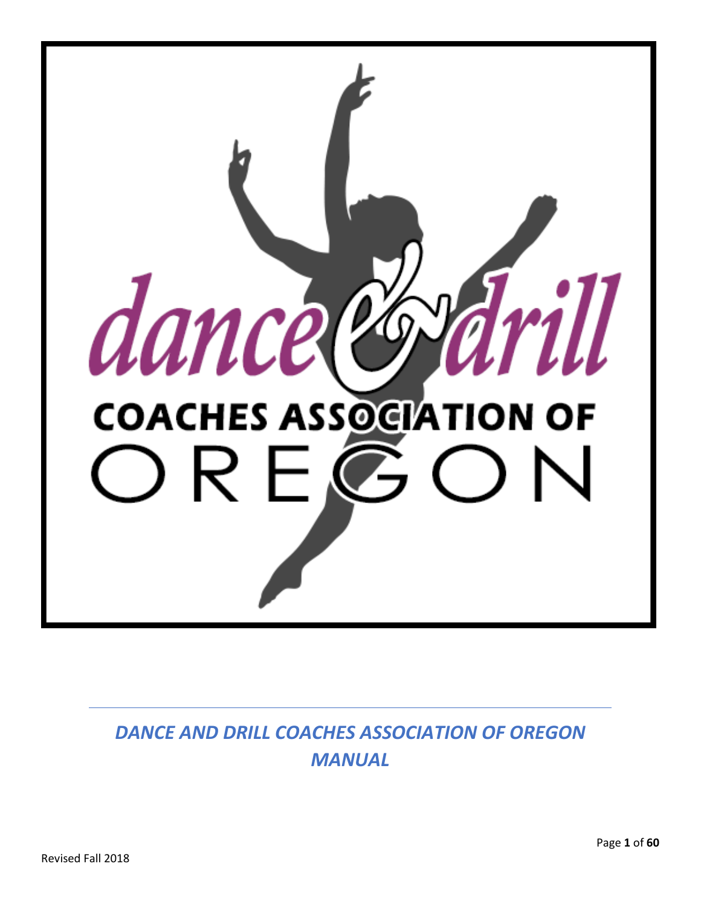dance & drill

COACHES ASSOCIATION OF

OREGON

*DANCE AND DRILL COACHES ASSOCIATION OF OREGON MANUAL*

Revised Fall 2018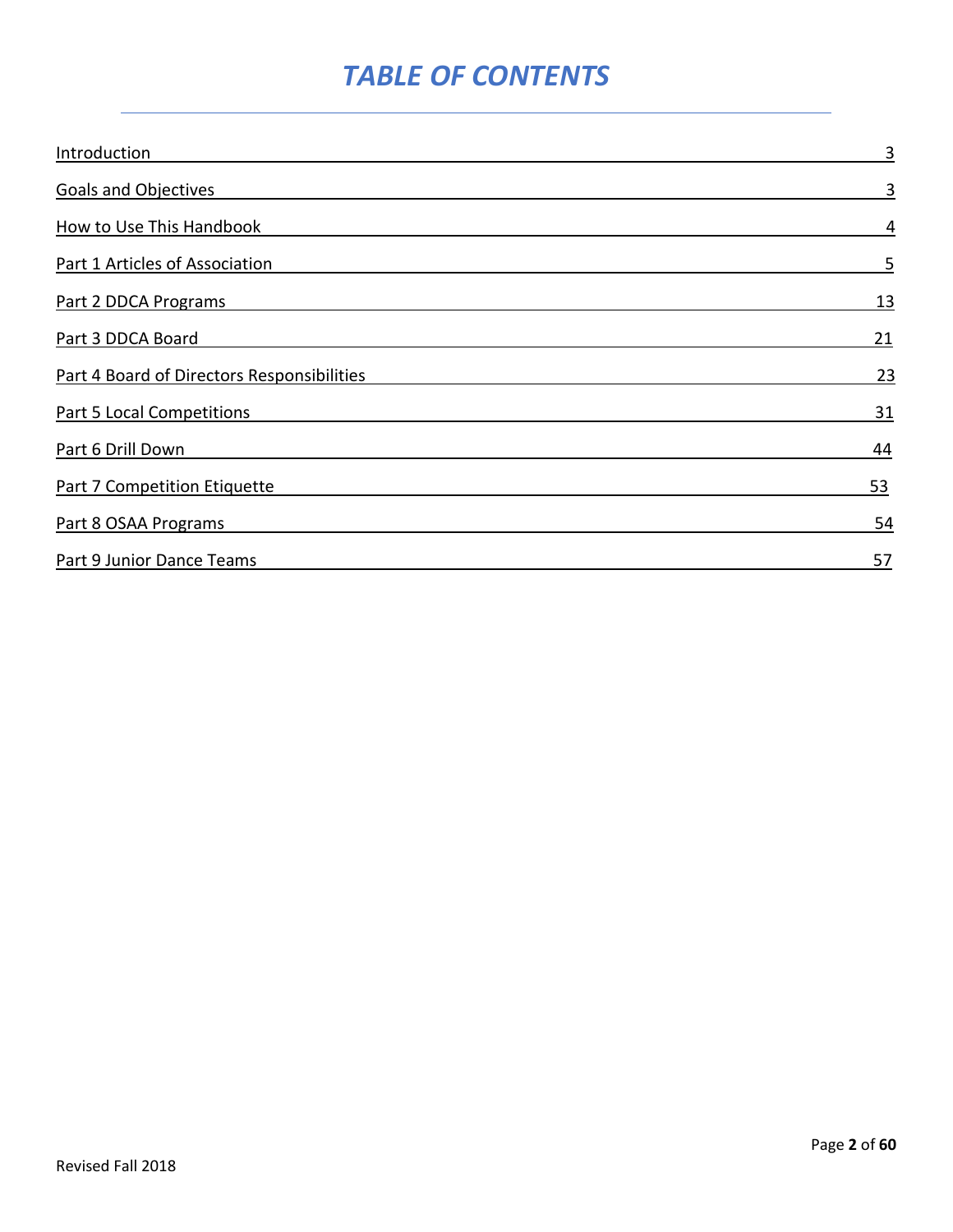# *TABLE OF CONTENTS*

| | |
|---|---|
| Introduction | 3 |
| Goals and Objectives | 3 |
| How to Use This Handbook | 4 |
| Part 1 Articles of Association | 5 |
| Part 2 DDCA Programs | 13 |
| Part 3 DDCA Board | 21 |
| Part 4 Board of Directors Responsibilities | 23 |
| Part 5 Local Competitions | 31 |
| Part 6 Drill Down | 44 |
| Part 7 Competition Etiquette | 53 |
| Part 8 OSAA Programs | 54 |
| Part 9 Junior Dance Teams | 57 |

Revised Fall 2018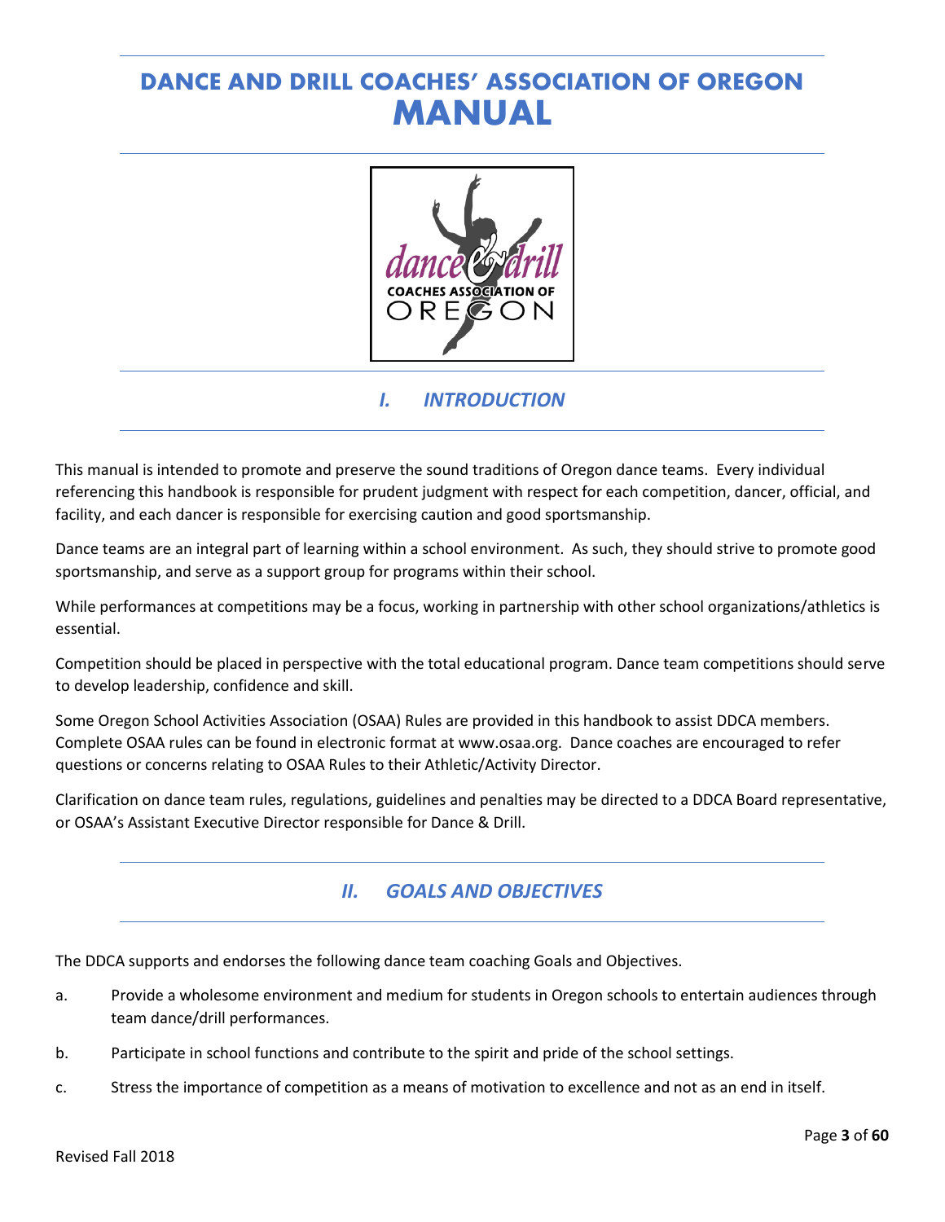# DANCE AND DRILL COACHES' ASSOCIATION OF OREGON MANUAL

## *I. INTRODUCTION*

This manual is intended to promote and preserve the sound traditions of Oregon dance teams. Every individual referencing this handbook is responsible for prudent judgment with respect for each competition, dancer, official, and facility, and each dancer is responsible for exercising caution and good sportsmanship.

Dance teams are an integral part of learning within a school environment. As such, they should strive to promote good sportsmanship, and serve as a support group for programs within their school.

While performances at competitions may be a focus, working in partnership with other school organizations/athletics is essential.

Competition should be placed in perspective with the total educational program. Dance team competitions should serve to develop leadership, confidence and skill.

Some Oregon School Activities Association (OSAA) Rules are provided in this handbook to assist DDCA members. Complete OSAA rules can be found in electronic format at www.osaa.org. Dance coaches are encouraged to refer questions or concerns relating to OSAA Rules to their Athletic/Activity Director.

Clarification on dance team rules, regulations, guidelines and penalties may be directed to a DDCA Board representative, or OSAA's Assistant Executive Director responsible for Dance & Drill.

## *II. GOALS AND OBJECTIVES*

The DDCA supports and endorses the following dance team coaching Goals and Objectives.

a. Provide a wholesome environment and medium for students in Oregon schools to entertain audiences through team dance/drill performances.

b. Participate in school functions and contribute to the spirit and pride of the school settings.

c. Stress the importance of competition as a means of motivation to excellence and not as an end in itself.

Revised Fall 2018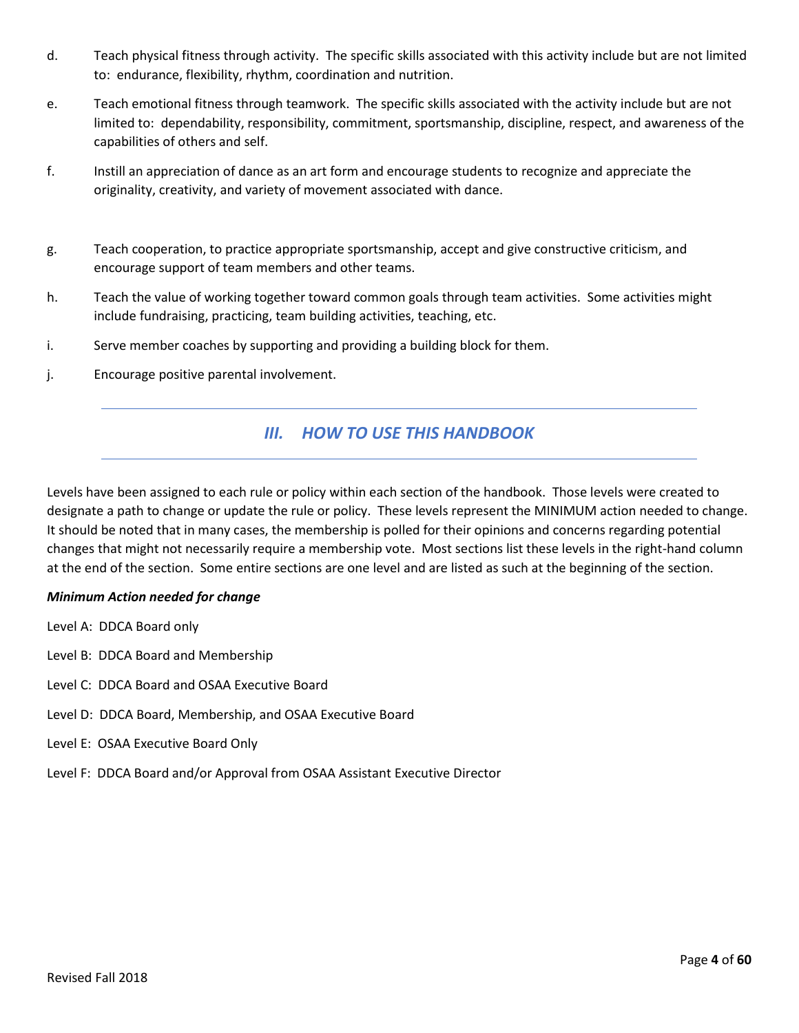d. Teach physical fitness through activity. The specific skills associated with this activity include but are not limited to: endurance, flexibility, rhythm, coordination and nutrition.

e. Teach emotional fitness through teamwork. The specific skills associated with the activity include but are not limited to: dependability, responsibility, commitment, sportsmanship, discipline, respect, and awareness of the capabilities of others and self.

f. Instill an appreciation of dance as an art form and encourage students to recognize and appreciate the originality, creativity, and variety of movement associated with dance.

g. Teach cooperation, to practice appropriate sportsmanship, accept and give constructive criticism, and encourage support of team members and other teams.

h. Teach the value of working together toward common goals through team activities. Some activities might include fundraising, practicing, team building activities, teaching, etc.

i. Serve member coaches by supporting and providing a building block for them.

j. Encourage positive parental involvement.

## *III. HOW TO USE THIS HANDBOOK*

Levels have been assigned to each rule or policy within each section of the handbook. Those levels were created to designate a path to change or update the rule or policy. These levels represent the MINIMUM action needed to change. It should be noted that in many cases, the membership is polled for their opinions and concerns regarding potential changes that might not necessarily require a membership vote. Most sections list these levels in the right-hand column at the end of the section. Some entire sections are one level and are listed as such at the beginning of the section.

***Minimum Action needed for change***

Level A: DDCA Board only

Level B: DDCA Board and Membership

Level C: DDCA Board and OSAA Executive Board

Level D: DDCA Board, Membership, and OSAA Executive Board

Level E: OSAA Executive Board Only

Level F: DDCA Board and/or Approval from OSAA Assistant Executive Director

Revised Fall 2018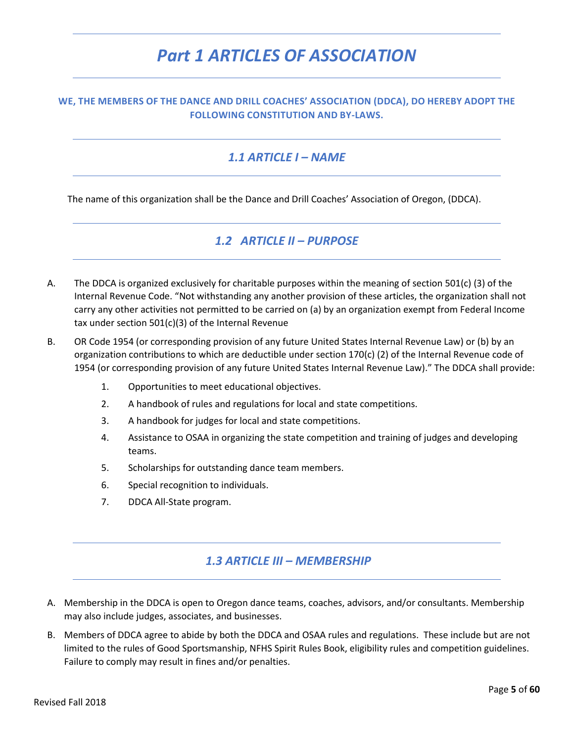# *Part 1 ARTICLES OF ASSOCIATION*

**WE, THE MEMBERS OF THE DANCE AND DRILL COACHES' ASSOCIATION (DDCA), DO HEREBY ADOPT THE FOLLOWING CONSTITUTION AND BY-LAWS.**

## *1.1 ARTICLE I – NAME*

The name of this organization shall be the Dance and Drill Coaches' Association of Oregon, (DDCA).

## *1.2 ARTICLE II – PURPOSE*

A. The DDCA is organized exclusively for charitable purposes within the meaning of section 501(c) (3) of the Internal Revenue Code. "Not withstanding any another provision of these articles, the organization shall not carry any other activities not permitted to be carried on (a) by an organization exempt from Federal Income tax under section 501(c)(3) of the Internal Revenue

B. OR Code 1954 (or corresponding provision of any future United States Internal Revenue Law) or (b) by an organization contributions to which are deductible under section 170(c) (2) of the Internal Revenue code of 1954 (or corresponding provision of any future United States Internal Revenue Law)." The DDCA shall provide:

   1. Opportunities to meet educational objectives.
   2. A handbook of rules and regulations for local and state competitions.
   3. A handbook for judges for local and state competitions.
   4. Assistance to OSAA in organizing the state competition and training of judges and developing teams.
   5. Scholarships for outstanding dance team members.
   6. Special recognition to individuals.
   7. DDCA All-State program.

## *1.3 ARTICLE III – MEMBERSHIP*

A. Membership in the DDCA is open to Oregon dance teams, coaches, advisors, and/or consultants. Membership may also include judges, associates, and businesses.

B. Members of DDCA agree to abide by both the DDCA and OSAA rules and regulations. These include but are not limited to the rules of Good Sportsmanship, NFHS Spirit Rules Book, eligibility rules and competition guidelines. Failure to comply may result in fines and/or penalties.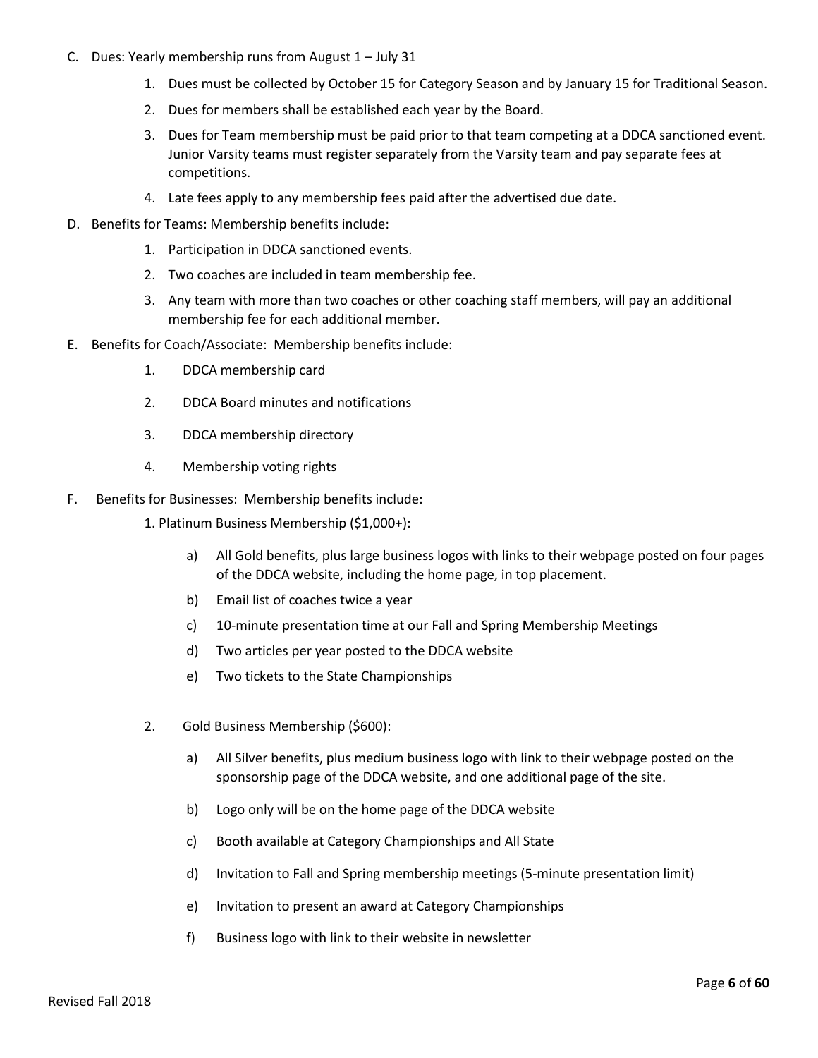C. Dues: Yearly membership runs from August 1 – July 31

1. Dues must be collected by October 15 for Category Season and by January 15 for Traditional Season.
2. Dues for members shall be established each year by the Board.
3. Dues for Team membership must be paid prior to that team competing at a DDCA sanctioned event. Junior Varsity teams must register separately from the Varsity team and pay separate fees at competitions.
4. Late fees apply to any membership fees paid after the advertised due date.

D. Benefits for Teams: Membership benefits include:

1. Participation in DDCA sanctioned events.
2. Two coaches are included in team membership fee.
3. Any team with more than two coaches or other coaching staff members, will pay an additional membership fee for each additional member.

E. Benefits for Coach/Associate: Membership benefits include:

1. DDCA membership card
2. DDCA Board minutes and notifications
3. DDCA membership directory
4. Membership voting rights

F. Benefits for Businesses: Membership benefits include:

1. Platinum Business Membership ($1,000+):
   a) All Gold benefits, plus large business logos with links to their webpage posted on four pages of the DDCA website, including the home page, in top placement.
   b) Email list of coaches twice a year
   c) 10-minute presentation time at our Fall and Spring Membership Meetings
   d) Two articles per year posted to the DDCA website
   e) Two tickets to the State Championships

2. Gold Business Membership ($600):
   a) All Silver benefits, plus medium business logo with link to their webpage posted on the sponsorship page of the DDCA website, and one additional page of the site.
   b) Logo only will be on the home page of the DDCA website
   c) Booth available at Category Championships and All State
   d) Invitation to Fall and Spring membership meetings (5-minute presentation limit)
   e) Invitation to present an award at Category Championships
   f) Business logo with link to their website in newsletter

Revised Fall 2018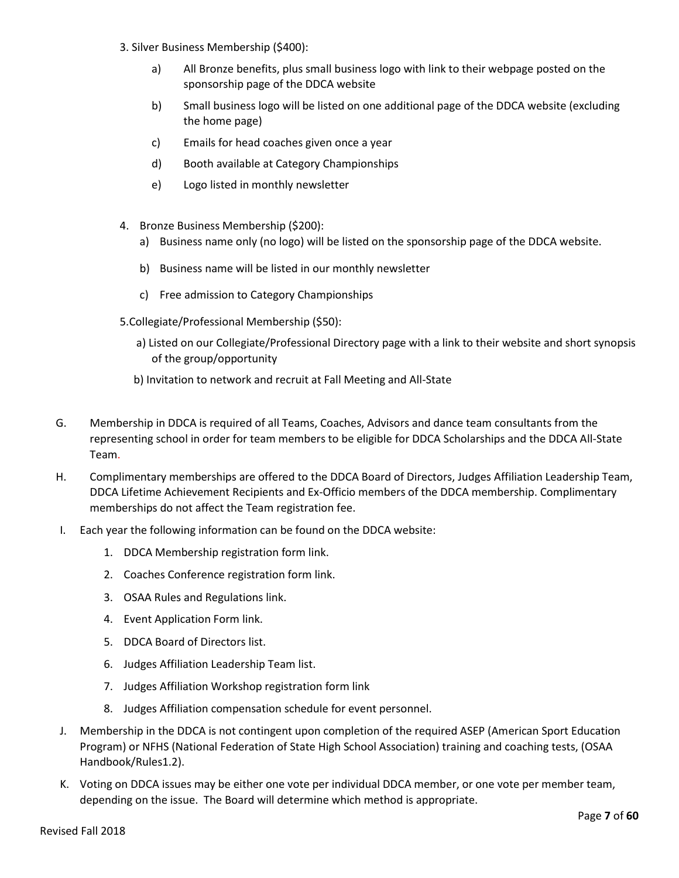3. Silver Business Membership ($400):

    a) All Bronze benefits, plus small business logo with link to their webpage posted on the sponsorship page of the DDCA website

    b) Small business logo will be listed on one additional page of the DDCA website (excluding the home page)

    c) Emails for head coaches given once a year

    d) Booth available at Category Championships

    e) Logo listed in monthly newsletter

4. Bronze Business Membership ($200):

    a) Business name only (no logo) will be listed on the sponsorship page of the DDCA website.

    b) Business name will be listed in our monthly newsletter

    c) Free admission to Category Championships

5. Collegiate/Professional Membership ($50):

    a) Listed on our Collegiate/Professional Directory page with a link to their website and short synopsis of the group/opportunity

    b) Invitation to network and recruit at Fall Meeting and All-State

G. Membership in DDCA is required of all Teams, Coaches, Advisors and dance team consultants from the representing school in order for team members to be eligible for DDCA Scholarships and the DDCA All-State Team.

H. Complimentary memberships are offered to the DDCA Board of Directors, Judges Affiliation Leadership Team, DDCA Lifetime Achievement Recipients and Ex-Officio members of the DDCA membership. Complimentary memberships do not affect the Team registration fee.

I. Each year the following information can be found on the DDCA website:

    1. DDCA Membership registration form link.
    2. Coaches Conference registration form link.
    3. OSAA Rules and Regulations link.
    4. Event Application Form link.
    5. DDCA Board of Directors list.
    6. Judges Affiliation Leadership Team list.
    7. Judges Affiliation Workshop registration form link
    8. Judges Affiliation compensation schedule for event personnel.

J. Membership in the DDCA is not contingent upon completion of the required ASEP (American Sport Education Program) or NFHS (National Federation of State High School Association) training and coaching tests, (OSAA Handbook/Rules1.2).

K. Voting on DDCA issues may be either one vote per individual DDCA member, or one vote per member team, depending on the issue. The Board will determine which method is appropriate.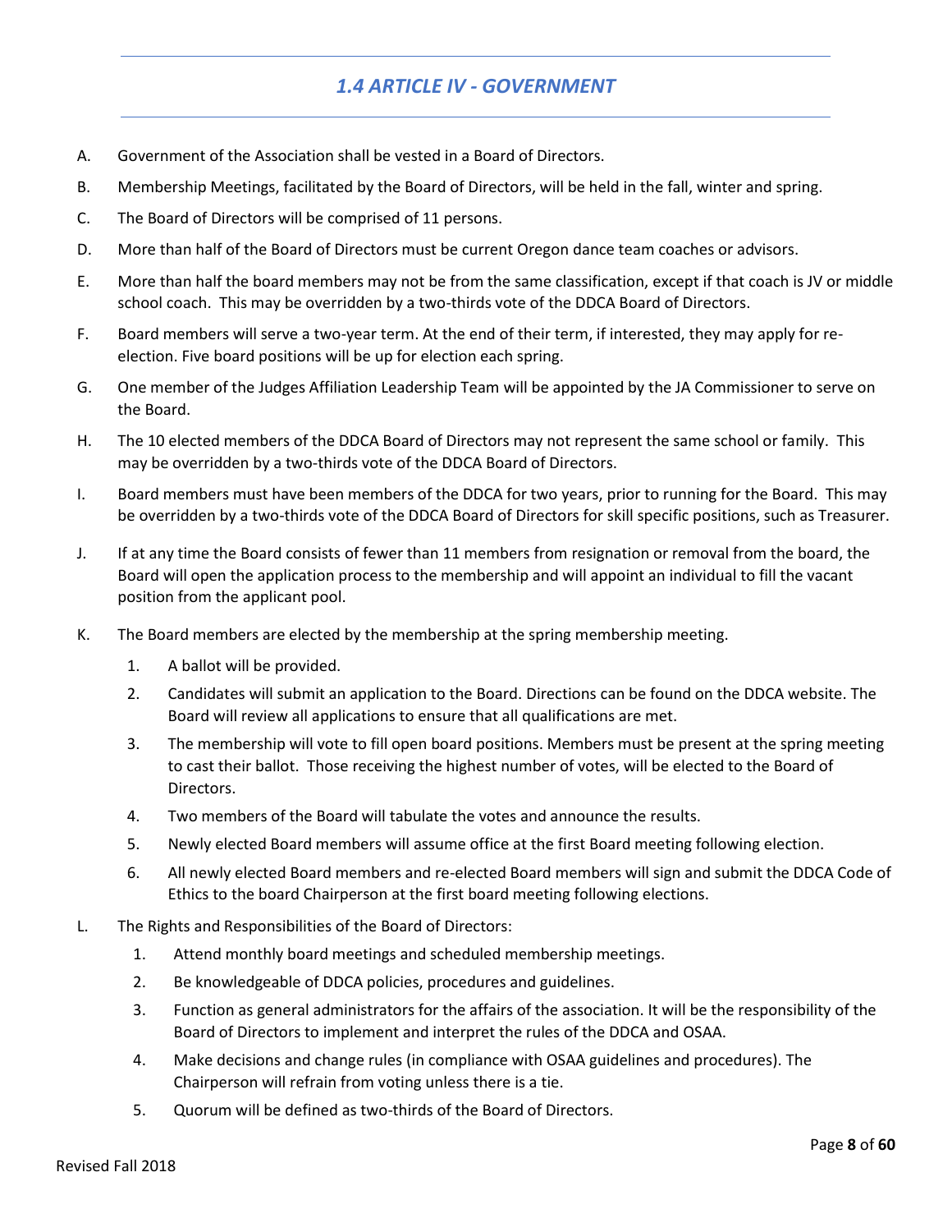## *1.4 ARTICLE IV - GOVERNMENT*

A. Government of the Association shall be vested in a Board of Directors.

B. Membership Meetings, facilitated by the Board of Directors, will be held in the fall, winter and spring.

C. The Board of Directors will be comprised of 11 persons.

D. More than half of the Board of Directors must be current Oregon dance team coaches or advisors.

E. More than half the board members may not be from the same classification, except if that coach is JV or middle school coach. This may be overridden by a two-thirds vote of the DDCA Board of Directors.

F. Board members will serve a two-year term. At the end of their term, if interested, they may apply for re-election. Five board positions will be up for election each spring.

G. One member of the Judges Affiliation Leadership Team will be appointed by the JA Commissioner to serve on the Board.

H. The 10 elected members of the DDCA Board of Directors may not represent the same school or family. This may be overridden by a two-thirds vote of the DDCA Board of Directors.

I. Board members must have been members of the DDCA for two years, prior to running for the Board. This may be overridden by a two-thirds vote of the DDCA Board of Directors for skill specific positions, such as Treasurer.

J. If at any time the Board consists of fewer than 11 members from resignation or removal from the board, the Board will open the application process to the membership and will appoint an individual to fill the vacant position from the applicant pool.

K. The Board members are elected by the membership at the spring membership meeting.

   1. A ballot will be provided.
   2. Candidates will submit an application to the Board. Directions can be found on the DDCA website. The Board will review all applications to ensure that all qualifications are met.
   3. The membership will vote to fill open board positions. Members must be present at the spring meeting to cast their ballot. Those receiving the highest number of votes, will be elected to the Board of Directors.
   4. Two members of the Board will tabulate the votes and announce the results.
   5. Newly elected Board members will assume office at the first Board meeting following election.
   6. All newly elected Board members and re-elected Board members will sign and submit the DDCA Code of Ethics to the board Chairperson at the first board meeting following elections.

L. The Rights and Responsibilities of the Board of Directors:

   1. Attend monthly board meetings and scheduled membership meetings.
   2. Be knowledgeable of DDCA policies, procedures and guidelines.
   3. Function as general administrators for the affairs of the association. It will be the responsibility of the Board of Directors to implement and interpret the rules of the DDCA and OSAA.
   4. Make decisions and change rules (in compliance with OSAA guidelines and procedures). The Chairperson will refrain from voting unless there is a tie.
   5. Quorum will be defined as two-thirds of the Board of Directors.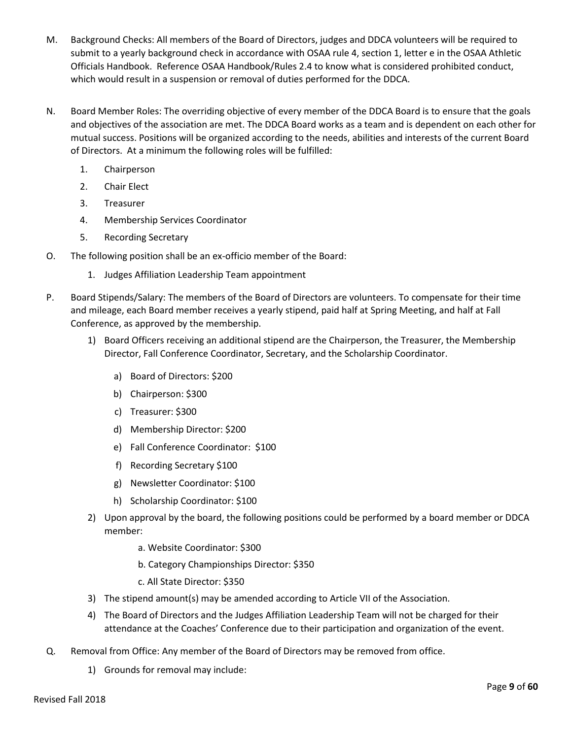M. Background Checks: All members of the Board of Directors, judges and DDCA volunteers will be required to submit to a yearly background check in accordance with OSAA rule 4, section 1, letter e in the OSAA Athletic Officials Handbook. Reference OSAA Handbook/Rules 2.4 to know what is considered prohibited conduct, which would result in a suspension or removal of duties performed for the DDCA.

N. Board Member Roles: The overriding objective of every member of the DDCA Board is to ensure that the goals and objectives of the association are met. The DDCA Board works as a team and is dependent on each other for mutual success. Positions will be organized according to the needs, abilities and interests of the current Board of Directors. At a minimum the following roles will be fulfilled:

1. Chairperson
2. Chair Elect
3. Treasurer
4. Membership Services Coordinator
5. Recording Secretary

O. The following position shall be an ex-officio member of the Board:

1. Judges Affiliation Leadership Team appointment

P. Board Stipends/Salary: The members of the Board of Directors are volunteers. To compensate for their time and mileage, each Board member receives a yearly stipend, paid half at Spring Meeting, and half at Fall Conference, as approved by the membership.

1) Board Officers receiving an additional stipend are the Chairperson, the Treasurer, the Membership Director, Fall Conference Coordinator, Secretary, and the Scholarship Coordinator.
   - a) Board of Directors: $200
   - b) Chairperson: $300
   - c) Treasurer: $300
   - d) Membership Director: $200
   - e) Fall Conference Coordinator: $100
   - f) Recording Secretary $100
   - g) Newsletter Coordinator: $100
   - h) Scholarship Coordinator: $100
2) Upon approval by the board, the following positions could be performed by a board member or DDCA member:
   - a. Website Coordinator: $300
   - b. Category Championships Director: $350
   - c. All State Director: $350
3) The stipend amount(s) may be amended according to Article VII of the Association.
4) The Board of Directors and the Judges Affiliation Leadership Team will not be charged for their attendance at the Coaches' Conference due to their participation and organization of the event.

Q. Removal from Office: Any member of the Board of Directors may be removed from office.

1) Grounds for removal may include: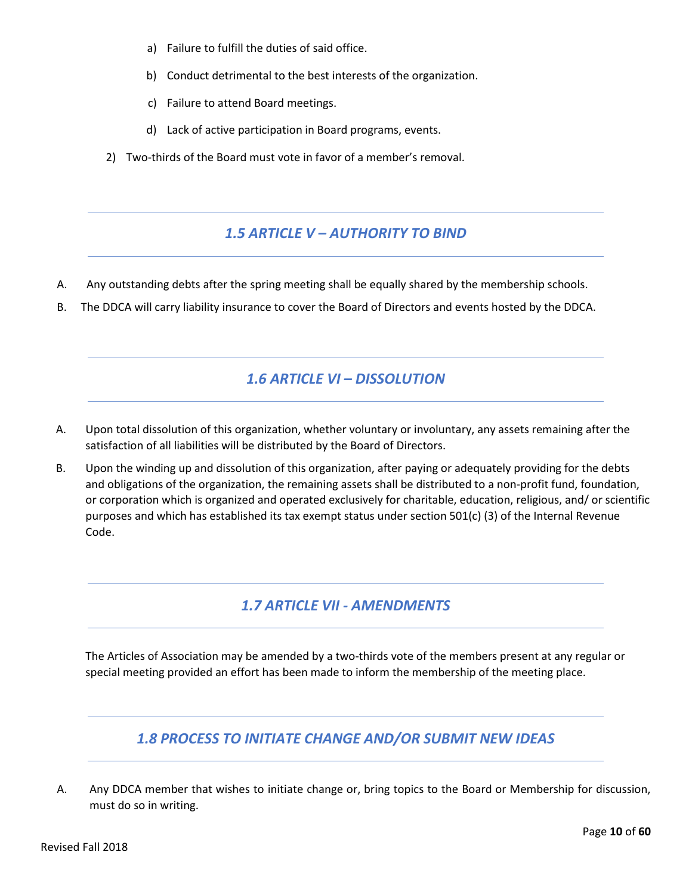a) Failure to fulfill the duties of said office.

b) Conduct detrimental to the best interests of the organization.

c) Failure to attend Board meetings.

d) Lack of active participation in Board programs, events.

2) Two-thirds of the Board must vote in favor of a member's removal.

## *1.5 ARTICLE V – AUTHORITY TO BIND*

A. Any outstanding debts after the spring meeting shall be equally shared by the membership schools.

B. The DDCA will carry liability insurance to cover the Board of Directors and events hosted by the DDCA.

## *1.6 ARTICLE VI – DISSOLUTION*

A. Upon total dissolution of this organization, whether voluntary or involuntary, any assets remaining after the satisfaction of all liabilities will be distributed by the Board of Directors.

B. Upon the winding up and dissolution of this organization, after paying or adequately providing for the debts and obligations of the organization, the remaining assets shall be distributed to a non-profit fund, foundation, or corporation which is organized and operated exclusively for charitable, education, religious, and/ or scientific purposes and which has established its tax exempt status under section 501(c) (3) of the Internal Revenue Code.

## *1.7 ARTICLE VII - AMENDMENTS*

The Articles of Association may be amended by a two-thirds vote of the members present at any regular or special meeting provided an effort has been made to inform the membership of the meeting place.

## *1.8 PROCESS TO INITIATE CHANGE AND/OR SUBMIT NEW IDEAS*

A. Any DDCA member that wishes to initiate change or, bring topics to the Board or Membership for discussion, must do so in writing.

Revised Fall 2018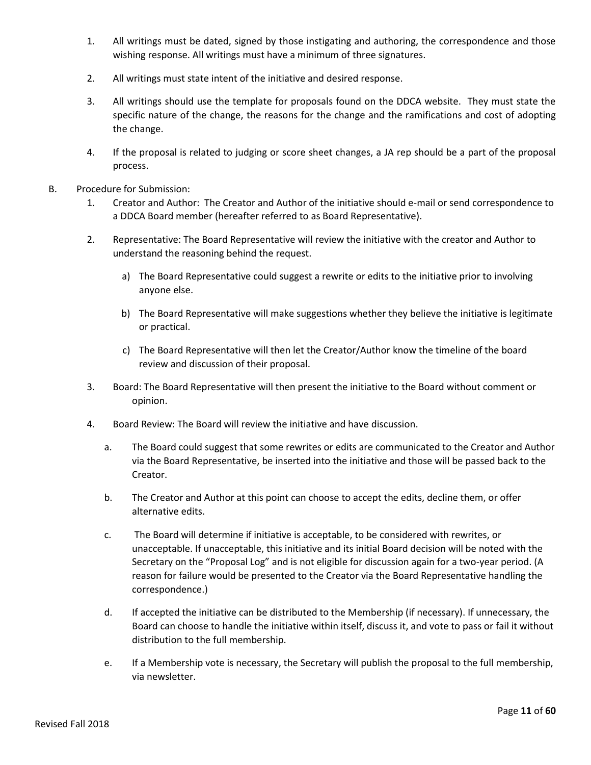1. All writings must be dated, signed by those instigating and authoring, the correspondence and those wishing response. All writings must have a minimum of three signatures.

2. All writings must state intent of the initiative and desired response.

3. All writings should use the template for proposals found on the DDCA website. They must state the specific nature of the change, the reasons for the change and the ramifications and cost of adopting the change.

4. If the proposal is related to judging or score sheet changes, a JA rep should be a part of the proposal process.

B. Procedure for Submission:

1. Creator and Author: The Creator and Author of the initiative should e-mail or send correspondence to a DDCA Board member (hereafter referred to as Board Representative).

2. Representative: The Board Representative will review the initiative with the creator and Author to understand the reasoning behind the request.

   a) The Board Representative could suggest a rewrite or edits to the initiative prior to involving anyone else.

   b) The Board Representative will make suggestions whether they believe the initiative is legitimate or practical.

   c) The Board Representative will then let the Creator/Author know the timeline of the board review and discussion of their proposal.

3. Board: The Board Representative will then present the initiative to the Board without comment or opinion.

4. Board Review: The Board will review the initiative and have discussion.

   a. The Board could suggest that some rewrites or edits are communicated to the Creator and Author via the Board Representative, be inserted into the initiative and those will be passed back to the Creator.

   b. The Creator and Author at this point can choose to accept the edits, decline them, or offer alternative edits.

   c. The Board will determine if initiative is acceptable, to be considered with rewrites, or unacceptable. If unacceptable, this initiative and its initial Board decision will be noted with the Secretary on the "Proposal Log" and is not eligible for discussion again for a two-year period. (A reason for failure would be presented to the Creator via the Board Representative handling the correspondence.)

   d. If accepted the initiative can be distributed to the Membership (if necessary). If unnecessary, the Board can choose to handle the initiative within itself, discuss it, and vote to pass or fail it without distribution to the full membership.

   e. If a Membership vote is necessary, the Secretary will publish the proposal to the full membership, via newsletter.

Revised Fall 2018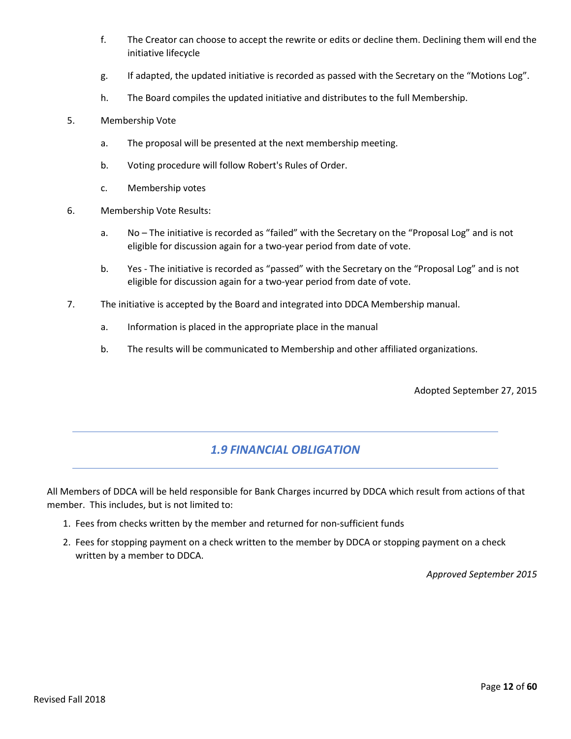f. The Creator can choose to accept the rewrite or edits or decline them. Declining them will end the initiative lifecycle

   g. If adapted, the updated initiative is recorded as passed with the Secretary on the "Motions Log".

   h. The Board compiles the updated initiative and distributes to the full Membership.

5. Membership Vote

   a. The proposal will be presented at the next membership meeting.

   b. Voting procedure will follow Robert's Rules of Order.

   c. Membership votes

6. Membership Vote Results:

   a. No – The initiative is recorded as "failed" with the Secretary on the "Proposal Log" and is not eligible for discussion again for a two-year period from date of vote.

   b. Yes - The initiative is recorded as "passed" with the Secretary on the "Proposal Log" and is not eligible for discussion again for a two-year period from date of vote.

7. The initiative is accepted by the Board and integrated into DDCA Membership manual.

   a. Information is placed in the appropriate place in the manual

   b. The results will be communicated to Membership and other affiliated organizations.

Adopted September 27, 2015

## *1.9 FINANCIAL OBLIGATION*

All Members of DDCA will be held responsible for Bank Charges incurred by DDCA which result from actions of that member. This includes, but is not limited to:

1. Fees from checks written by the member and returned for non-sufficient funds
2. Fees for stopping payment on a check written to the member by DDCA or stopping payment on a check written by a member to DDCA.

*Approved September 2015*

Revised Fall 2018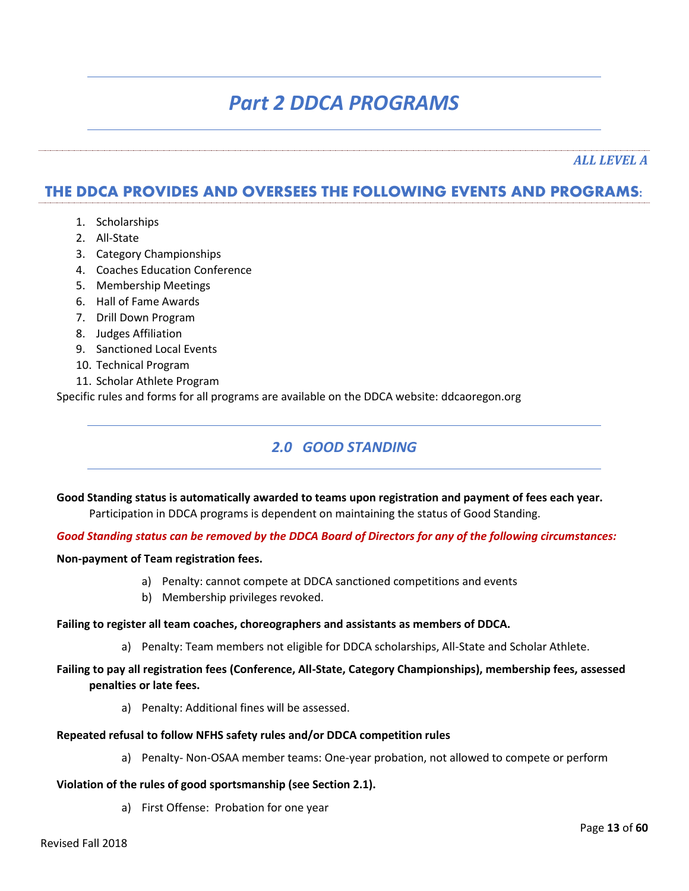# *Part 2 DDCA PROGRAMS*

***ALL LEVEL A***

## THE DDCA PROVIDES AND OVERSEES THE FOLLOWING EVENTS AND PROGRAMS:

1. Scholarships
2. All-State
3. Category Championships
4. Coaches Education Conference
5. Membership Meetings
6. Hall of Fame Awards
7. Drill Down Program
8. Judges Affiliation
9. Sanctioned Local Events
10. Technical Program
11. Scholar Athlete Program

Specific rules and forms for all programs are available on the DDCA website: ddcaoregon.org

## *2.0 GOOD STANDING*

**Good Standing status is automatically awarded to teams upon registration and payment of fees each year.** Participation in DDCA programs is dependent on maintaining the status of Good Standing.

***Good Standing status can be removed by the DDCA Board of Directors for any of the following circumstances:***

**Non-payment of Team registration fees.**

a) Penalty: cannot compete at DDCA sanctioned competitions and events
b) Membership privileges revoked.

**Failing to register all team coaches, choreographers and assistants as members of DDCA.**

a) Penalty: Team members not eligible for DDCA scholarships, All-State and Scholar Athlete.

**Failing to pay all registration fees (Conference, All-State, Category Championships), membership fees, assessed penalties or late fees.**

a) Penalty: Additional fines will be assessed.

**Repeated refusal to follow NFHS safety rules and/or DDCA competition rules**

a) Penalty- Non-OSAA member teams: One-year probation, not allowed to compete or perform

**Violation of the rules of good sportsmanship (see Section 2.1).**

a) First Offense: Probation for one year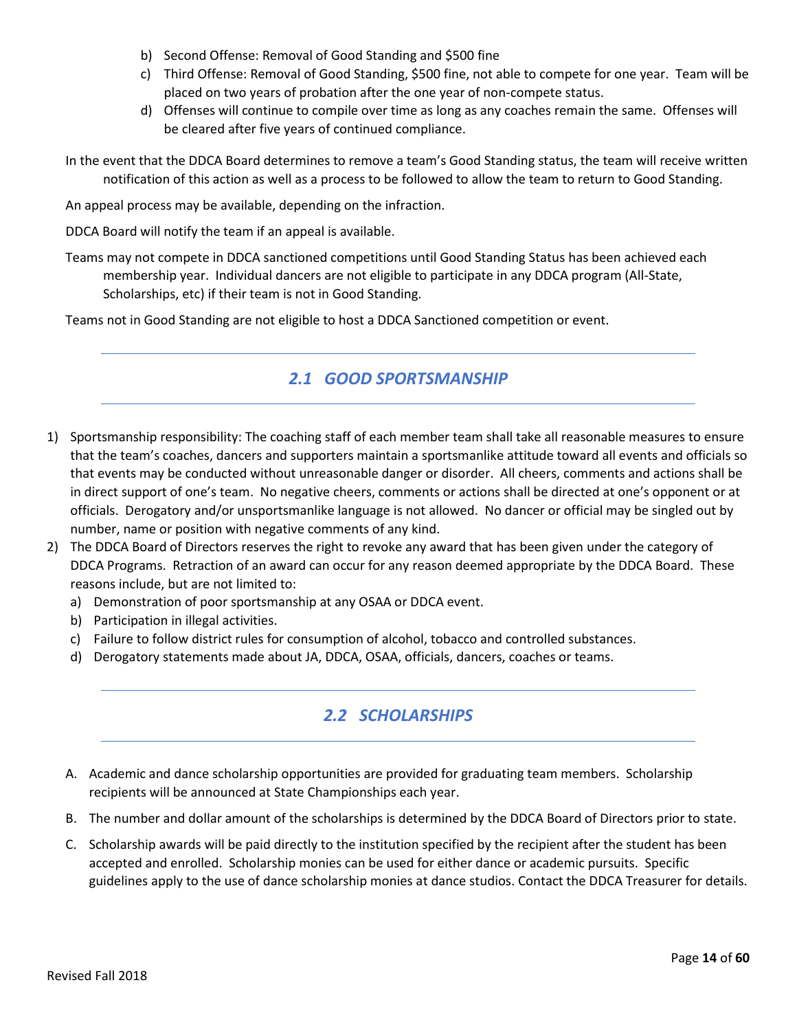b) Second Offense: Removal of Good Standing and $500 fine
c) Third Offense: Removal of Good Standing, $500 fine, not able to compete for one year. Team will be placed on two years of probation after the one year of non-compete status.
d) Offenses will continue to compile over time as long as any coaches remain the same. Offenses will be cleared after five years of continued compliance.

In the event that the DDCA Board determines to remove a team's Good Standing status, the team will receive written notification of this action as well as a process to be followed to allow the team to return to Good Standing.

An appeal process may be available, depending on the infraction.

DDCA Board will notify the team if an appeal is available.

Teams may not compete in DDCA sanctioned competitions until Good Standing Status has been achieved each membership year. Individual dancers are not eligible to participate in any DDCA program (All-State, Scholarships, etc) if their team is not in Good Standing.

Teams not in Good Standing are not eligible to host a DDCA Sanctioned competition or event.

## *2.1 GOOD SPORTSMANSHIP*

1) Sportsmanship responsibility: The coaching staff of each member team shall take all reasonable measures to ensure that the team's coaches, dancers and supporters maintain a sportsmanlike attitude toward all events and officials so that events may be conducted without unreasonable danger or disorder. All cheers, comments and actions shall be in direct support of one's team. No negative cheers, comments or actions shall be directed at one's opponent or at officials. Derogatory and/or unsportsmanlike language is not allowed. No dancer or official may be singled out by number, name or position with negative comments of any kind.
2) The DDCA Board of Directors reserves the right to revoke any award that has been given under the category of DDCA Programs. Retraction of an award can occur for any reason deemed appropriate by the DDCA Board. These reasons include, but are not limited to:
   a) Demonstration of poor sportsmanship at any OSAA or DDCA event.
   b) Participation in illegal activities.
   c) Failure to follow district rules for consumption of alcohol, tobacco and controlled substances.
   d) Derogatory statements made about JA, DDCA, OSAA, officials, dancers, coaches or teams.

## *2.2 SCHOLARSHIPS*

A. Academic and dance scholarship opportunities are provided for graduating team members. Scholarship recipients will be announced at State Championships each year.

B. The number and dollar amount of the scholarships is determined by the DDCA Board of Directors prior to state.

C. Scholarship awards will be paid directly to the institution specified by the recipient after the student has been accepted and enrolled. Scholarship monies can be used for either dance or academic pursuits. Specific guidelines apply to the use of dance scholarship monies at dance studios. Contact the DDCA Treasurer for details.

Revised Fall 2018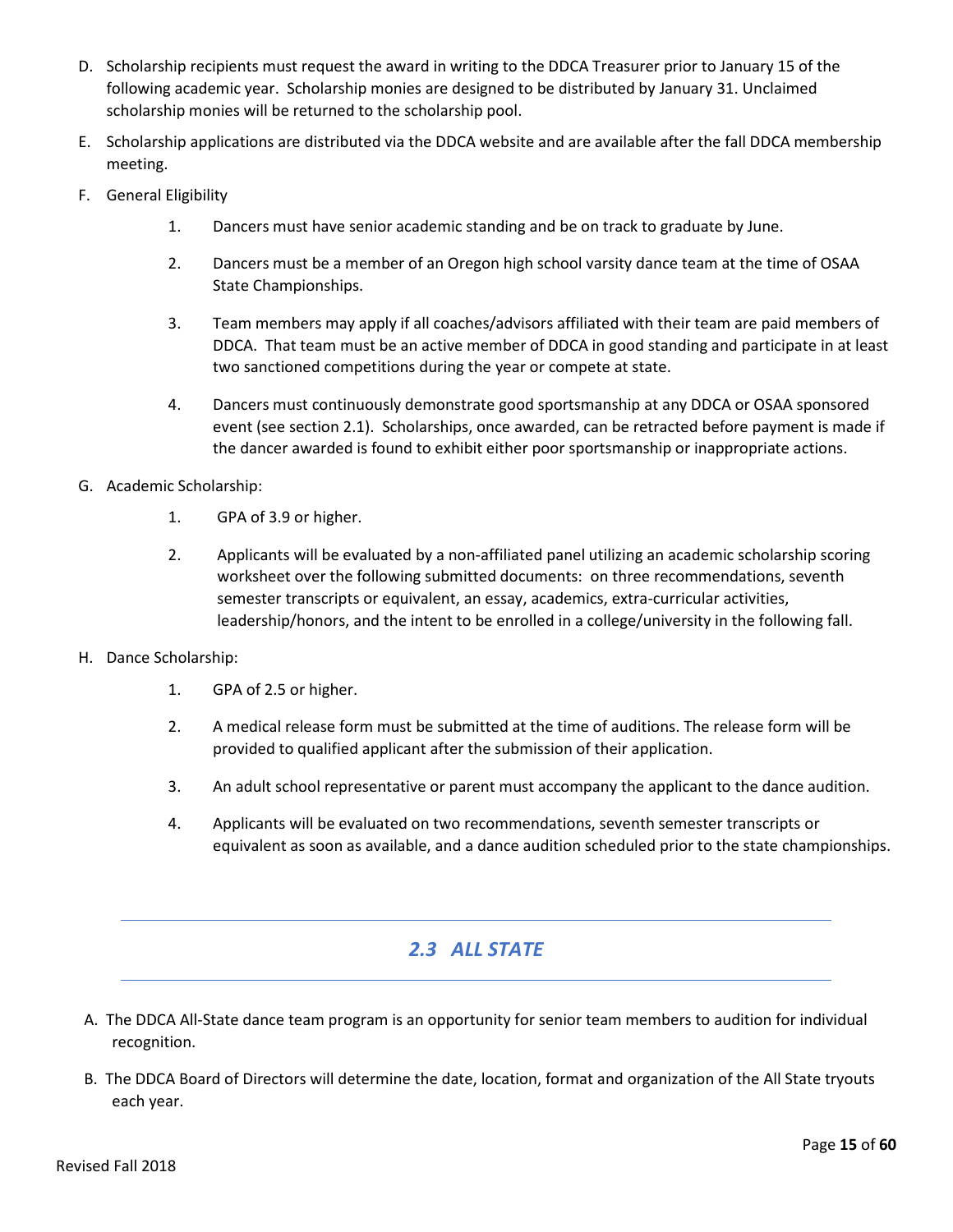D. Scholarship recipients must request the award in writing to the DDCA Treasurer prior to January 15 of the following academic year. Scholarship monies are designed to be distributed by January 31. Unclaimed scholarship monies will be returned to the scholarship pool.

E. Scholarship applications are distributed via the DDCA website and are available after the fall DDCA membership meeting.

F. General Eligibility

   1. Dancers must have senior academic standing and be on track to graduate by June.

   2. Dancers must be a member of an Oregon high school varsity dance team at the time of OSAA State Championships.

   3. Team members may apply if all coaches/advisors affiliated with their team are paid members of DDCA. That team must be an active member of DDCA in good standing and participate in at least two sanctioned competitions during the year or compete at state.

   4. Dancers must continuously demonstrate good sportsmanship at any DDCA or OSAA sponsored event (see section 2.1). Scholarships, once awarded, can be retracted before payment is made if the dancer awarded is found to exhibit either poor sportsmanship or inappropriate actions.

G. Academic Scholarship:

   1. GPA of 3.9 or higher.

   2. Applicants will be evaluated by a non-affiliated panel utilizing an academic scholarship scoring worksheet over the following submitted documents: on three recommendations, seventh semester transcripts or equivalent, an essay, academics, extra-curricular activities, leadership/honors, and the intent to be enrolled in a college/university in the following fall.

H. Dance Scholarship:

   1. GPA of 2.5 or higher.

   2. A medical release form must be submitted at the time of auditions. The release form will be provided to qualified applicant after the submission of their application.

   3. An adult school representative or parent must accompany the applicant to the dance audition.

   4. Applicants will be evaluated on two recommendations, seventh semester transcripts or equivalent as soon as available, and a dance audition scheduled prior to the state championships.

## *2.3 ALL STATE*

A. The DDCA All-State dance team program is an opportunity for senior team members to audition for individual recognition.

B. The DDCA Board of Directors will determine the date, location, format and organization of the All State tryouts each year.

Revised Fall 2018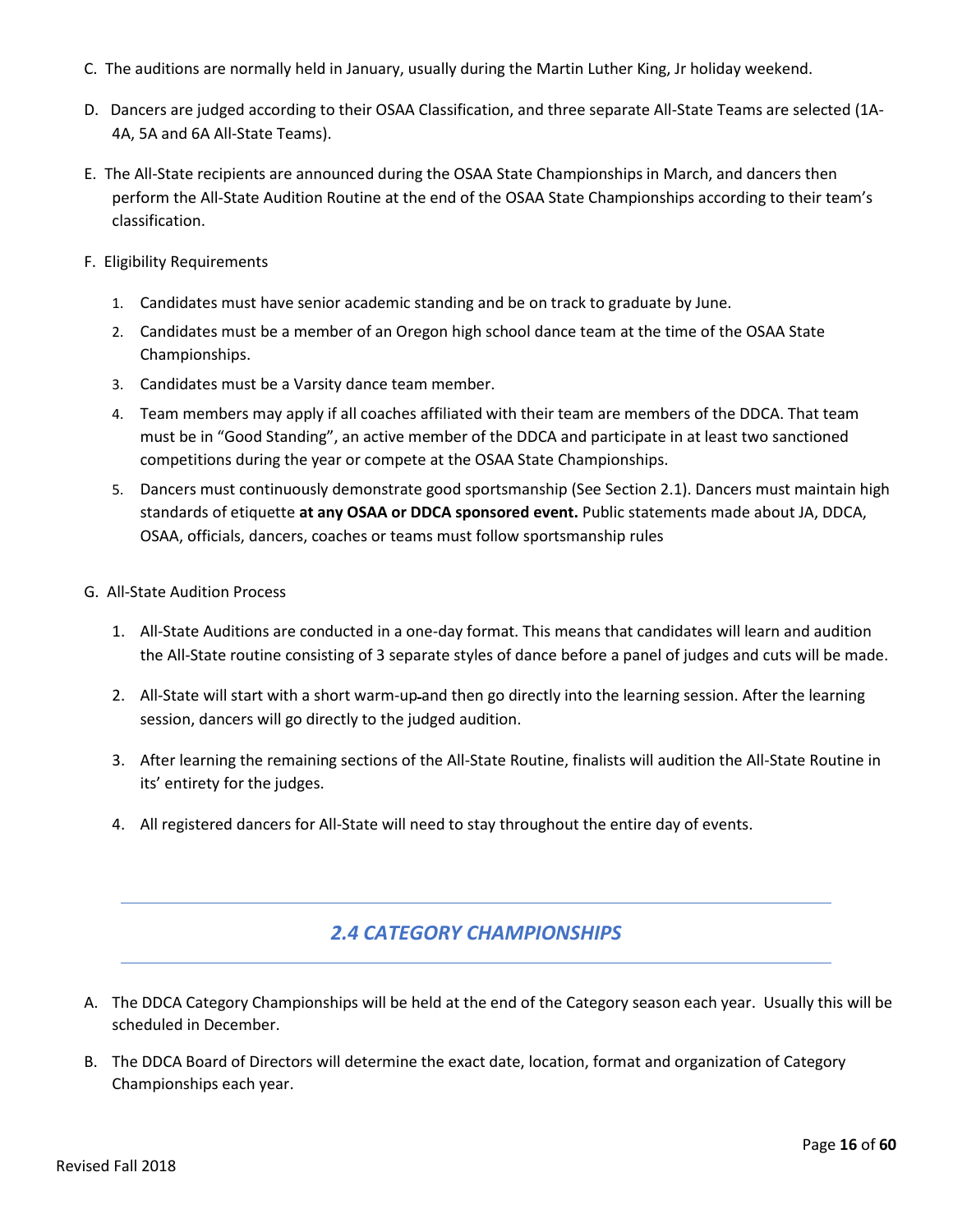C. The auditions are normally held in January, usually during the Martin Luther King, Jr holiday weekend.

D. Dancers are judged according to their OSAA Classification, and three separate All-State Teams are selected (1A-4A, 5A and 6A All-State Teams).

E. The All-State recipients are announced during the OSAA State Championships in March, and dancers then perform the All-State Audition Routine at the end of the OSAA State Championships according to their team's classification.

F. Eligibility Requirements

1. Candidates must have senior academic standing and be on track to graduate by June.
2. Candidates must be a member of an Oregon high school dance team at the time of the OSAA State Championships.
3. Candidates must be a Varsity dance team member.
4. Team members may apply if all coaches affiliated with their team are members of the DDCA. That team must be in "Good Standing", an active member of the DDCA and participate in at least two sanctioned competitions during the year or compete at the OSAA State Championships.
5. Dancers must continuously demonstrate good sportsmanship (See Section 2.1). Dancers must maintain high standards of etiquette **at any OSAA or DDCA sponsored event.** Public statements made about JA, DDCA, OSAA, officials, dancers, coaches or teams must follow sportsmanship rules

G. All-State Audition Process

1. All-State Auditions are conducted in a one-day format. This means that candidates will learn and audition the All-State routine consisting of 3 separate styles of dance before a panel of judges and cuts will be made.
2. All-State will start with a short warm-up and then go directly into the learning session. After the learning session, dancers will go directly to the judged audition.
3. After learning the remaining sections of the All-State Routine, finalists will audition the All-State Routine in its' entirety for the judges.
4. All registered dancers for All-State will need to stay throughout the entire day of events.

## *2.4 CATEGORY CHAMPIONSHIPS*

A. The DDCA Category Championships will be held at the end of the Category season each year. Usually this will be scheduled in December.

B. The DDCA Board of Directors will determine the exact date, location, format and organization of Category Championships each year.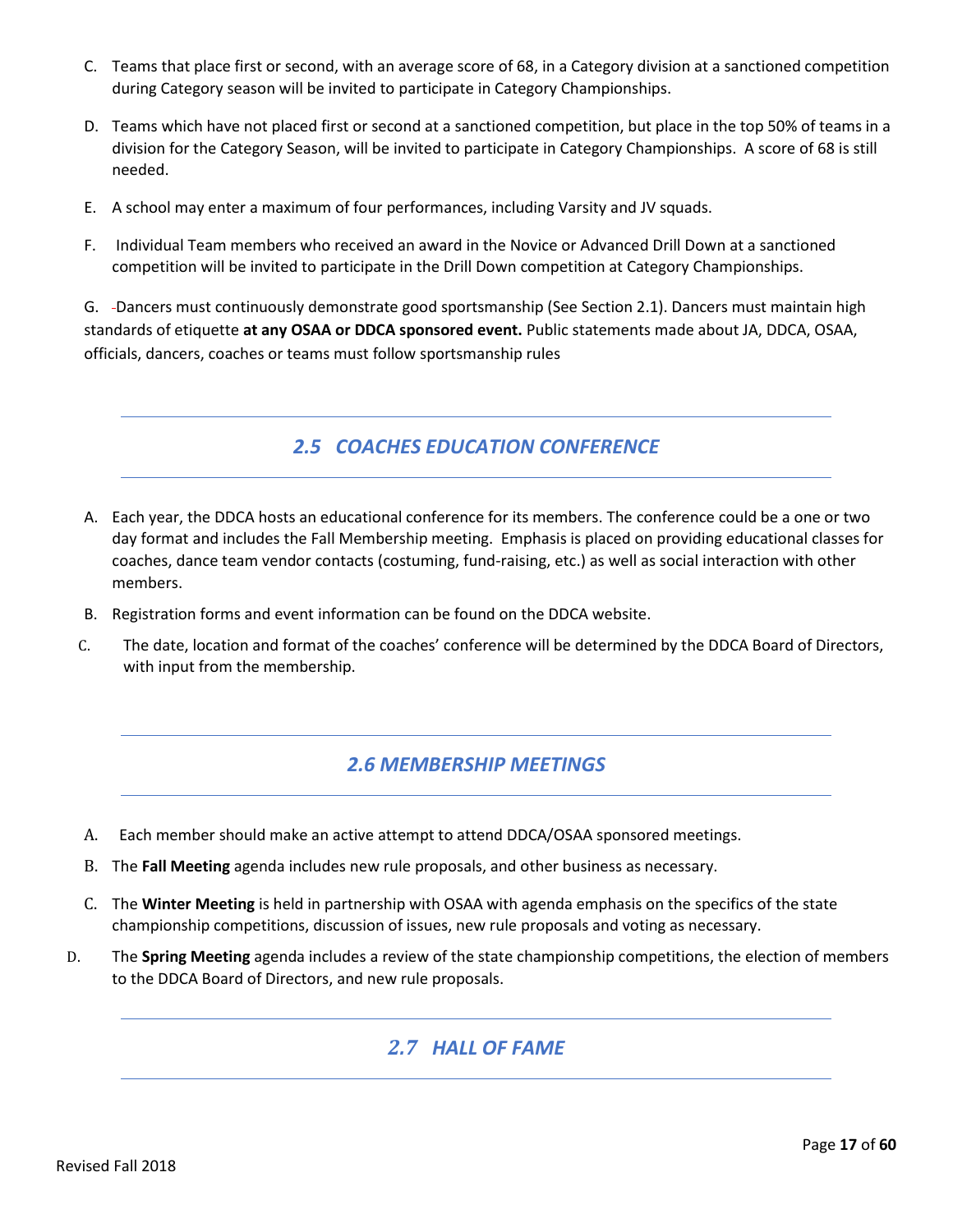C. Teams that place first or second, with an average score of 68, in a Category division at a sanctioned competition during Category season will be invited to participate in Category Championships.

D. Teams which have not placed first or second at a sanctioned competition, but place in the top 50% of teams in a division for the Category Season, will be invited to participate in Category Championships. A score of 68 is still needed.

E. A school may enter a maximum of four performances, including Varsity and JV squads.

F. Individual Team members who received an award in the Novice or Advanced Drill Down at a sanctioned competition will be invited to participate in the Drill Down competition at Category Championships.

G. Dancers must continuously demonstrate good sportsmanship (See Section 2.1). Dancers must maintain high standards of etiquette **at any OSAA or DDCA sponsored event.** Public statements made about JA, DDCA, OSAA, officials, dancers, coaches or teams must follow sportsmanship rules

## *2.5 COACHES EDUCATION CONFERENCE*

A. Each year, the DDCA hosts an educational conference for its members. The conference could be a one or two day format and includes the Fall Membership meeting. Emphasis is placed on providing educational classes for coaches, dance team vendor contacts (costuming, fund-raising, etc.) as well as social interaction with other members.

B. Registration forms and event information can be found on the DDCA website.

C. The date, location and format of the coaches' conference will be determined by the DDCA Board of Directors, with input from the membership.

## *2.6 MEMBERSHIP MEETINGS*

A. Each member should make an active attempt to attend DDCA/OSAA sponsored meetings.

B. The **Fall Meeting** agenda includes new rule proposals, and other business as necessary.

C. The **Winter Meeting** is held in partnership with OSAA with agenda emphasis on the specifics of the state championship competitions, discussion of issues, new rule proposals and voting as necessary.

D. The **Spring Meeting** agenda includes a review of the state championship competitions, the election of members to the DDCA Board of Directors, and new rule proposals.

## *2.7 HALL OF FAME*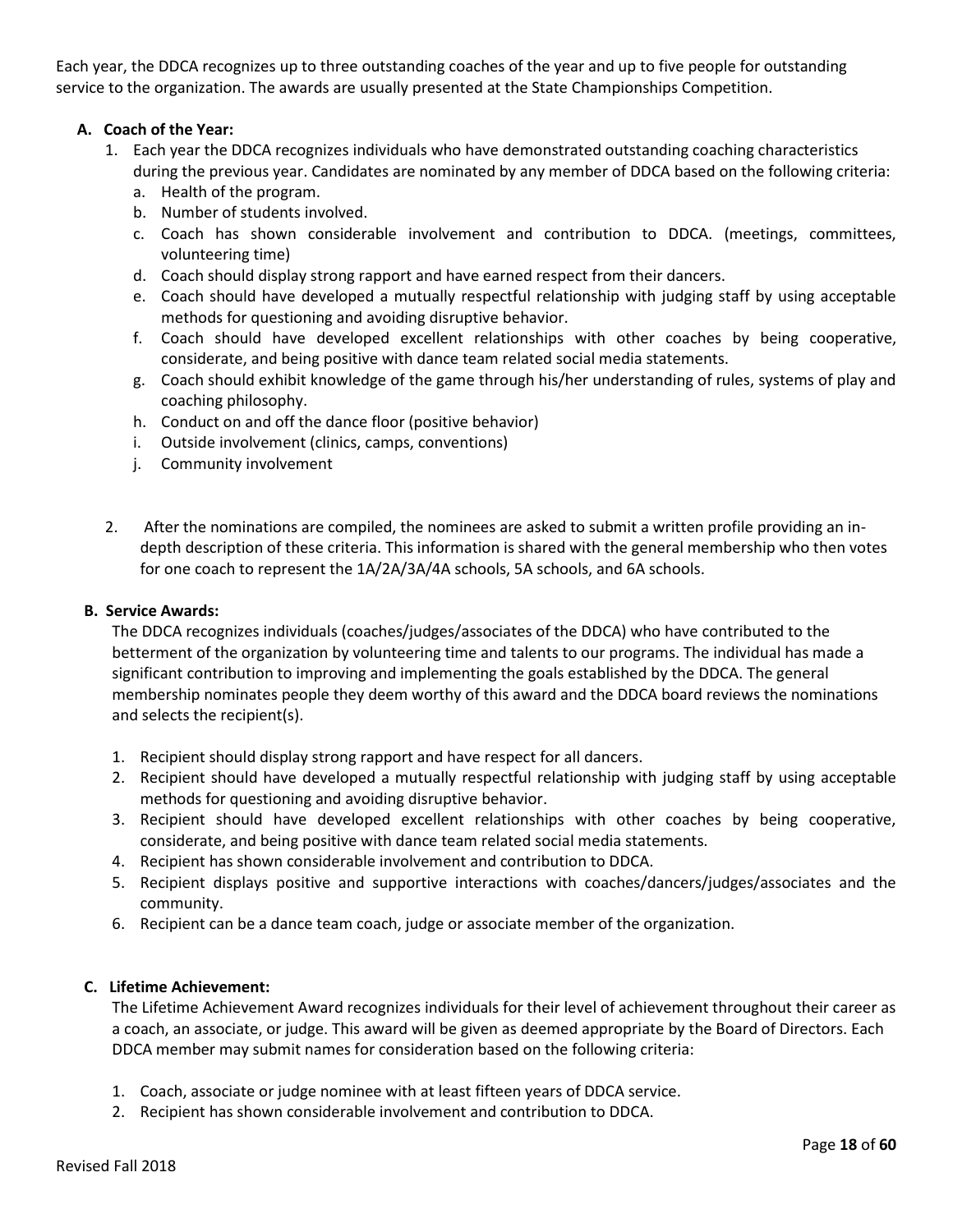Each year, the DDCA recognizes up to three outstanding coaches of the year and up to five people for outstanding service to the organization. The awards are usually presented at the State Championships Competition.

### A. Coach of the Year:

1. Each year the DDCA recognizes individuals who have demonstrated outstanding coaching characteristics during the previous year. Candidates are nominated by any member of DDCA based on the following criteria:
   a. Health of the program.
   b. Number of students involved.
   c. Coach has shown considerable involvement and contribution to DDCA. (meetings, committees, volunteering time)
   d. Coach should display strong rapport and have earned respect from their dancers.
   e. Coach should have developed a mutually respectful relationship with judging staff by using acceptable methods for questioning and avoiding disruptive behavior.
   f. Coach should have developed excellent relationships with other coaches by being cooperative, considerate, and being positive with dance team related social media statements.
   g. Coach should exhibit knowledge of the game through his/her understanding of rules, systems of play and coaching philosophy.
   h. Conduct on and off the dance floor (positive behavior)
   i. Outside involvement (clinics, camps, conventions)
   j. Community involvement

2. After the nominations are compiled, the nominees are asked to submit a written profile providing an in-depth description of these criteria. This information is shared with the general membership who then votes for one coach to represent the 1A/2A/3A/4A schools, 5A schools, and 6A schools.

### B. Service Awards:

The DDCA recognizes individuals (coaches/judges/associates of the DDCA) who have contributed to the betterment of the organization by volunteering time and talents to our programs. The individual has made a significant contribution to improving and implementing the goals established by the DDCA. The general membership nominates people they deem worthy of this award and the DDCA board reviews the nominations and selects the recipient(s).

1. Recipient should display strong rapport and have respect for all dancers.
2. Recipient should have developed a mutually respectful relationship with judging staff by using acceptable methods for questioning and avoiding disruptive behavior.
3. Recipient should have developed excellent relationships with other coaches by being cooperative, considerate, and being positive with dance team related social media statements.
4. Recipient has shown considerable involvement and contribution to DDCA.
5. Recipient displays positive and supportive interactions with coaches/dancers/judges/associates and the community.
6. Recipient can be a dance team coach, judge or associate member of the organization.

### C. Lifetime Achievement:

The Lifetime Achievement Award recognizes individuals for their level of achievement throughout their career as a coach, an associate, or judge. This award will be given as deemed appropriate by the Board of Directors. Each DDCA member may submit names for consideration based on the following criteria:

1. Coach, associate or judge nominee with at least fifteen years of DDCA service.
2. Recipient has shown considerable involvement and contribution to DDCA.

Revised Fall 2018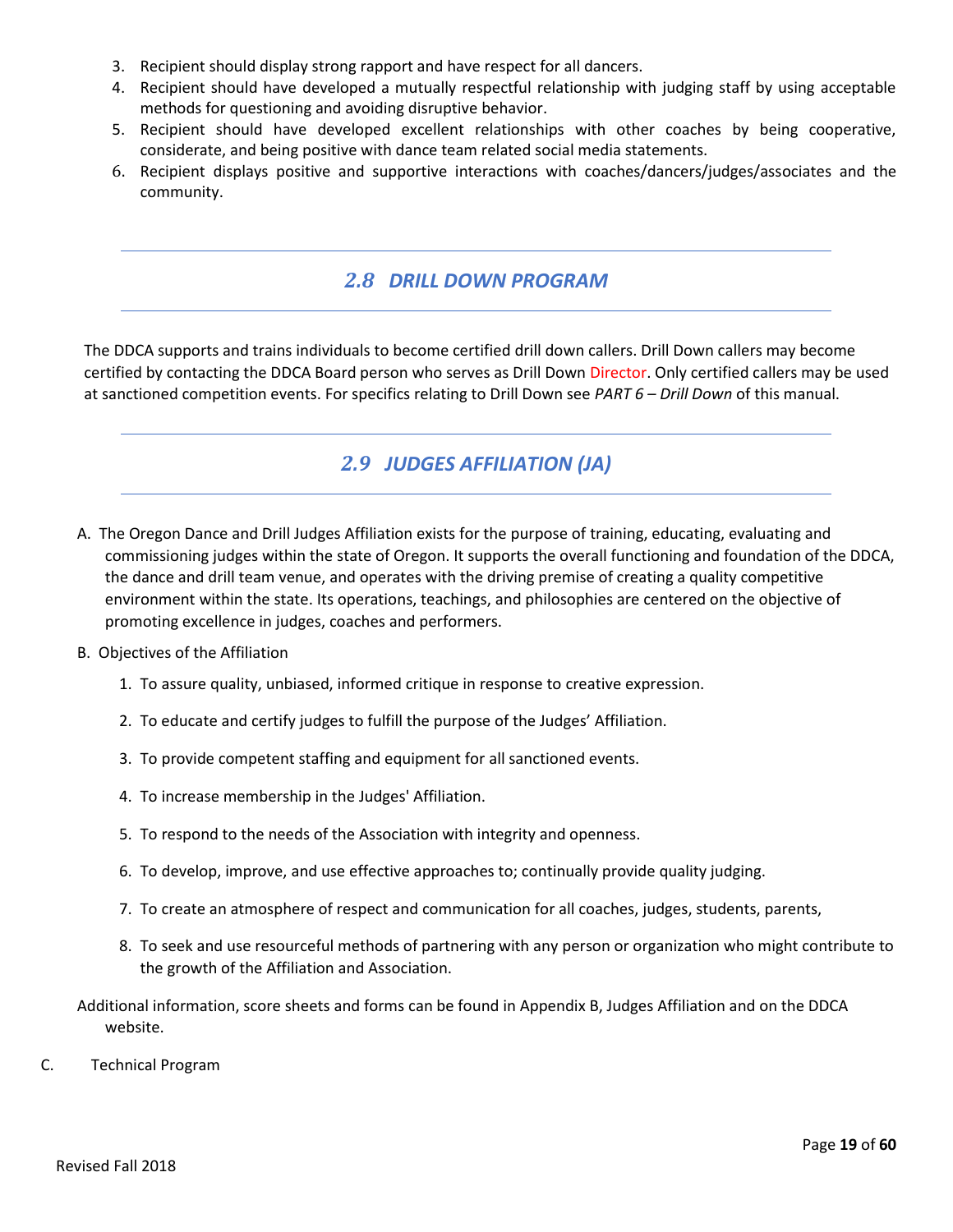3. Recipient should display strong rapport and have respect for all dancers.
4. Recipient should have developed a mutually respectful relationship with judging staff by using acceptable methods for questioning and avoiding disruptive behavior.
5. Recipient should have developed excellent relationships with other coaches by being cooperative, considerate, and being positive with dance team related social media statements.
6. Recipient displays positive and supportive interactions with coaches/dancers/judges/associates and the community.

## *2.8 DRILL DOWN PROGRAM*

The DDCA supports and trains individuals to become certified drill down callers. Drill Down callers may become certified by contacting the DDCA Board person who serves as Drill Down Director. Only certified callers may be used at sanctioned competition events. For specifics relating to Drill Down see *PART 6 – Drill Down* of this manual.

## *2.9 JUDGES AFFILIATION (JA)*

A. The Oregon Dance and Drill Judges Affiliation exists for the purpose of training, educating, evaluating and commissioning judges within the state of Oregon. It supports the overall functioning and foundation of the DDCA, the dance and drill team venue, and operates with the driving premise of creating a quality competitive environment within the state. Its operations, teachings, and philosophies are centered on the objective of promoting excellence in judges, coaches and performers.

B. Objectives of the Affiliation

1. To assure quality, unbiased, informed critique in response to creative expression.
2. To educate and certify judges to fulfill the purpose of the Judges' Affiliation.
3. To provide competent staffing and equipment for all sanctioned events.
4. To increase membership in the Judges' Affiliation.
5. To respond to the needs of the Association with integrity and openness.
6. To develop, improve, and use effective approaches to; continually provide quality judging.
7. To create an atmosphere of respect and communication for all coaches, judges, students, parents,
8. To seek and use resourceful methods of partnering with any person or organization who might contribute to the growth of the Affiliation and Association.

Additional information, score sheets and forms can be found in Appendix B, Judges Affiliation and on the DDCA website.

C. Technical Program

Revised Fall 2018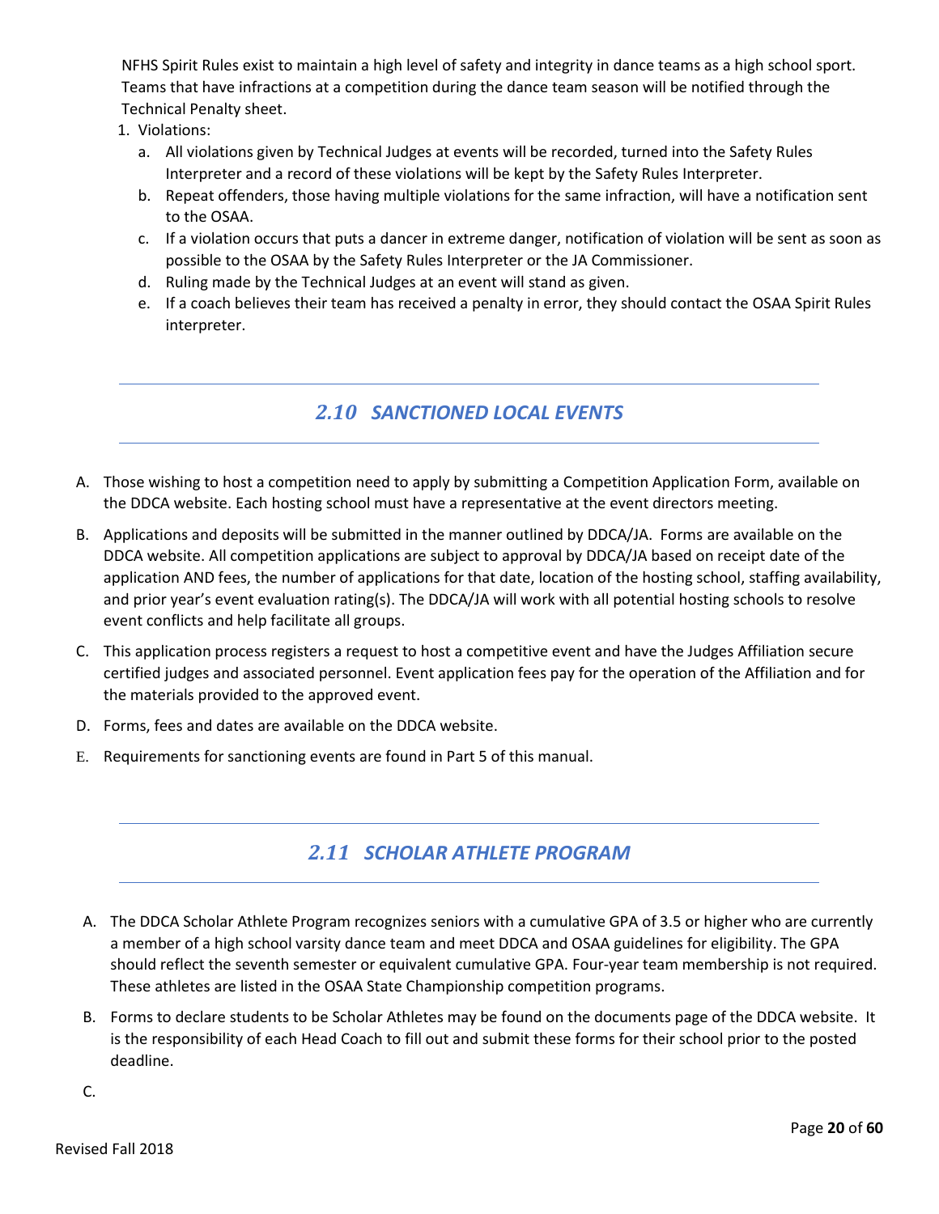NFHS Spirit Rules exist to maintain a high level of safety and integrity in dance teams as a high school sport. Teams that have infractions at a competition during the dance team season will be notified through the Technical Penalty sheet.

1. Violations:
   a. All violations given by Technical Judges at events will be recorded, turned into the Safety Rules Interpreter and a record of these violations will be kept by the Safety Rules Interpreter.
   b. Repeat offenders, those having multiple violations for the same infraction, will have a notification sent to the OSAA.
   c. If a violation occurs that puts a dancer in extreme danger, notification of violation will be sent as soon as possible to the OSAA by the Safety Rules Interpreter or the JA Commissioner.
   d. Ruling made by the Technical Judges at an event will stand as given.
   e. If a coach believes their team has received a penalty in error, they should contact the OSAA Spirit Rules interpreter.

## *2.10 SANCTIONED LOCAL EVENTS*

A. Those wishing to host a competition need to apply by submitting a Competition Application Form, available on the DDCA website. Each hosting school must have a representative at the event directors meeting.

B. Applications and deposits will be submitted in the manner outlined by DDCA/JA. Forms are available on the DDCA website. All competition applications are subject to approval by DDCA/JA based on receipt date of the application AND fees, the number of applications for that date, location of the hosting school, staffing availability, and prior year's event evaluation rating(s). The DDCA/JA will work with all potential hosting schools to resolve event conflicts and help facilitate all groups.

C. This application process registers a request to host a competitive event and have the Judges Affiliation secure certified judges and associated personnel. Event application fees pay for the operation of the Affiliation and for the materials provided to the approved event.

D. Forms, fees and dates are available on the DDCA website.

E. Requirements for sanctioning events are found in Part 5 of this manual.

## *2.11 SCHOLAR ATHLETE PROGRAM*

A. The DDCA Scholar Athlete Program recognizes seniors with a cumulative GPA of 3.5 or higher who are currently a member of a high school varsity dance team and meet DDCA and OSAA guidelines for eligibility. The GPA should reflect the seventh semester or equivalent cumulative GPA. Four-year team membership is not required. These athletes are listed in the OSAA State Championship competition programs.

B. Forms to declare students to be Scholar Athletes may be found on the documents page of the DDCA website. It is the responsibility of each Head Coach to fill out and submit these forms for their school prior to the posted deadline.

C.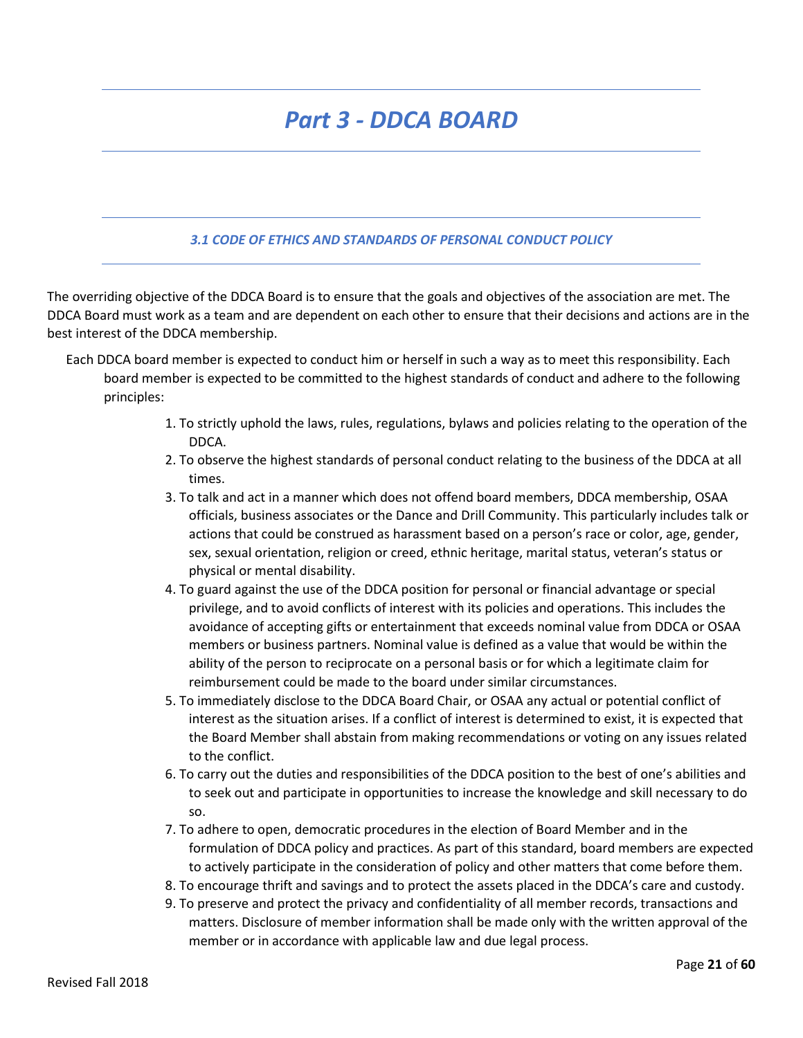# *Part 3 - DDCA BOARD*

## *3.1 CODE OF ETHICS AND STANDARDS OF PERSONAL CONDUCT POLICY*

The overriding objective of the DDCA Board is to ensure that the goals and objectives of the association are met. The DDCA Board must work as a team and are dependent on each other to ensure that their decisions and actions are in the best interest of the DDCA membership.

Each DDCA board member is expected to conduct him or herself in such a way as to meet this responsibility. Each board member is expected to be committed to the highest standards of conduct and adhere to the following principles:

1. To strictly uphold the laws, rules, regulations, bylaws and policies relating to the operation of the DDCA.
2. To observe the highest standards of personal conduct relating to the business of the DDCA at all times.
3. To talk and act in a manner which does not offend board members, DDCA membership, OSAA officials, business associates or the Dance and Drill Community. This particularly includes talk or actions that could be construed as harassment based on a person's race or color, age, gender, sex, sexual orientation, religion or creed, ethnic heritage, marital status, veteran's status or physical or mental disability.
4. To guard against the use of the DDCA position for personal or financial advantage or special privilege, and to avoid conflicts of interest with its policies and operations. This includes the avoidance of accepting gifts or entertainment that exceeds nominal value from DDCA or OSAA members or business partners. Nominal value is defined as a value that would be within the ability of the person to reciprocate on a personal basis or for which a legitimate claim for reimbursement could be made to the board under similar circumstances.
5. To immediately disclose to the DDCA Board Chair, or OSAA any actual or potential conflict of interest as the situation arises. If a conflict of interest is determined to exist, it is expected that the Board Member shall abstain from making recommendations or voting on any issues related to the conflict.
6. To carry out the duties and responsibilities of the DDCA position to the best of one's abilities and to seek out and participate in opportunities to increase the knowledge and skill necessary to do so.
7. To adhere to open, democratic procedures in the election of Board Member and in the formulation of DDCA policy and practices. As part of this standard, board members are expected to actively participate in the consideration of policy and other matters that come before them.
8. To encourage thrift and savings and to protect the assets placed in the DDCA's care and custody.
9. To preserve and protect the privacy and confidentiality of all member records, transactions and matters. Disclosure of member information shall be made only with the written approval of the member or in accordance with applicable law and due legal process.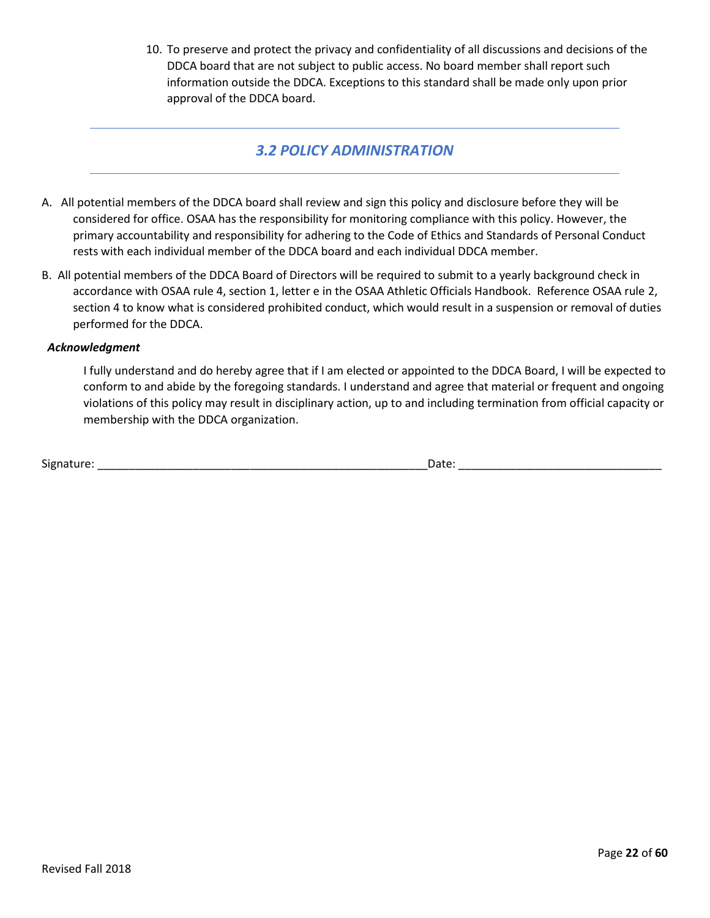10. To preserve and protect the privacy and confidentiality of all discussions and decisions of the DDCA board that are not subject to public access. No board member shall report such information outside the DDCA. Exceptions to this standard shall be made only upon prior approval of the DDCA board.

---

## *3.2 POLICY ADMINISTRATION*

---

A. All potential members of the DDCA board shall review and sign this policy and disclosure before they will be considered for office. OSAA has the responsibility for monitoring compliance with this policy. However, the primary accountability and responsibility for adhering to the Code of Ethics and Standards of Personal Conduct rests with each individual member of the DDCA board and each individual DDCA member.

B. All potential members of the DDCA Board of Directors will be required to submit to a yearly background check in accordance with OSAA rule 4, section 1, letter e in the OSAA Athletic Officials Handbook. Reference OSAA rule 2, section 4 to know what is considered prohibited conduct, which would result in a suspension or removal of duties performed for the DDCA.

***Acknowledgment***

I fully understand and do hereby agree that if I am elected or appointed to the DDCA Board, I will be expected to conform to and abide by the foregoing standards. I understand and agree that material or frequent and ongoing violations of this policy may result in disciplinary action, up to and including termination from official capacity or membership with the DDCA organization.

Signature: ____________________________________________________Date: _______________________________

Revised Fall 2018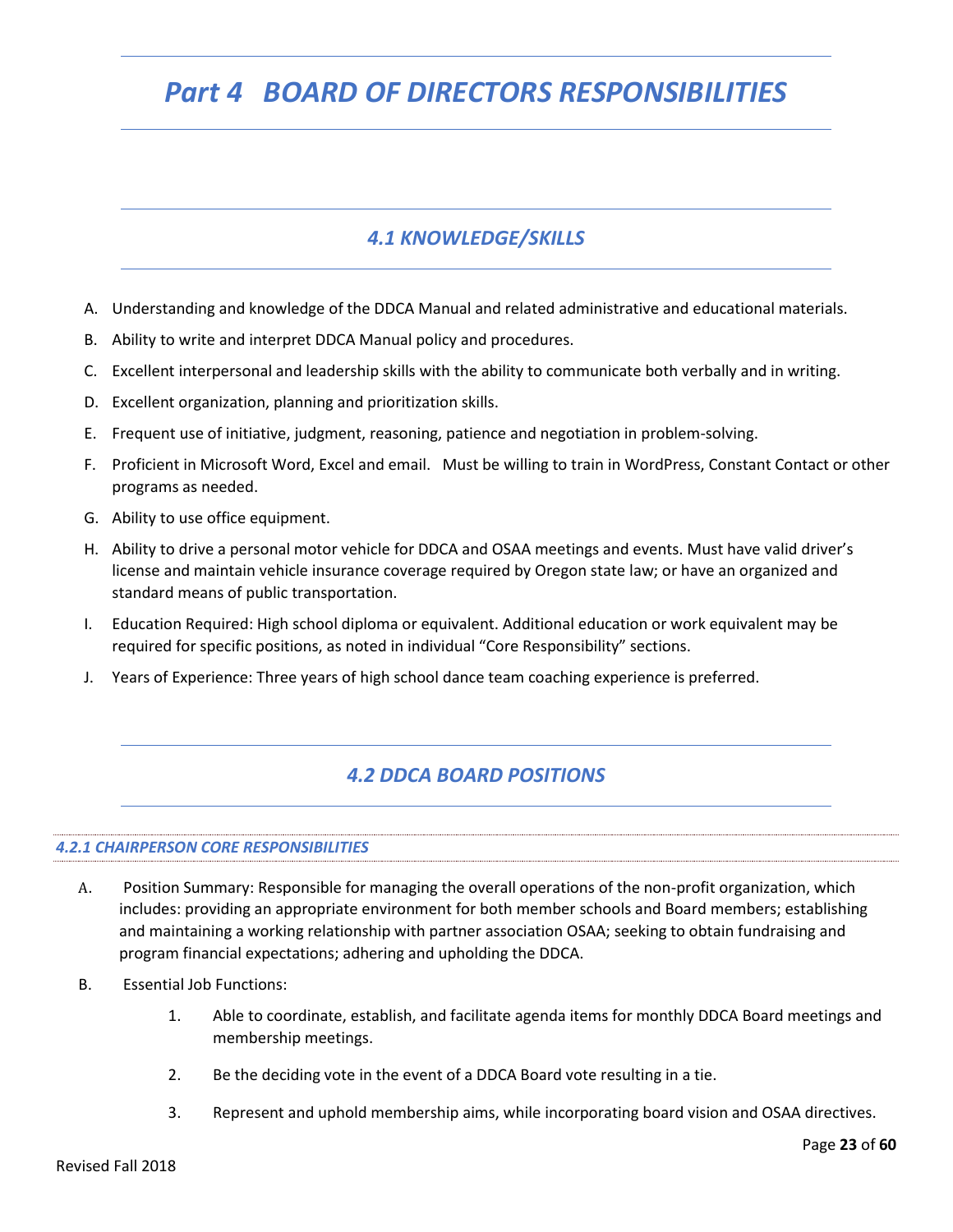# Part 4 BOARD OF DIRECTORS RESPONSIBILITIES

## 4.1 KNOWLEDGE/SKILLS

A. Understanding and knowledge of the DDCA Manual and related administrative and educational materials.

B. Ability to write and interpret DDCA Manual policy and procedures.

C. Excellent interpersonal and leadership skills with the ability to communicate both verbally and in writing.

D. Excellent organization, planning and prioritization skills.

E. Frequent use of initiative, judgment, reasoning, patience and negotiation in problem-solving.

F. Proficient in Microsoft Word, Excel and email. Must be willing to train in WordPress, Constant Contact or other programs as needed.

G. Ability to use office equipment.

H. Ability to drive a personal motor vehicle for DDCA and OSAA meetings and events. Must have valid driver's license and maintain vehicle insurance coverage required by Oregon state law; or have an organized and standard means of public transportation.

I. Education Required: High school diploma or equivalent. Additional education or work equivalent may be required for specific positions, as noted in individual "Core Responsibility" sections.

J. Years of Experience: Three years of high school dance team coaching experience is preferred.

## 4.2 DDCA BOARD POSITIONS

### 4.2.1 CHAIRPERSON CORE RESPONSIBILITIES

A. Position Summary: Responsible for managing the overall operations of the non-profit organization, which includes: providing an appropriate environment for both member schools and Board members; establishing and maintaining a working relationship with partner association OSAA; seeking to obtain fundraising and program financial expectations; adhering and upholding the DDCA.

B. Essential Job Functions:

1. Able to coordinate, establish, and facilitate agenda items for monthly DDCA Board meetings and membership meetings.

2. Be the deciding vote in the event of a DDCA Board vote resulting in a tie.

3. Represent and uphold membership aims, while incorporating board vision and OSAA directives.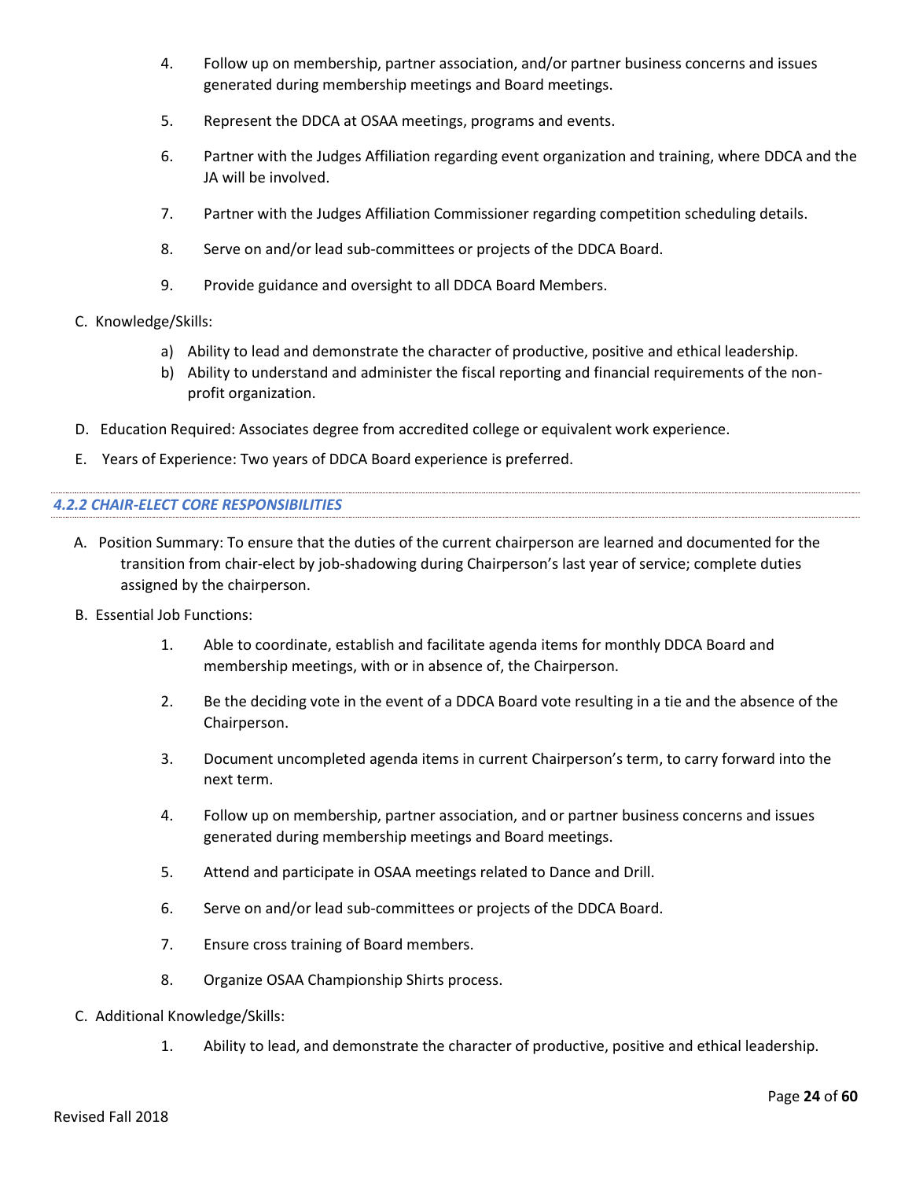4. Follow up on membership, partner association, and/or partner business concerns and issues generated during membership meetings and Board meetings.

5. Represent the DDCA at OSAA meetings, programs and events.

6. Partner with the Judges Affiliation regarding event organization and training, where DDCA and the JA will be involved.

7. Partner with the Judges Affiliation Commissioner regarding competition scheduling details.

8. Serve on and/or lead sub-committees or projects of the DDCA Board.

9. Provide guidance and oversight to all DDCA Board Members.

C. Knowledge/Skills:

a) Ability to lead and demonstrate the character of productive, positive and ethical leadership.
b) Ability to understand and administer the fiscal reporting and financial requirements of the non-profit organization.

D. Education Required: Associates degree from accredited college or equivalent work experience.

E. Years of Experience: Two years of DDCA Board experience is preferred.

### *4.2.2 CHAIR-ELECT CORE RESPONSIBILITIES*

A. Position Summary: To ensure that the duties of the current chairperson are learned and documented for the transition from chair-elect by job-shadowing during Chairperson's last year of service; complete duties assigned by the chairperson.

B. Essential Job Functions:

1. Able to coordinate, establish and facilitate agenda items for monthly DDCA Board and membership meetings, with or in absence of, the Chairperson.

2. Be the deciding vote in the event of a DDCA Board vote resulting in a tie and the absence of the Chairperson.

3. Document uncompleted agenda items in current Chairperson's term, to carry forward into the next term.

4. Follow up on membership, partner association, and or partner business concerns and issues generated during membership meetings and Board meetings.

5. Attend and participate in OSAA meetings related to Dance and Drill.

6. Serve on and/or lead sub-committees or projects of the DDCA Board.

7. Ensure cross training of Board members.

8. Organize OSAA Championship Shirts process.

C. Additional Knowledge/Skills:

1. Ability to lead, and demonstrate the character of productive, positive and ethical leadership.

Revised Fall 2018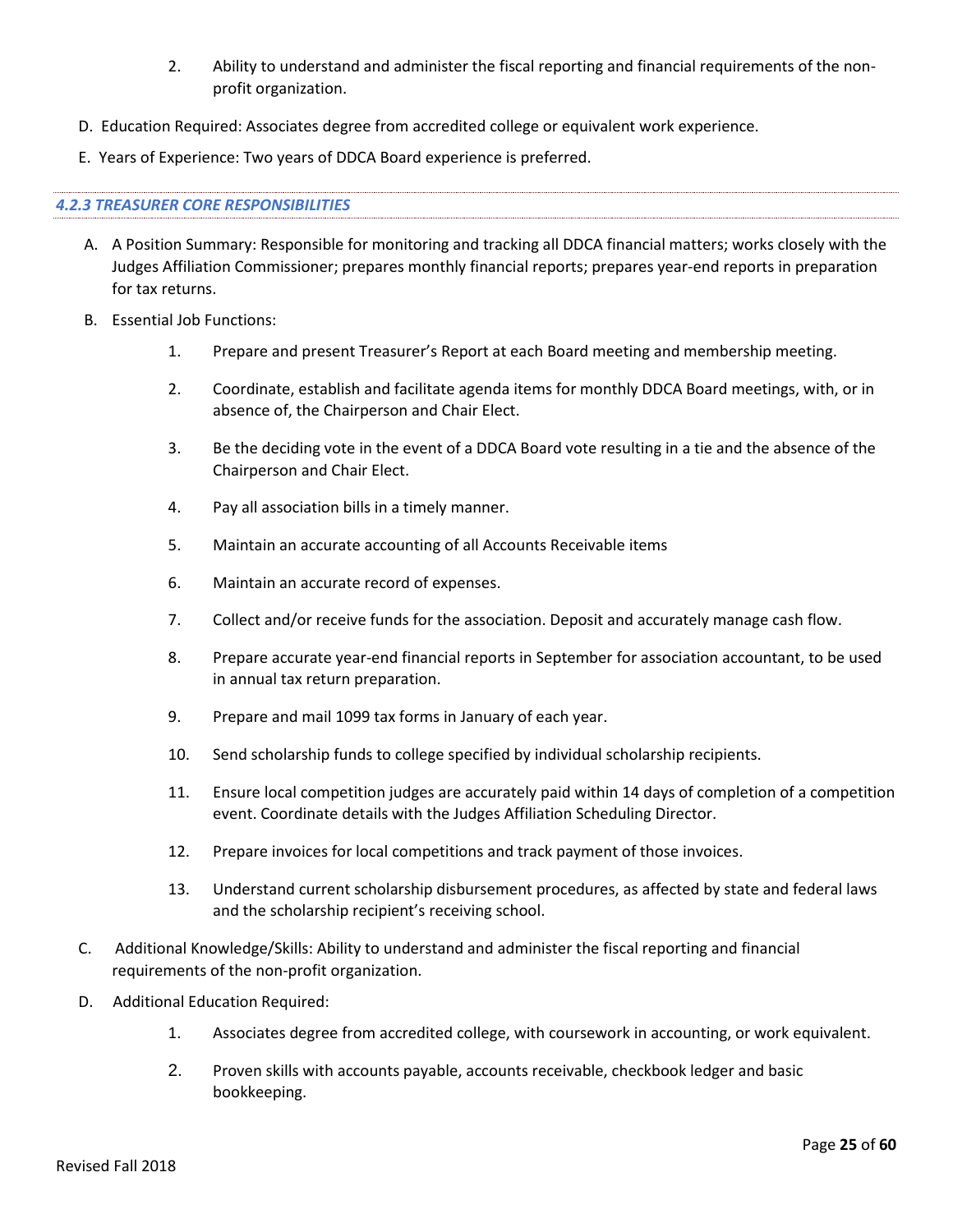2. Ability to understand and administer the fiscal reporting and financial requirements of the non-profit organization.

D. Education Required: Associates degree from accredited college or equivalent work experience.

E. Years of Experience: Two years of DDCA Board experience is preferred.

#### *4.2.3 TREASURER CORE RESPONSIBILITIES*

A. A Position Summary: Responsible for monitoring and tracking all DDCA financial matters; works closely with the Judges Affiliation Commissioner; prepares monthly financial reports; prepares year-end reports in preparation for tax returns.

B. Essential Job Functions:

1. Prepare and present Treasurer's Report at each Board meeting and membership meeting.
2. Coordinate, establish and facilitate agenda items for monthly DDCA Board meetings, with, or in absence of, the Chairperson and Chair Elect.
3. Be the deciding vote in the event of a DDCA Board vote resulting in a tie and the absence of the Chairperson and Chair Elect.
4. Pay all association bills in a timely manner.
5. Maintain an accurate accounting of all Accounts Receivable items
6. Maintain an accurate record of expenses.
7. Collect and/or receive funds for the association. Deposit and accurately manage cash flow.
8. Prepare accurate year-end financial reports in September for association accountant, to be used in annual tax return preparation.
9. Prepare and mail 1099 tax forms in January of each year.
10. Send scholarship funds to college specified by individual scholarship recipients.
11. Ensure local competition judges are accurately paid within 14 days of completion of a competition event. Coordinate details with the Judges Affiliation Scheduling Director.
12. Prepare invoices for local competitions and track payment of those invoices.
13. Understand current scholarship disbursement procedures, as affected by state and federal laws and the scholarship recipient's receiving school.

C. Additional Knowledge/Skills: Ability to understand and administer the fiscal reporting and financial requirements of the non-profit organization.

D. Additional Education Required:

1. Associates degree from accredited college, with coursework in accounting, or work equivalent.
2. Proven skills with accounts payable, accounts receivable, checkbook ledger and basic bookkeeping.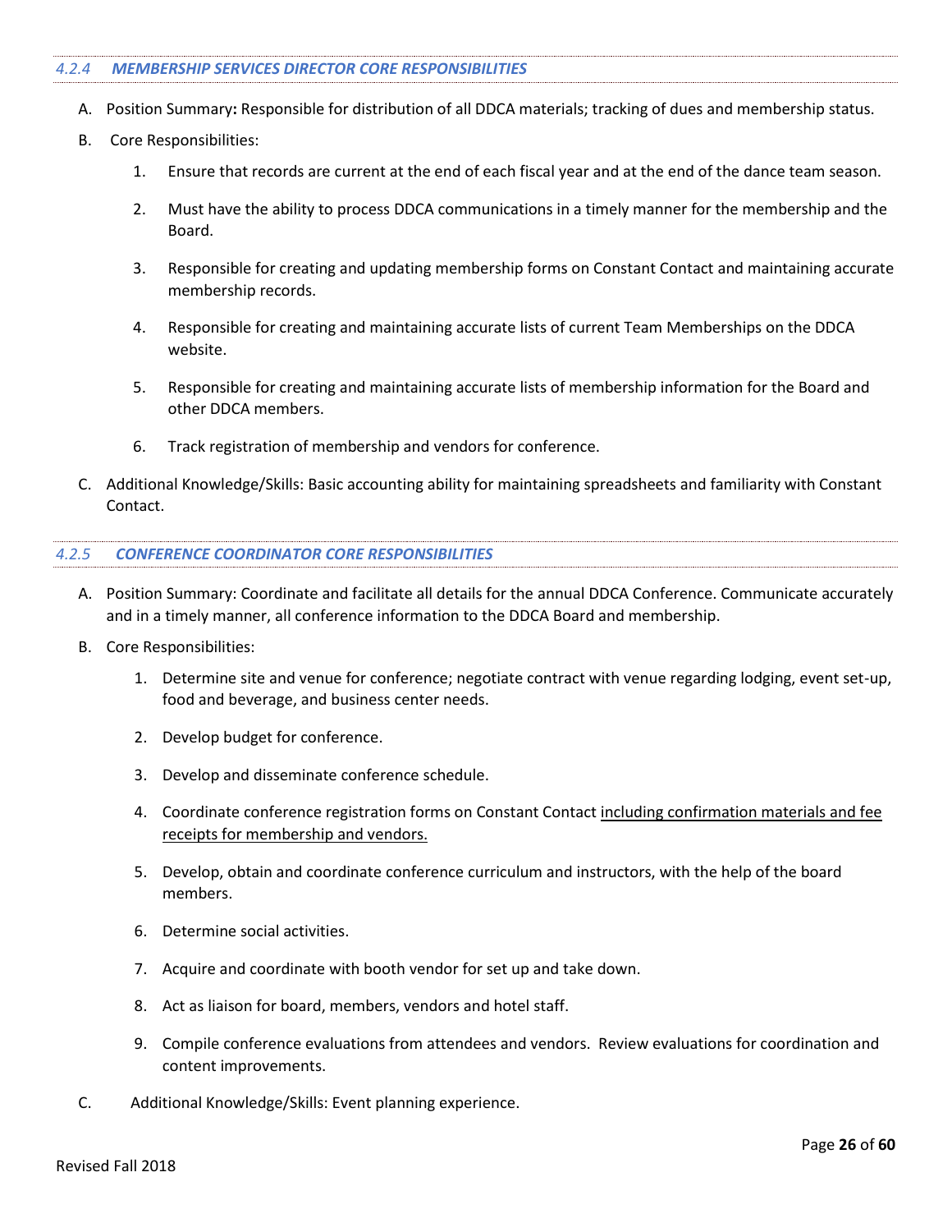#### *4.2.4 MEMBERSHIP SERVICES DIRECTOR CORE RESPONSIBILITIES*

A. Position Summary**:** Responsible for distribution of all DDCA materials; tracking of dues and membership status.

B. Core Responsibilities:

   1. Ensure that records are current at the end of each fiscal year and at the end of the dance team season.

   2. Must have the ability to process DDCA communications in a timely manner for the membership and the Board.

   3. Responsible for creating and updating membership forms on Constant Contact and maintaining accurate membership records.

   4. Responsible for creating and maintaining accurate lists of current Team Memberships on the DDCA website.

   5. Responsible for creating and maintaining accurate lists of membership information for the Board and other DDCA members.

   6. Track registration of membership and vendors for conference.

C. Additional Knowledge/Skills: Basic accounting ability for maintaining spreadsheets and familiarity with Constant Contact.

#### *4.2.5 CONFERENCE COORDINATOR CORE RESPONSIBILITIES*

A. Position Summary: Coordinate and facilitate all details for the annual DDCA Conference. Communicate accurately and in a timely manner, all conference information to the DDCA Board and membership.

B. Core Responsibilities:

   1. Determine site and venue for conference; negotiate contract with venue regarding lodging, event set-up, food and beverage, and business center needs.

   2. Develop budget for conference.

   3. Develop and disseminate conference schedule.

   4. Coordinate conference registration forms on Constant Contact <u>including confirmation materials and fee receipts for membership and vendors.</u>

   5. Develop, obtain and coordinate conference curriculum and instructors, with the help of the board members.

   6. Determine social activities.

   7. Acquire and coordinate with booth vendor for set up and take down.

   8. Act as liaison for board, members, vendors and hotel staff.

   9. Compile conference evaluations from attendees and vendors. Review evaluations for coordination and content improvements.

C. Additional Knowledge/Skills: Event planning experience.

Revised Fall 2018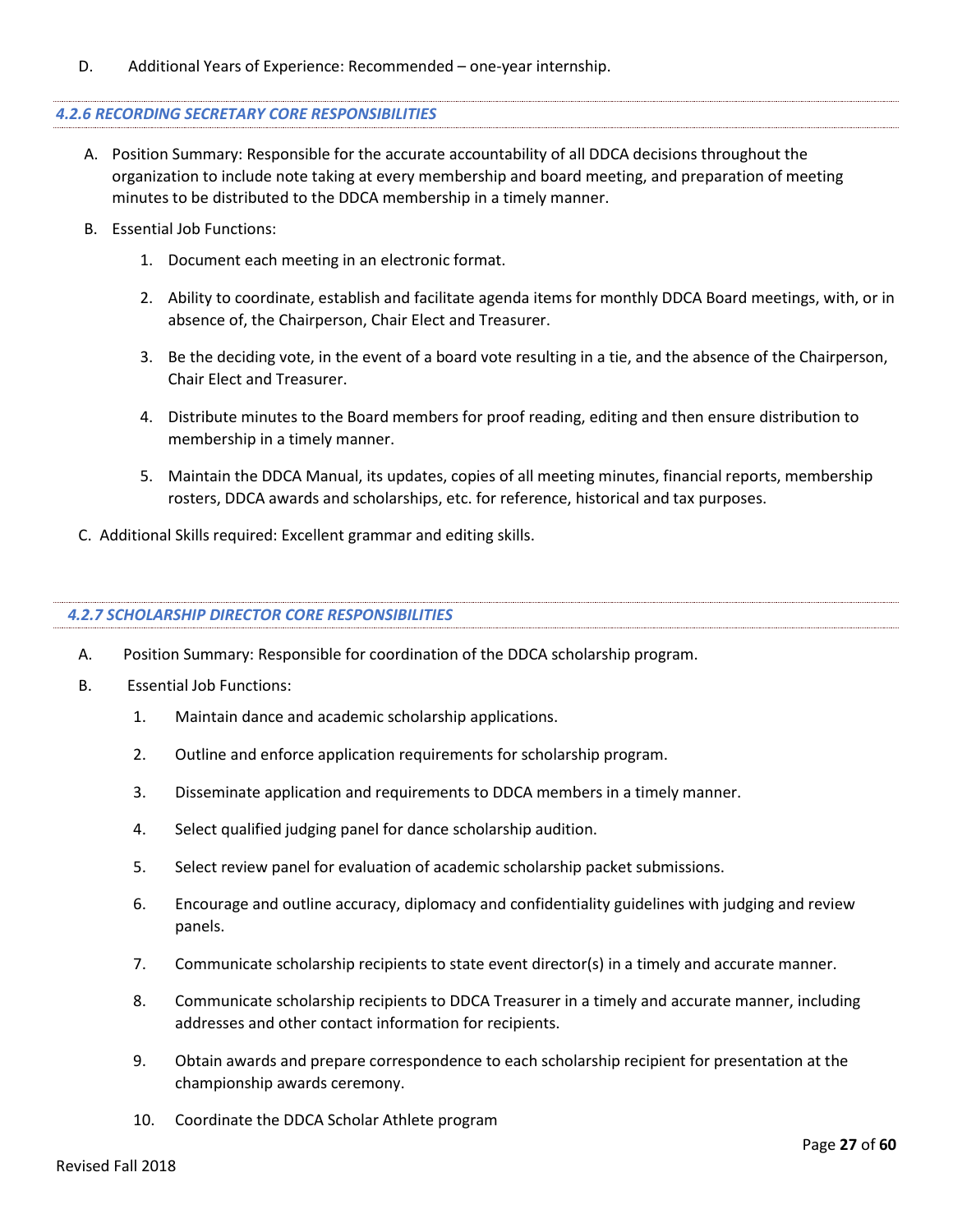D. Additional Years of Experience: Recommended – one-year internship.

#### *4.2.6 RECORDING SECRETARY CORE RESPONSIBILITIES*

A. Position Summary: Responsible for the accurate accountability of all DDCA decisions throughout the organization to include note taking at every membership and board meeting, and preparation of meeting minutes to be distributed to the DDCA membership in a timely manner.

B. Essential Job Functions:

1. Document each meeting in an electronic format.
2. Ability to coordinate, establish and facilitate agenda items for monthly DDCA Board meetings, with, or in absence of, the Chairperson, Chair Elect and Treasurer.
3. Be the deciding vote, in the event of a board vote resulting in a tie, and the absence of the Chairperson, Chair Elect and Treasurer.
4. Distribute minutes to the Board members for proof reading, editing and then ensure distribution to membership in a timely manner.
5. Maintain the DDCA Manual, its updates, copies of all meeting minutes, financial reports, membership rosters, DDCA awards and scholarships, etc. for reference, historical and tax purposes.

C. Additional Skills required: Excellent grammar and editing skills.

#### *4.2.7 SCHOLARSHIP DIRECTOR CORE RESPONSIBILITIES*

A. Position Summary: Responsible for coordination of the DDCA scholarship program.

B. Essential Job Functions:

1. Maintain dance and academic scholarship applications.
2. Outline and enforce application requirements for scholarship program.
3. Disseminate application and requirements to DDCA members in a timely manner.
4. Select qualified judging panel for dance scholarship audition.
5. Select review panel for evaluation of academic scholarship packet submissions.
6. Encourage and outline accuracy, diplomacy and confidentiality guidelines with judging and review panels.
7. Communicate scholarship recipients to state event director(s) in a timely and accurate manner.
8. Communicate scholarship recipients to DDCA Treasurer in a timely and accurate manner, including addresses and other contact information for recipients.
9. Obtain awards and prepare correspondence to each scholarship recipient for presentation at the championship awards ceremony.
10. Coordinate the DDCA Scholar Athlete program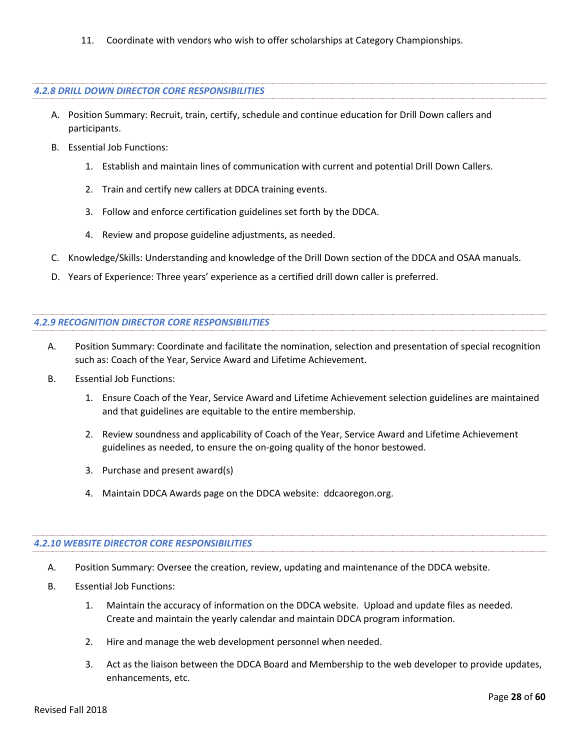11. Coordinate with vendors who wish to offer scholarships at Category Championships.

#### *4.2.8 DRILL DOWN DIRECTOR CORE RESPONSIBILITIES*

A. Position Summary: Recruit, train, certify, schedule and continue education for Drill Down callers and participants.

B. Essential Job Functions:

   1. Establish and maintain lines of communication with current and potential Drill Down Callers.

   2. Train and certify new callers at DDCA training events.

   3. Follow and enforce certification guidelines set forth by the DDCA.

   4. Review and propose guideline adjustments, as needed.

C. Knowledge/Skills: Understanding and knowledge of the Drill Down section of the DDCA and OSAA manuals.

D. Years of Experience: Three years' experience as a certified drill down caller is preferred.

#### *4.2.9 RECOGNITION DIRECTOR CORE RESPONSIBILITIES*

A. Position Summary: Coordinate and facilitate the nomination, selection and presentation of special recognition such as: Coach of the Year, Service Award and Lifetime Achievement.

B. Essential Job Functions:

   1. Ensure Coach of the Year, Service Award and Lifetime Achievement selection guidelines are maintained and that guidelines are equitable to the entire membership.

   2. Review soundness and applicability of Coach of the Year, Service Award and Lifetime Achievement guidelines as needed, to ensure the on-going quality of the honor bestowed.

   3. Purchase and present award(s)

   4. Maintain DDCA Awards page on the DDCA website: ddcaoregon.org.

#### *4.2.10 WEBSITE DIRECTOR CORE RESPONSIBILITIES*

A. Position Summary: Oversee the creation, review, updating and maintenance of the DDCA website.

B. Essential Job Functions:

   1. Maintain the accuracy of information on the DDCA website. Upload and update files as needed. Create and maintain the yearly calendar and maintain DDCA program information.

   2. Hire and manage the web development personnel when needed.

   3. Act as the liaison between the DDCA Board and Membership to the web developer to provide updates, enhancements, etc.

Revised Fall 2018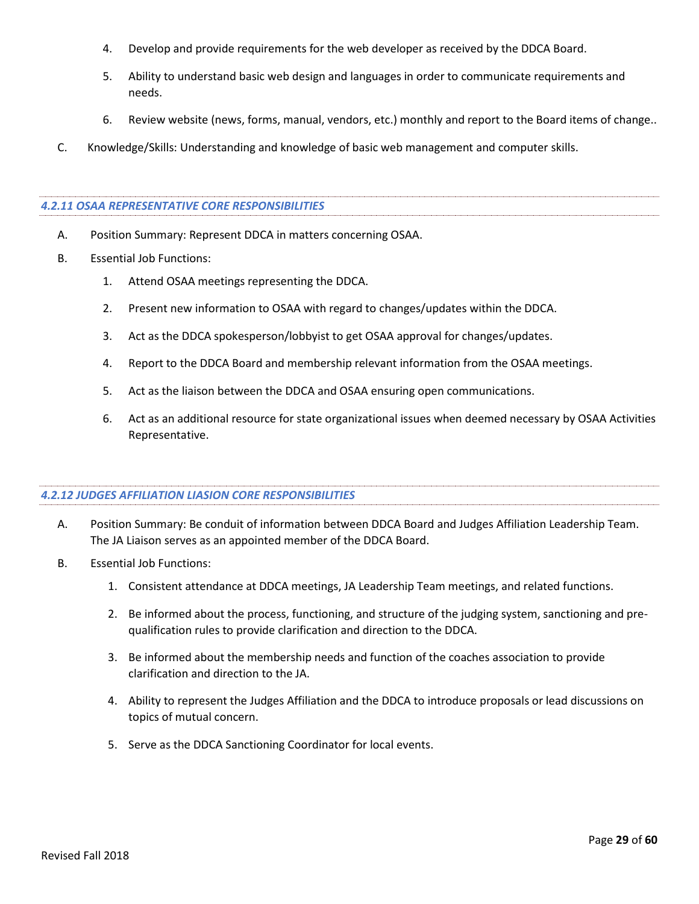4. Develop and provide requirements for the web developer as received by the DDCA Board.

5. Ability to understand basic web design and languages in order to communicate requirements and needs.

6. Review website (news, forms, manual, vendors, etc.) monthly and report to the Board items of change..

C. Knowledge/Skills: Understanding and knowledge of basic web management and computer skills.

#### *4.2.11 OSAA REPRESENTATIVE CORE RESPONSIBILITIES*

A. Position Summary: Represent DDCA in matters concerning OSAA.

B. Essential Job Functions:

1. Attend OSAA meetings representing the DDCA.

2. Present new information to OSAA with regard to changes/updates within the DDCA.

3. Act as the DDCA spokesperson/lobbyist to get OSAA approval for changes/updates.

4. Report to the DDCA Board and membership relevant information from the OSAA meetings.

5. Act as the liaison between the DDCA and OSAA ensuring open communications.

6. Act as an additional resource for state organizational issues when deemed necessary by OSAA Activities Representative.

#### *4.2.12 JUDGES AFFILIATION LIASION CORE RESPONSIBILITIES*

A. Position Summary: Be conduit of information between DDCA Board and Judges Affiliation Leadership Team. The JA Liaison serves as an appointed member of the DDCA Board.

B. Essential Job Functions:

1. Consistent attendance at DDCA meetings, JA Leadership Team meetings, and related functions.

2. Be informed about the process, functioning, and structure of the judging system, sanctioning and pre-qualification rules to provide clarification and direction to the DDCA.

3. Be informed about the membership needs and function of the coaches association to provide clarification and direction to the JA.

4. Ability to represent the Judges Affiliation and the DDCA to introduce proposals or lead discussions on topics of mutual concern.

5. Serve as the DDCA Sanctioning Coordinator for local events.

Revised Fall 2018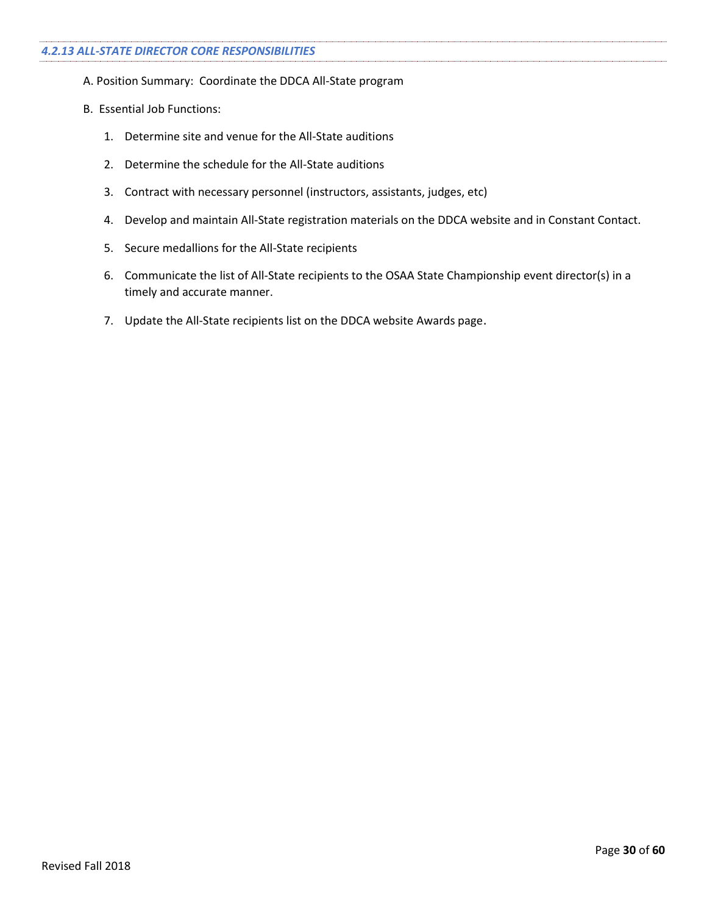#### *4.2.13 ALL-STATE DIRECTOR CORE RESPONSIBILITIES*

A. Position Summary: Coordinate the DDCA All-State program

B. Essential Job Functions:

1. Determine site and venue for the All-State auditions
2. Determine the schedule for the All-State auditions
3. Contract with necessary personnel (instructors, assistants, judges, etc)
4. Develop and maintain All-State registration materials on the DDCA website and in Constant Contact.
5. Secure medallions for the All-State recipients
6. Communicate the list of All-State recipients to the OSAA State Championship event director(s) in a timely and accurate manner.
7. Update the All-State recipients list on the DDCA website Awards page.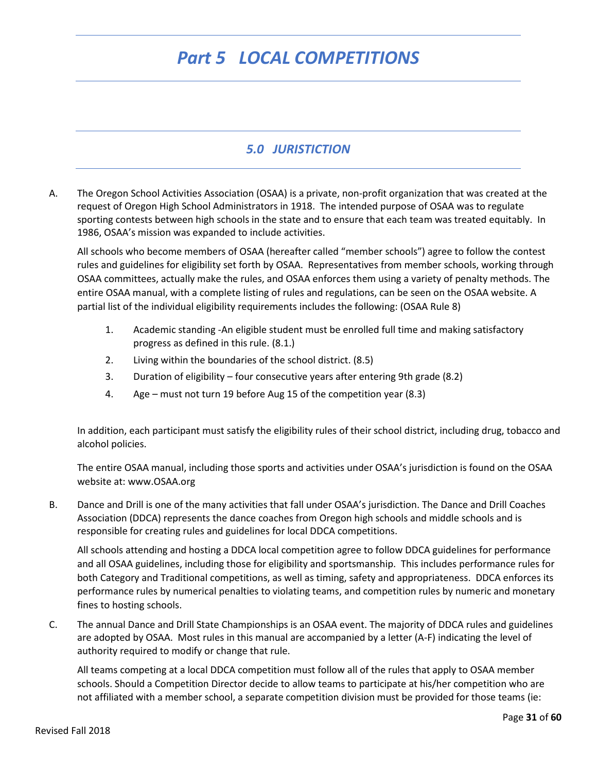# *Part 5 LOCAL COMPETITIONS*

## *5.0 JURISTICTION*

A. The Oregon School Activities Association (OSAA) is a private, non-profit organization that was created at the request of Oregon High School Administrators in 1918. The intended purpose of OSAA was to regulate sporting contests between high schools in the state and to ensure that each team was treated equitably. In 1986, OSAA's mission was expanded to include activities.

   All schools who become members of OSAA (hereafter called "member schools") agree to follow the contest rules and guidelines for eligibility set forth by OSAA. Representatives from member schools, working through OSAA committees, actually make the rules, and OSAA enforces them using a variety of penalty methods. The entire OSAA manual, with a complete listing of rules and regulations, can be seen on the OSAA website. A partial list of the individual eligibility requirements includes the following: (OSAA Rule 8)

   1. Academic standing -An eligible student must be enrolled full time and making satisfactory progress as defined in this rule. (8.1.)
   2. Living within the boundaries of the school district. (8.5)
   3. Duration of eligibility – four consecutive years after entering 9th grade (8.2)
   4. Age – must not turn 19 before Aug 15 of the competition year (8.3)

   In addition, each participant must satisfy the eligibility rules of their school district, including drug, tobacco and alcohol policies.

   The entire OSAA manual, including those sports and activities under OSAA's jurisdiction is found on the OSAA website at: www.OSAA.org

B. Dance and Drill is one of the many activities that fall under OSAA's jurisdiction. The Dance and Drill Coaches Association (DDCA) represents the dance coaches from Oregon high schools and middle schools and is responsible for creating rules and guidelines for local DDCA competitions.

   All schools attending and hosting a DDCA local competition agree to follow DDCA guidelines for performance and all OSAA guidelines, including those for eligibility and sportsmanship. This includes performance rules for both Category and Traditional competitions, as well as timing, safety and appropriateness. DDCA enforces its performance rules by numerical penalties to violating teams, and competition rules by numeric and monetary fines to hosting schools.

C. The annual Dance and Drill State Championships is an OSAA event. The majority of DDCA rules and guidelines are adopted by OSAA. Most rules in this manual are accompanied by a letter (A-F) indicating the level of authority required to modify or change that rule.

   All teams competing at a local DDCA competition must follow all of the rules that apply to OSAA member schools. Should a Competition Director decide to allow teams to participate at his/her competition who are not affiliated with a member school, a separate competition division must be provided for those teams (ie: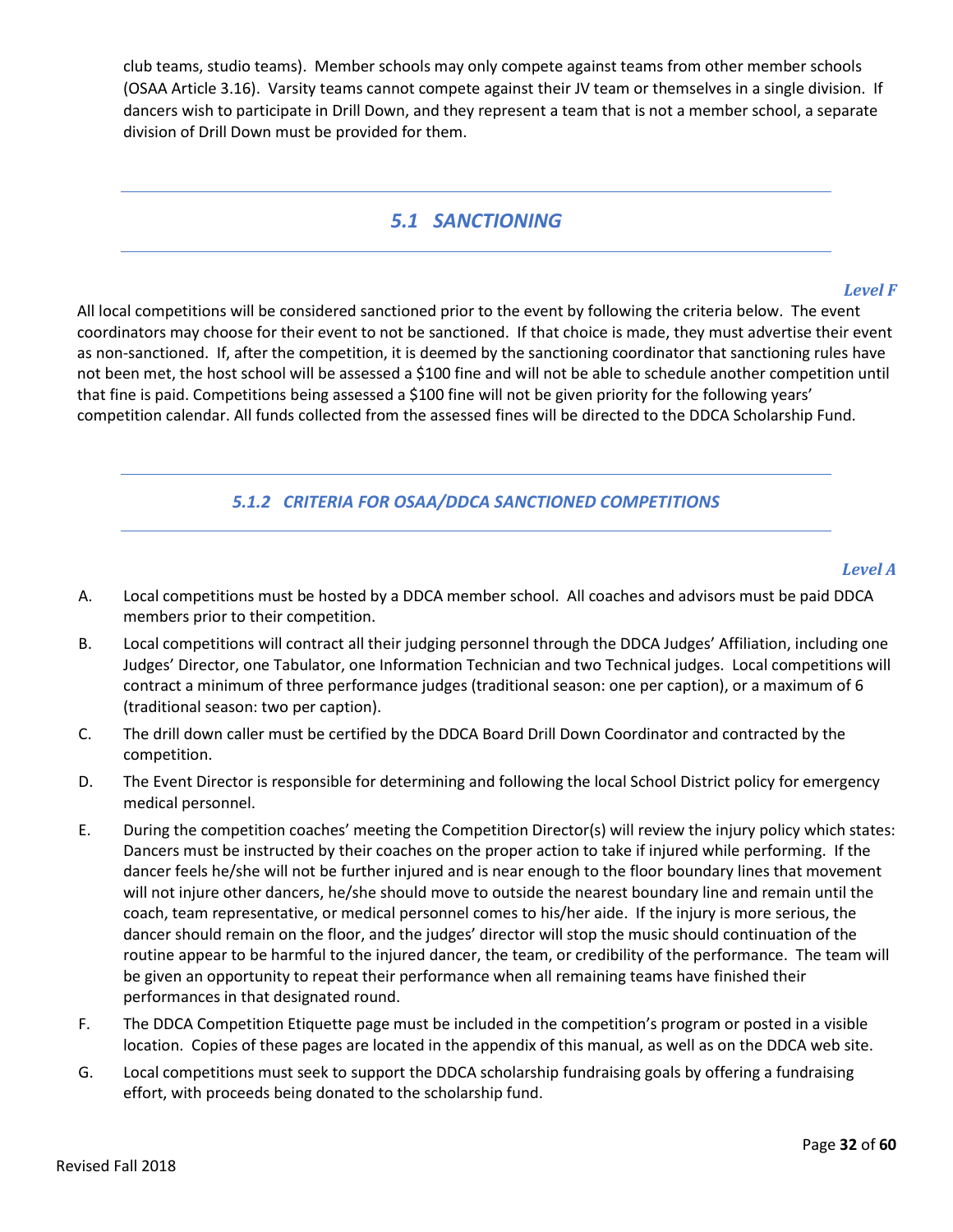club teams, studio teams). Member schools may only compete against teams from other member schools (OSAA Article 3.16). Varsity teams cannot compete against their JV team or themselves in a single division. If dancers wish to participate in Drill Down, and they represent a team that is not a member school, a separate division of Drill Down must be provided for them.

## *5.1 SANCTIONING*

***Level F***

All local competitions will be considered sanctioned prior to the event by following the criteria below. The event coordinators may choose for their event to not be sanctioned. If that choice is made, they must advertise their event as non-sanctioned. If, after the competition, it is deemed by the sanctioning coordinator that sanctioning rules have not been met, the host school will be assessed a $100 fine and will not be able to schedule another competition until that fine is paid. Competitions being assessed a $100 fine will not be given priority for the following years' competition calendar. All funds collected from the assessed fines will be directed to the DDCA Scholarship Fund.

### *5.1.2 CRITERIA FOR OSAA/DDCA SANCTIONED COMPETITIONS*

***Level A***

A. Local competitions must be hosted by a DDCA member school. All coaches and advisors must be paid DDCA members prior to their competition.

B. Local competitions will contract all their judging personnel through the DDCA Judges' Affiliation, including one Judges' Director, one Tabulator, one Information Technician and two Technical judges. Local competitions will contract a minimum of three performance judges (traditional season: one per caption), or a maximum of 6 (traditional season: two per caption).

C. The drill down caller must be certified by the DDCA Board Drill Down Coordinator and contracted by the competition.

D. The Event Director is responsible for determining and following the local School District policy for emergency medical personnel.

E. During the competition coaches' meeting the Competition Director(s) will review the injury policy which states: Dancers must be instructed by their coaches on the proper action to take if injured while performing. If the dancer feels he/she will not be further injured and is near enough to the floor boundary lines that movement will not injure other dancers, he/she should move to outside the nearest boundary line and remain until the coach, team representative, or medical personnel comes to his/her aide. If the injury is more serious, the dancer should remain on the floor, and the judges' director will stop the music should continuation of the routine appear to be harmful to the injured dancer, the team, or credibility of the performance. The team will be given an opportunity to repeat their performance when all remaining teams have finished their performances in that designated round.

F. The DDCA Competition Etiquette page must be included in the competition's program or posted in a visible location. Copies of these pages are located in the appendix of this manual, as well as on the DDCA web site.

G. Local competitions must seek to support the DDCA scholarship fundraising goals by offering a fundraising effort, with proceeds being donated to the scholarship fund.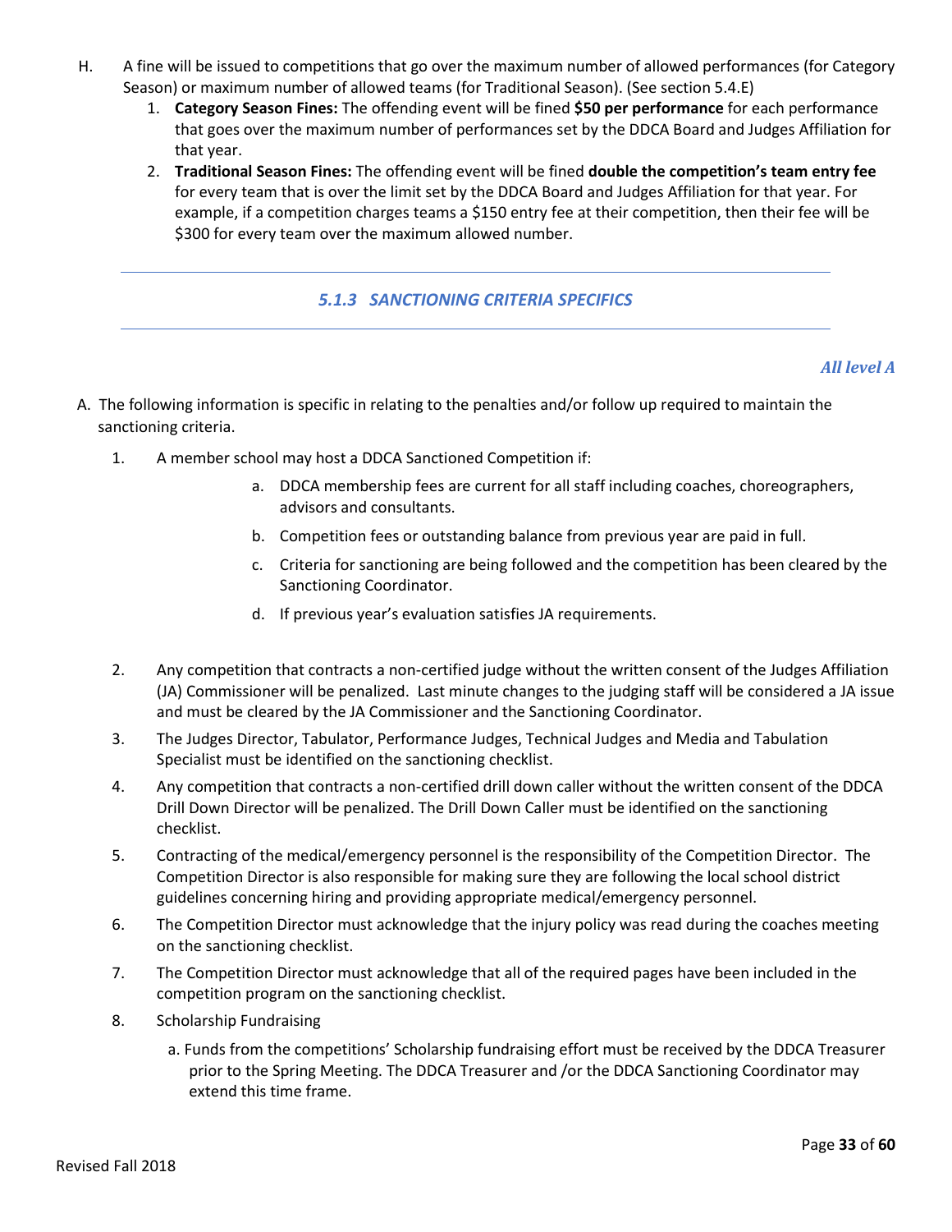H. A fine will be issued to competitions that go over the maximum number of allowed performances (for Category Season) or maximum number of allowed teams (for Traditional Season). (See section 5.4.E)
   1. **Category Season Fines:** The offending event will be fined **$50 per performance** for each performance that goes over the maximum number of performances set by the DDCA Board and Judges Affiliation for that year.
   2. **Traditional Season Fines:** The offending event will be fined **double the competition's team entry fee** for every team that is over the limit set by the DDCA Board and Judges Affiliation for that year. For example, if a competition charges teams a $150 entry fee at their competition, then their fee will be $300 for every team over the maximum allowed number.

### *5.1.3 SANCTIONING CRITERIA SPECIFICS*

*All level A*

A. The following information is specific in relating to the penalties and/or follow up required to maintain the sanctioning criteria.

   1. A member school may host a DDCA Sanctioned Competition if:
      a. DDCA membership fees are current for all staff including coaches, choreographers, advisors and consultants.
      b. Competition fees or outstanding balance from previous year are paid in full.
      c. Criteria for sanctioning are being followed and the competition has been cleared by the Sanctioning Coordinator.
      d. If previous year's evaluation satisfies JA requirements.
   2. Any competition that contracts a non-certified judge without the written consent of the Judges Affiliation (JA) Commissioner will be penalized. Last minute changes to the judging staff will be considered a JA issue and must be cleared by the JA Commissioner and the Sanctioning Coordinator.
   3. The Judges Director, Tabulator, Performance Judges, Technical Judges and Media and Tabulation Specialist must be identified on the sanctioning checklist.
   4. Any competition that contracts a non-certified drill down caller without the written consent of the DDCA Drill Down Director will be penalized. The Drill Down Caller must be identified on the sanctioning checklist.
   5. Contracting of the medical/emergency personnel is the responsibility of the Competition Director. The Competition Director is also responsible for making sure they are following the local school district guidelines concerning hiring and providing appropriate medical/emergency personnel.
   6. The Competition Director must acknowledge that the injury policy was read during the coaches meeting on the sanctioning checklist.
   7. The Competition Director must acknowledge that all of the required pages have been included in the competition program on the sanctioning checklist.
   8. Scholarship Fundraising
      a. Funds from the competitions' Scholarship fundraising effort must be received by the DDCA Treasurer prior to the Spring Meeting. The DDCA Treasurer and /or the DDCA Sanctioning Coordinator may extend this time frame.

Revised Fall 2018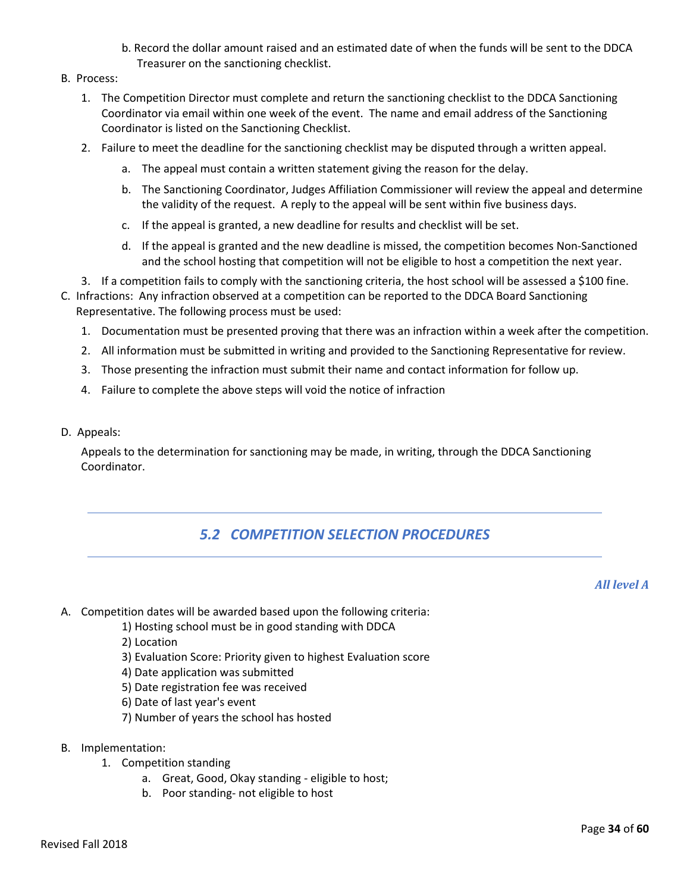b. Record the dollar amount raised and an estimated date of when the funds will be sent to the DDCA Treasurer on the sanctioning checklist.

B. Process:

1. The Competition Director must complete and return the sanctioning checklist to the DDCA Sanctioning Coordinator via email within one week of the event. The name and email address of the Sanctioning Coordinator is listed on the Sanctioning Checklist.
2. Failure to meet the deadline for the sanctioning checklist may be disputed through a written appeal.
    a. The appeal must contain a written statement giving the reason for the delay.
    b. The Sanctioning Coordinator, Judges Affiliation Commissioner will review the appeal and determine the validity of the request. A reply to the appeal will be sent within five business days.
    c. If the appeal is granted, a new deadline for results and checklist will be set.
    d. If the appeal is granted and the new deadline is missed, the competition becomes Non-Sanctioned and the school hosting that competition will not be eligible to host a competition the next year.
3. If a competition fails to comply with the sanctioning criteria, the host school will be assessed a $100 fine.

C. Infractions: Any infraction observed at a competition can be reported to the DDCA Board Sanctioning Representative. The following process must be used:

1. Documentation must be presented proving that there was an infraction within a week after the competition.
2. All information must be submitted in writing and provided to the Sanctioning Representative for review.
3. Those presenting the infraction must submit their name and contact information for follow up.
4. Failure to complete the above steps will void the notice of infraction

D. Appeals:

Appeals to the determination for sanctioning may be made, in writing, through the DDCA Sanctioning Coordinator.

## *5.2 COMPETITION SELECTION PROCEDURES*

***All level A***

A. Competition dates will be awarded based upon the following criteria:

1) Hosting school must be in good standing with DDCA
2) Location
3) Evaluation Score: Priority given to highest Evaluation score
4) Date application was submitted
5) Date registration fee was received
6) Date of last year's event
7) Number of years the school has hosted

B. Implementation:

1. Competition standing
    a. Great, Good, Okay standing - eligible to host;
    b. Poor standing- not eligible to host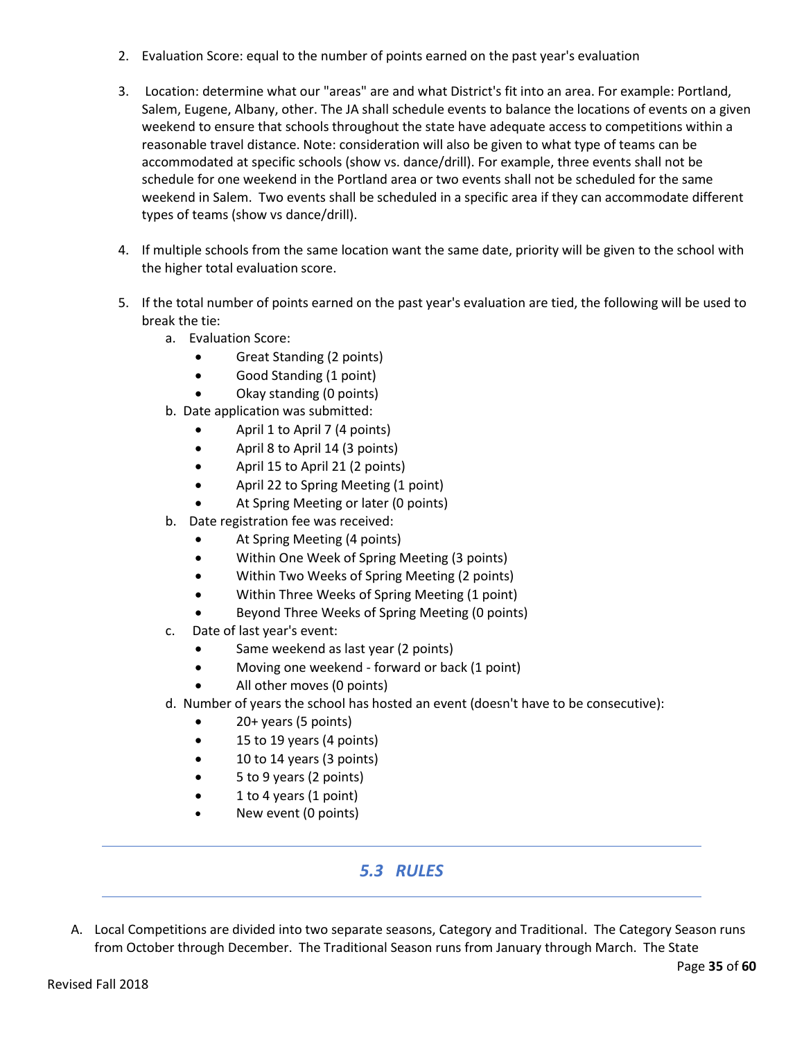2. Evaluation Score: equal to the number of points earned on the past year's evaluation

3. Location: determine what our "areas" are and what District's fit into an area. For example: Portland, Salem, Eugene, Albany, other. The JA shall schedule events to balance the locations of events on a given weekend to ensure that schools throughout the state have adequate access to competitions within a reasonable travel distance. Note: consideration will also be given to what type of teams can be accommodated at specific schools (show vs. dance/drill). For example, three events shall not be schedule for one weekend in the Portland area or two events shall not be scheduled for the same weekend in Salem. Two events shall be scheduled in a specific area if they can accommodate different types of teams (show vs dance/drill).

4. If multiple schools from the same location want the same date, priority will be given to the school with the higher total evaluation score.

5. If the total number of points earned on the past year's evaluation are tied, the following will be used to break the tie:
   a. Evaluation Score:
      - Great Standing (2 points)
      - Good Standing (1 point)
      - Okay standing (0 points)
   
   b. Date application was submitted:
      - April 1 to April 7 (4 points)
      - April 8 to April 14 (3 points)
      - April 15 to April 21 (2 points)
      - April 22 to Spring Meeting (1 point)
      - At Spring Meeting or later (0 points)
   
   b. Date registration fee was received:
      - At Spring Meeting (4 points)
      - Within One Week of Spring Meeting (3 points)
      - Within Two Weeks of Spring Meeting (2 points)
      - Within Three Weeks of Spring Meeting (1 point)
      - Beyond Three Weeks of Spring Meeting (0 points)
   
   c. Date of last year's event:
      - Same weekend as last year (2 points)
      - Moving one weekend - forward or back (1 point)
      - All other moves (0 points)
   
   d. Number of years the school has hosted an event (doesn't have to be consecutive):
      - 20+ years (5 points)
      - 15 to 19 years (4 points)
      - 10 to 14 years (3 points)
      - 5 to 9 years (2 points)
      - 1 to 4 years (1 point)
      - New event (0 points)

## *5.3 RULES*

A. Local Competitions are divided into two separate seasons, Category and Traditional. The Category Season runs from October through December. The Traditional Season runs from January through March. The State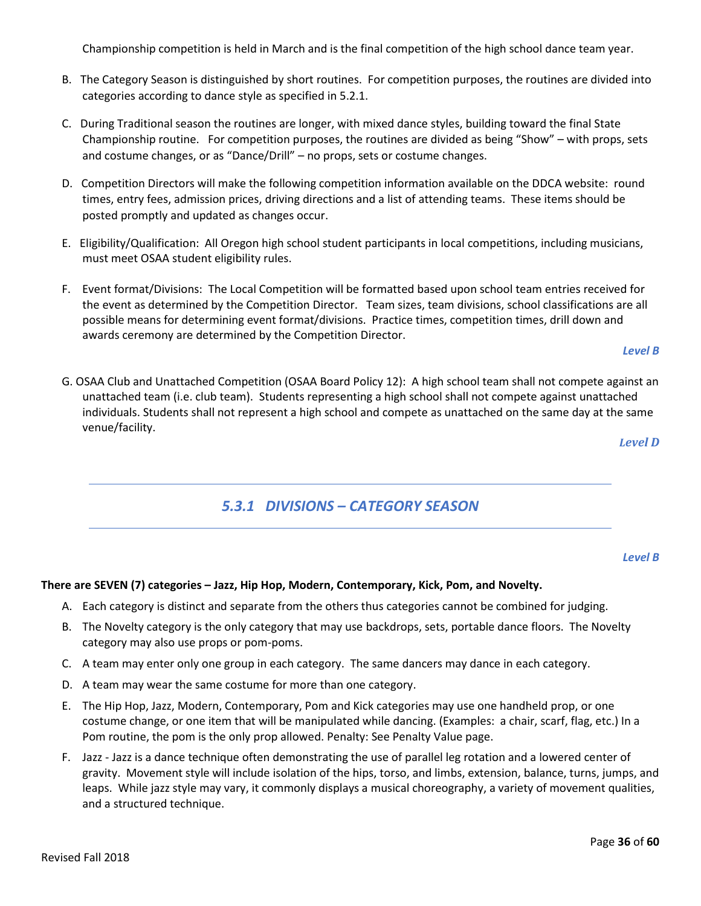Championship competition is held in March and is the final competition of the high school dance team year.

B. The Category Season is distinguished by short routines. For competition purposes, the routines are divided into categories according to dance style as specified in 5.2.1.

C. During Traditional season the routines are longer, with mixed dance styles, building toward the final State Championship routine. For competition purposes, the routines are divided as being "Show" – with props, sets and costume changes, or as "Dance/Drill" – no props, sets or costume changes.

D. Competition Directors will make the following competition information available on the DDCA website: round times, entry fees, admission prices, driving directions and a list of attending teams. These items should be posted promptly and updated as changes occur.

E. Eligibility/Qualification: All Oregon high school student participants in local competitions, including musicians, must meet OSAA student eligibility rules.

F. Event format/Divisions: The Local Competition will be formatted based upon school team entries received for the event as determined by the Competition Director. Team sizes, team divisions, school classifications are all possible means for determining event format/divisions. Practice times, competition times, drill down and awards ceremony are determined by the Competition Director.

***Level B***

G. OSAA Club and Unattached Competition (OSAA Board Policy 12): A high school team shall not compete against an unattached team (i.e. club team). Students representing a high school shall not compete against unattached individuals. Students shall not represent a high school and compete as unattached on the same day at the same venue/facility.

***Level D***

## *5.3.1 DIVISIONS – CATEGORY SEASON*

***Level B***

**There are SEVEN (7) categories – Jazz, Hip Hop, Modern, Contemporary, Kick, Pom, and Novelty.**

A. Each category is distinct and separate from the others thus categories cannot be combined for judging.

B. The Novelty category is the only category that may use backdrops, sets, portable dance floors. The Novelty category may also use props or pom-poms.

C. A team may enter only one group in each category. The same dancers may dance in each category.

D. A team may wear the same costume for more than one category.

E. The Hip Hop, Jazz, Modern, Contemporary, Pom and Kick categories may use one handheld prop, or one costume change, or one item that will be manipulated while dancing. (Examples: a chair, scarf, flag, etc.) In a Pom routine, the pom is the only prop allowed. Penalty: See Penalty Value page.

F. Jazz - Jazz is a dance technique often demonstrating the use of parallel leg rotation and a lowered center of gravity. Movement style will include isolation of the hips, torso, and limbs, extension, balance, turns, jumps, and leaps. While jazz style may vary, it commonly displays a musical choreography, a variety of movement qualities, and a structured technique.

Revised Fall 2018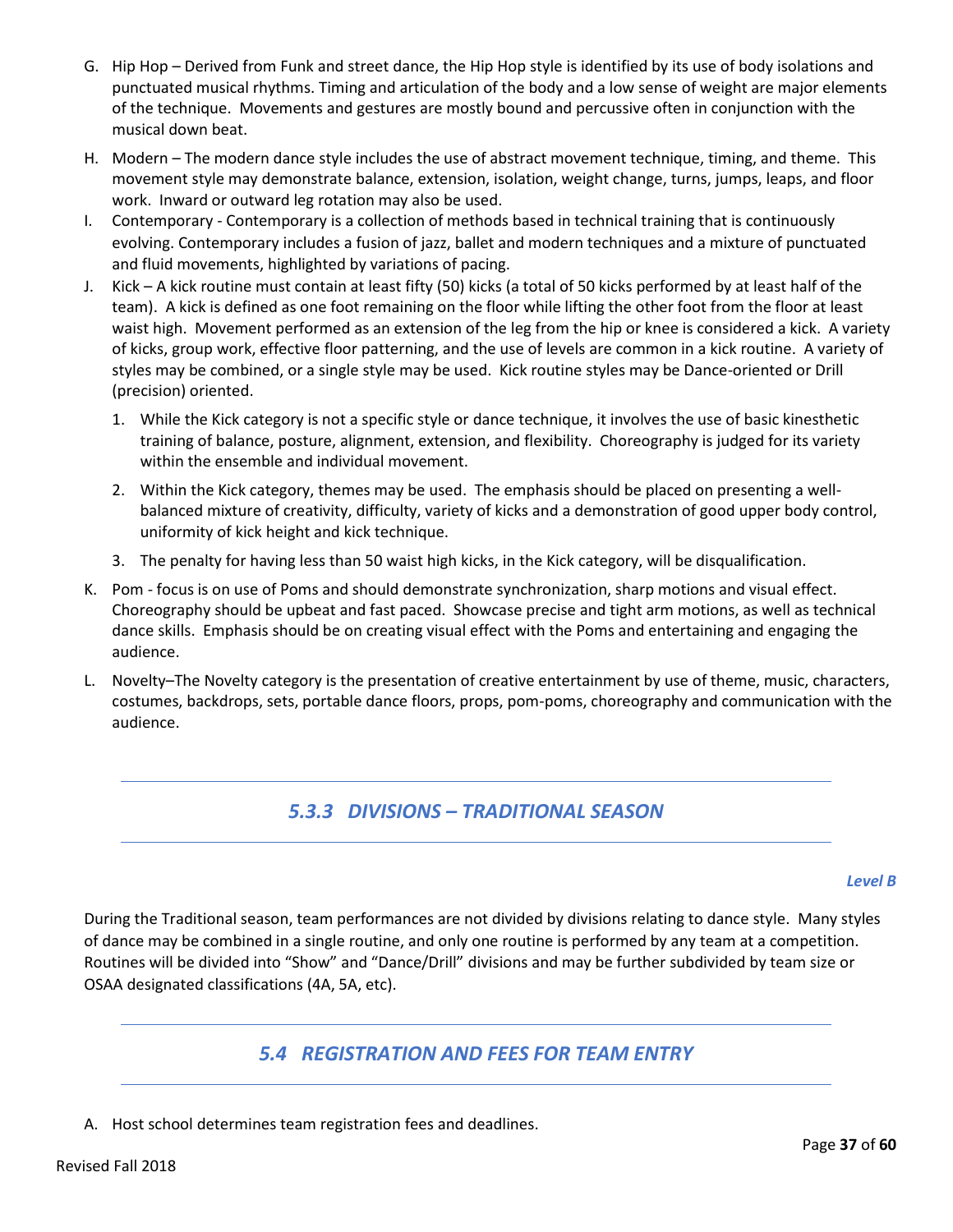G. Hip Hop – Derived from Funk and street dance, the Hip Hop style is identified by its use of body isolations and punctuated musical rhythms. Timing and articulation of the body and a low sense of weight are major elements of the technique. Movements and gestures are mostly bound and percussive often in conjunction with the musical down beat.

H. Modern – The modern dance style includes the use of abstract movement technique, timing, and theme. This movement style may demonstrate balance, extension, isolation, weight change, turns, jumps, leaps, and floor work. Inward or outward leg rotation may also be used.

I. Contemporary - Contemporary is a collection of methods based in technical training that is continuously evolving. Contemporary includes a fusion of jazz, ballet and modern techniques and a mixture of punctuated and fluid movements, highlighted by variations of pacing.

J. Kick – A kick routine must contain at least fifty (50) kicks (a total of 50 kicks performed by at least half of the team). A kick is defined as one foot remaining on the floor while lifting the other foot from the floor at least waist high. Movement performed as an extension of the leg from the hip or knee is considered a kick. A variety of kicks, group work, effective floor patterning, and the use of levels are common in a kick routine. A variety of styles may be combined, or a single style may be used. Kick routine styles may be Dance-oriented or Drill (precision) oriented.

   1. While the Kick category is not a specific style or dance technique, it involves the use of basic kinesthetic training of balance, posture, alignment, extension, and flexibility. Choreography is judged for its variety within the ensemble and individual movement.
   2. Within the Kick category, themes may be used. The emphasis should be placed on presenting a well-balanced mixture of creativity, difficulty, variety of kicks and a demonstration of good upper body control, uniformity of kick height and kick technique.
   3. The penalty for having less than 50 waist high kicks, in the Kick category, will be disqualification.

K. Pom - focus is on use of Poms and should demonstrate synchronization, sharp motions and visual effect. Choreography should be upbeat and fast paced. Showcase precise and tight arm motions, as well as technical dance skills. Emphasis should be on creating visual effect with the Poms and entertaining and engaging the audience.

L. Novelty–The Novelty category is the presentation of creative entertainment by use of theme, music, characters, costumes, backdrops, sets, portable dance floors, props, pom-poms, choreography and communication with the audience.

## *5.3.3 DIVISIONS – TRADITIONAL SEASON*

***Level B***

During the Traditional season, team performances are not divided by divisions relating to dance style. Many styles of dance may be combined in a single routine, and only one routine is performed by any team at a competition. Routines will be divided into "Show" and "Dance/Drill" divisions and may be further subdivided by team size or OSAA designated classifications (4A, 5A, etc).

## *5.4 REGISTRATION AND FEES FOR TEAM ENTRY*

A. Host school determines team registration fees and deadlines.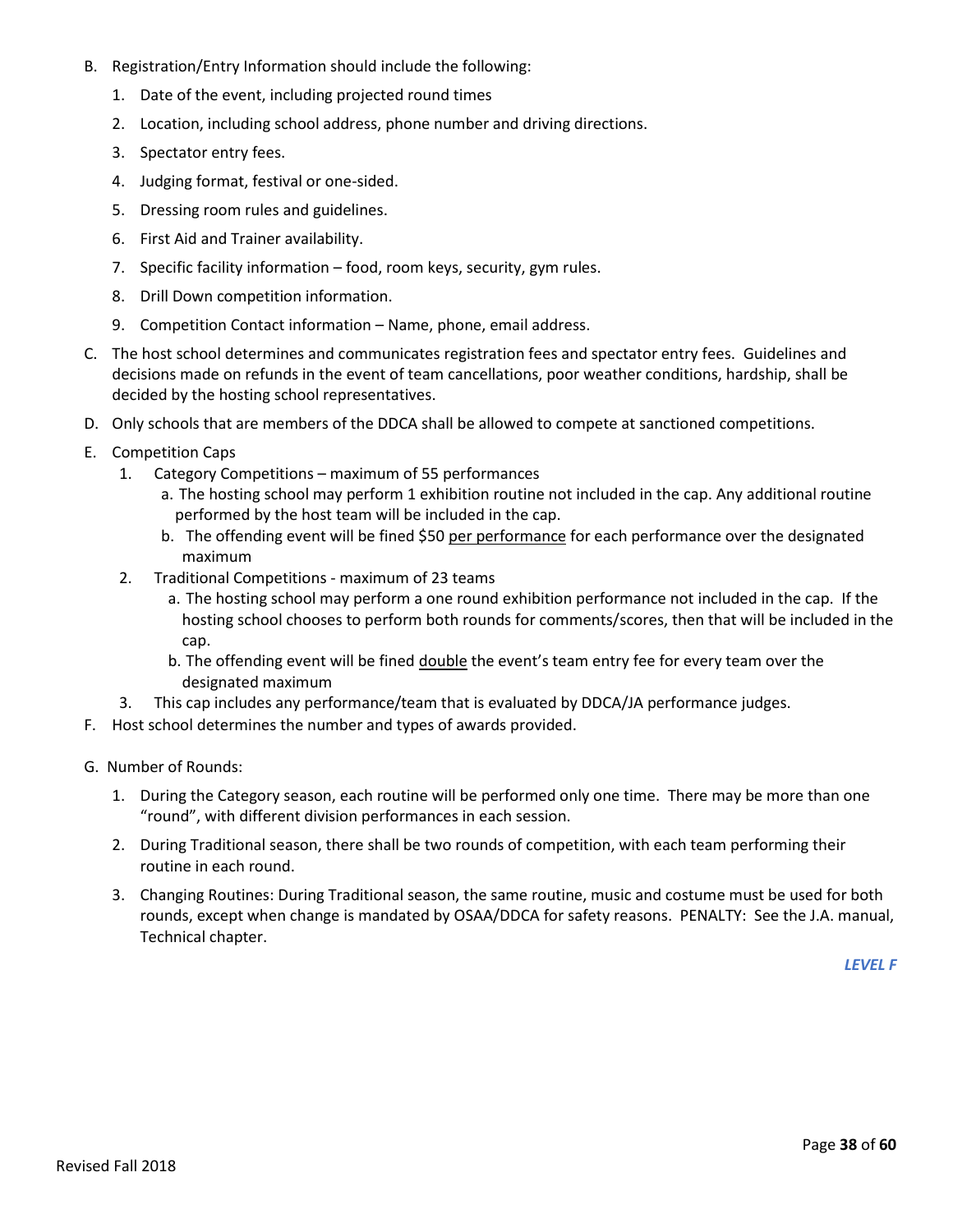B. Registration/Entry Information should include the following:
   1. Date of the event, including projected round times
   2. Location, including school address, phone number and driving directions.
   3. Spectator entry fees.
   4. Judging format, festival or one-sided.
   5. Dressing room rules and guidelines.
   6. First Aid and Trainer availability.
   7. Specific facility information – food, room keys, security, gym rules.
   8. Drill Down competition information.
   9. Competition Contact information – Name, phone, email address.

C. The host school determines and communicates registration fees and spectator entry fees. Guidelines and decisions made on refunds in the event of team cancellations, poor weather conditions, hardship, shall be decided by the hosting school representatives.

D. Only schools that are members of the DDCA shall be allowed to compete at sanctioned competitions.

E. Competition Caps
   1. Category Competitions – maximum of 55 performances
      a. The hosting school may perform 1 exhibition routine not included in the cap. Any additional routine performed by the host team will be included in the cap.
      b. The offending event will be fined $50 <u>per performance</u> for each performance over the designated maximum
   2. Traditional Competitions - maximum of 23 teams
      a. The hosting school may perform a one round exhibition performance not included in the cap. If the hosting school chooses to perform both rounds for comments/scores, then that will be included in the cap.
      b. The offending event will be fined <u>double</u> the event's team entry fee for every team over the designated maximum
   3. This cap includes any performance/team that is evaluated by DDCA/JA performance judges.

F. Host school determines the number and types of awards provided.

G. Number of Rounds:
   1. During the Category season, each routine will be performed only one time. There may be more than one "round", with different division performances in each session.
   2. During Traditional season, there shall be two rounds of competition, with each team performing their routine in each round.
   3. Changing Routines: During Traditional season, the same routine, music and costume must be used for both rounds, except when change is mandated by OSAA/DDCA for safety reasons. PENALTY: See the J.A. manual, Technical chapter.

***LEVEL F***

Revised Fall 2018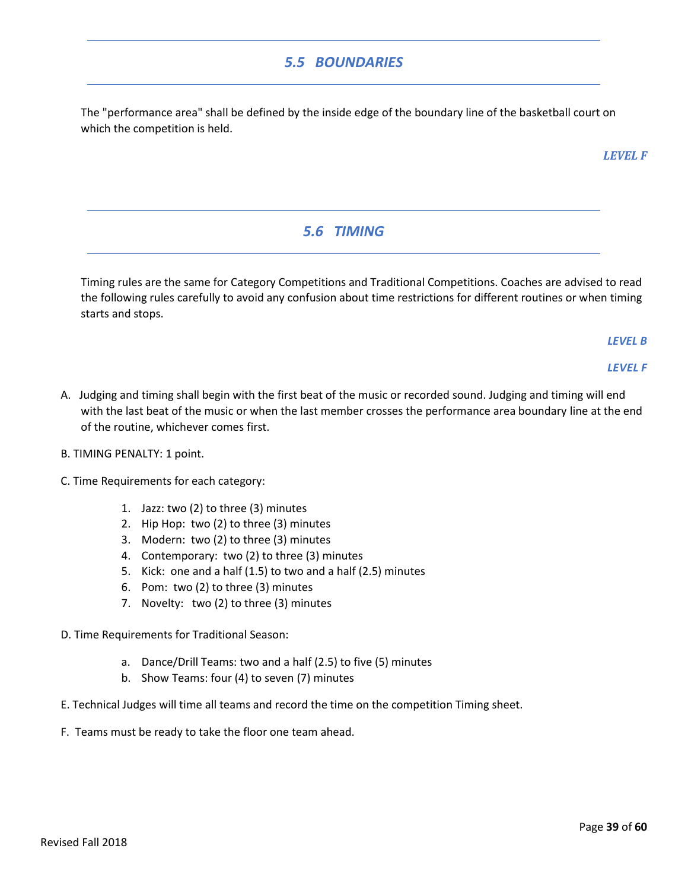## *5.5 BOUNDARIES*

The "performance area" shall be defined by the inside edge of the boundary line of the basketball court on which the competition is held.

***LEVEL F***

## *5.6 TIMING*

Timing rules are the same for Category Competitions and Traditional Competitions. Coaches are advised to read the following rules carefully to avoid any confusion about time restrictions for different routines or when timing starts and stops.

***LEVEL B***

***LEVEL F***

A. Judging and timing shall begin with the first beat of the music or recorded sound. Judging and timing will end with the last beat of the music or when the last member crosses the performance area boundary line at the end of the routine, whichever comes first.

B. TIMING PENALTY: 1 point.

C. Time Requirements for each category:

1. Jazz: two (2) to three (3) minutes
2. Hip Hop: two (2) to three (3) minutes
3. Modern: two (2) to three (3) minutes
4. Contemporary: two (2) to three (3) minutes
5. Kick: one and a half (1.5) to two and a half (2.5) minutes
6. Pom: two (2) to three (3) minutes
7. Novelty: two (2) to three (3) minutes

D. Time Requirements for Traditional Season:

a. Dance/Drill Teams: two and a half (2.5) to five (5) minutes
b. Show Teams: four (4) to seven (7) minutes

E. Technical Judges will time all teams and record the time on the competition Timing sheet.

F. Teams must be ready to take the floor one team ahead.

Revised Fall 2018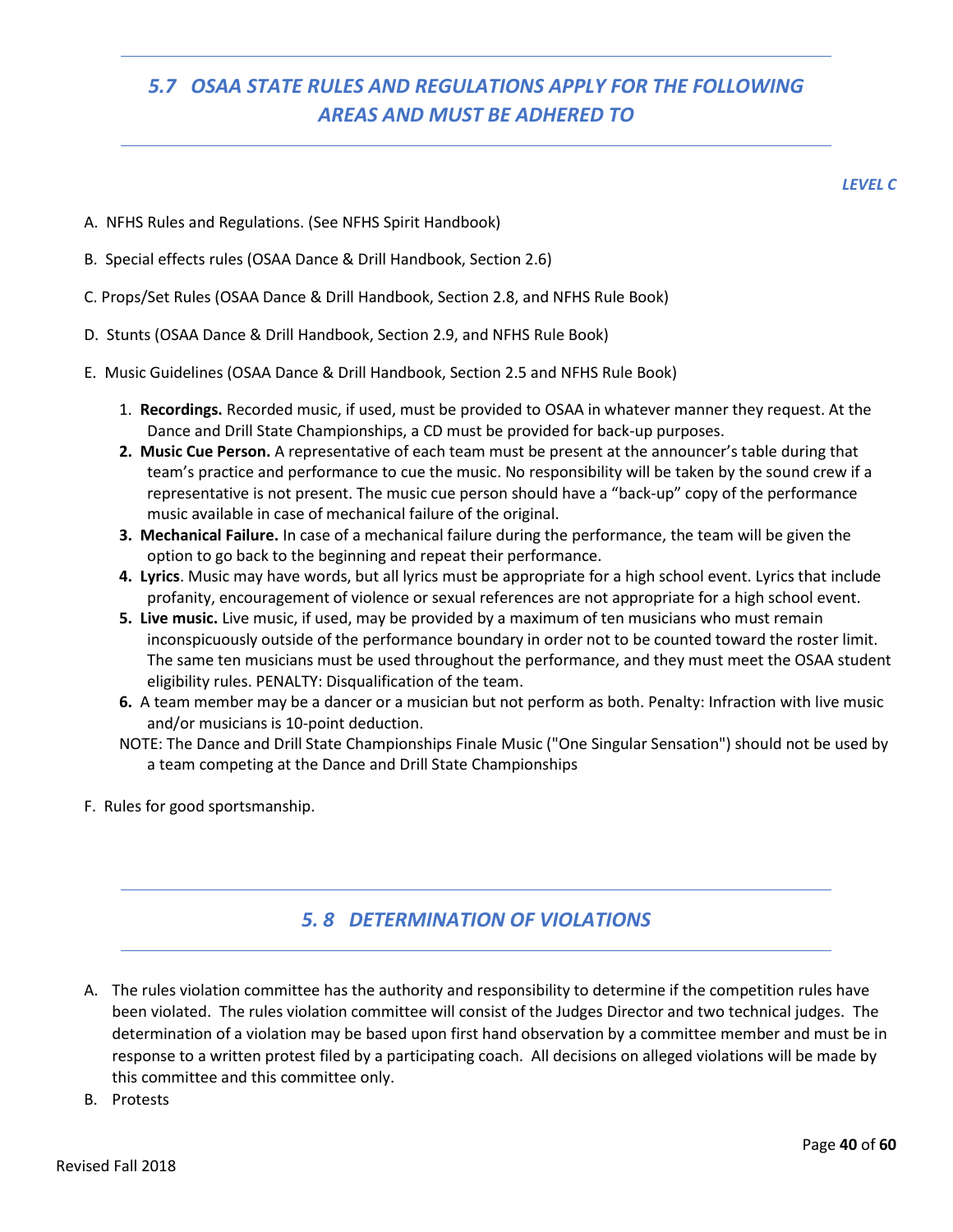## 5.7 OSAA STATE RULES AND REGULATIONS APPLY FOR THE FOLLOWING AREAS AND MUST BE ADHERED TO

*LEVEL C*

A. NFHS Rules and Regulations. (See NFHS Spirit Handbook)

B. Special effects rules (OSAA Dance & Drill Handbook, Section 2.6)

C. Props/Set Rules (OSAA Dance & Drill Handbook, Section 2.8, and NFHS Rule Book)

D. Stunts (OSAA Dance & Drill Handbook, Section 2.9, and NFHS Rule Book)

E. Music Guidelines (OSAA Dance & Drill Handbook, Section 2.5 and NFHS Rule Book)

1. **Recordings.** Recorded music, if used, must be provided to OSAA in whatever manner they request. At the Dance and Drill State Championships, a CD must be provided for back-up purposes.
2. **Music Cue Person.** A representative of each team must be present at the announcer's table during that team's practice and performance to cue the music. No responsibility will be taken by the sound crew if a representative is not present. The music cue person should have a "back-up" copy of the performance music available in case of mechanical failure of the original.
3. **Mechanical Failure.** In case of a mechanical failure during the performance, the team will be given the option to go back to the beginning and repeat their performance.
4. **Lyrics**. Music may have words, but all lyrics must be appropriate for a high school event. Lyrics that include profanity, encouragement of violence or sexual references are not appropriate for a high school event.
5. **Live music.** Live music, if used, may be provided by a maximum of ten musicians who must remain inconspicuously outside of the performance boundary in order not to be counted toward the roster limit. The same ten musicians must be used throughout the performance, and they must meet the OSAA student eligibility rules. PENALTY: Disqualification of the team.
6. A team member may be a dancer or a musician but not perform as both. Penalty: Infraction with live music and/or musicians is 10-point deduction.

NOTE: The Dance and Drill State Championships Finale Music ("One Singular Sensation") should not be used by a team competing at the Dance and Drill State Championships

F. Rules for good sportsmanship.

## 5. 8 DETERMINATION OF VIOLATIONS

A. The rules violation committee has the authority and responsibility to determine if the competition rules have been violated. The rules violation committee will consist of the Judges Director and two technical judges. The determination of a violation may be based upon first hand observation by a committee member and must be in response to a written protest filed by a participating coach. All decisions on alleged violations will be made by this committee and this committee only.

B. Protests

Revised Fall 2018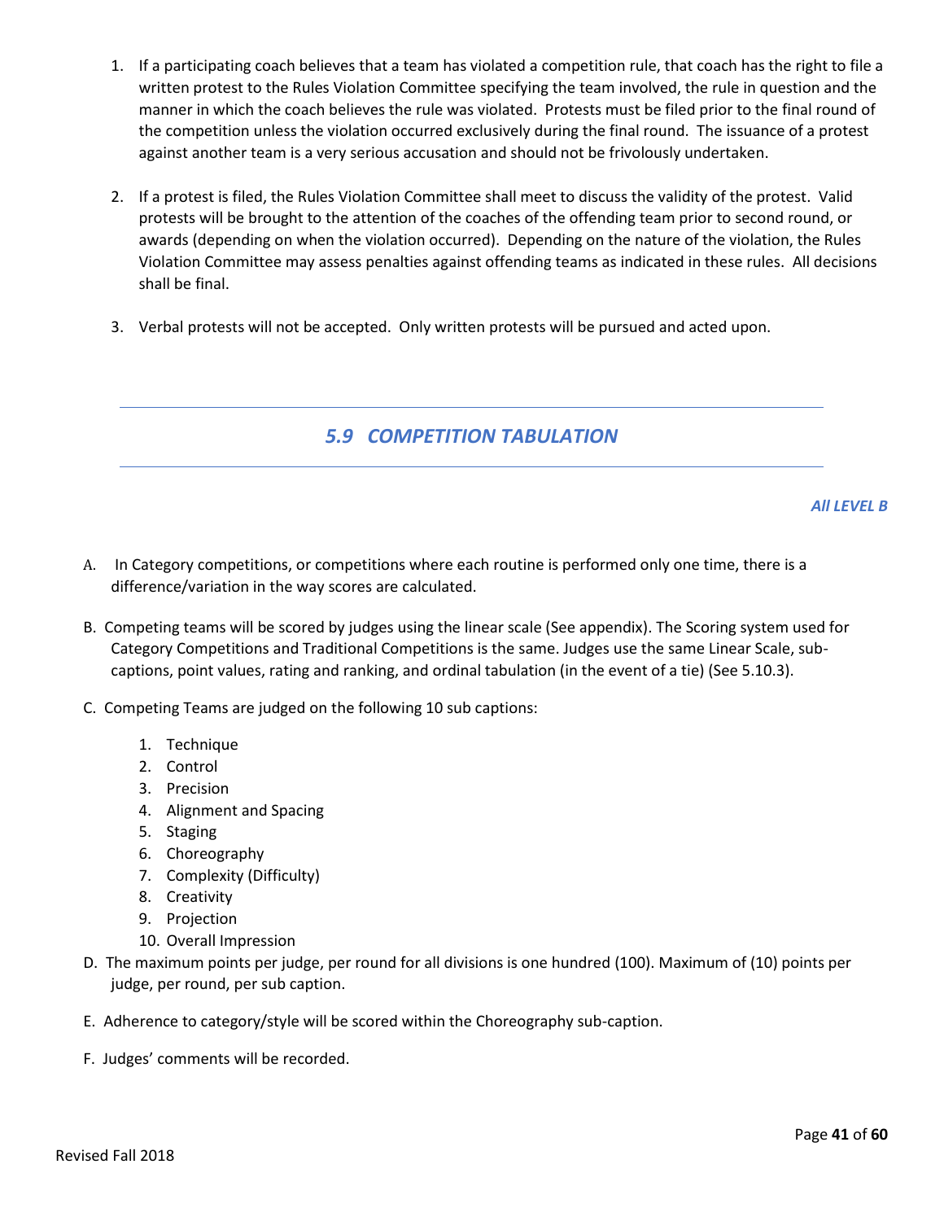1. If a participating coach believes that a team has violated a competition rule, that coach has the right to file a written protest to the Rules Violation Committee specifying the team involved, the rule in question and the manner in which the coach believes the rule was violated. Protests must be filed prior to the final round of the competition unless the violation occurred exclusively during the final round. The issuance of a protest against another team is a very serious accusation and should not be frivolously undertaken.

2. If a protest is filed, the Rules Violation Committee shall meet to discuss the validity of the protest. Valid protests will be brought to the attention of the coaches of the offending team prior to second round, or awards (depending on when the violation occurred). Depending on the nature of the violation, the Rules Violation Committee may assess penalties against offending teams as indicated in these rules. All decisions shall be final.

3. Verbal protests will not be accepted. Only written protests will be pursued and acted upon.

## *5.9 COMPETITION TABULATION*

***All LEVEL B***

A. In Category competitions, or competitions where each routine is performed only one time, there is a difference/variation in the way scores are calculated.

B. Competing teams will be scored by judges using the linear scale (See appendix). The Scoring system used for Category Competitions and Traditional Competitions is the same. Judges use the same Linear Scale, sub-captions, point values, rating and ranking, and ordinal tabulation (in the event of a tie) (See 5.10.3).

C. Competing Teams are judged on the following 10 sub captions:

    1. Technique
    2. Control
    3. Precision
    4. Alignment and Spacing
    5. Staging
    6. Choreography
    7. Complexity (Difficulty)
    8. Creativity
    9. Projection
    10. Overall Impression

D. The maximum points per judge, per round for all divisions is one hundred (100). Maximum of (10) points per judge, per round, per sub caption.

E. Adherence to category/style will be scored within the Choreography sub-caption.

F. Judges' comments will be recorded.

Revised Fall 2018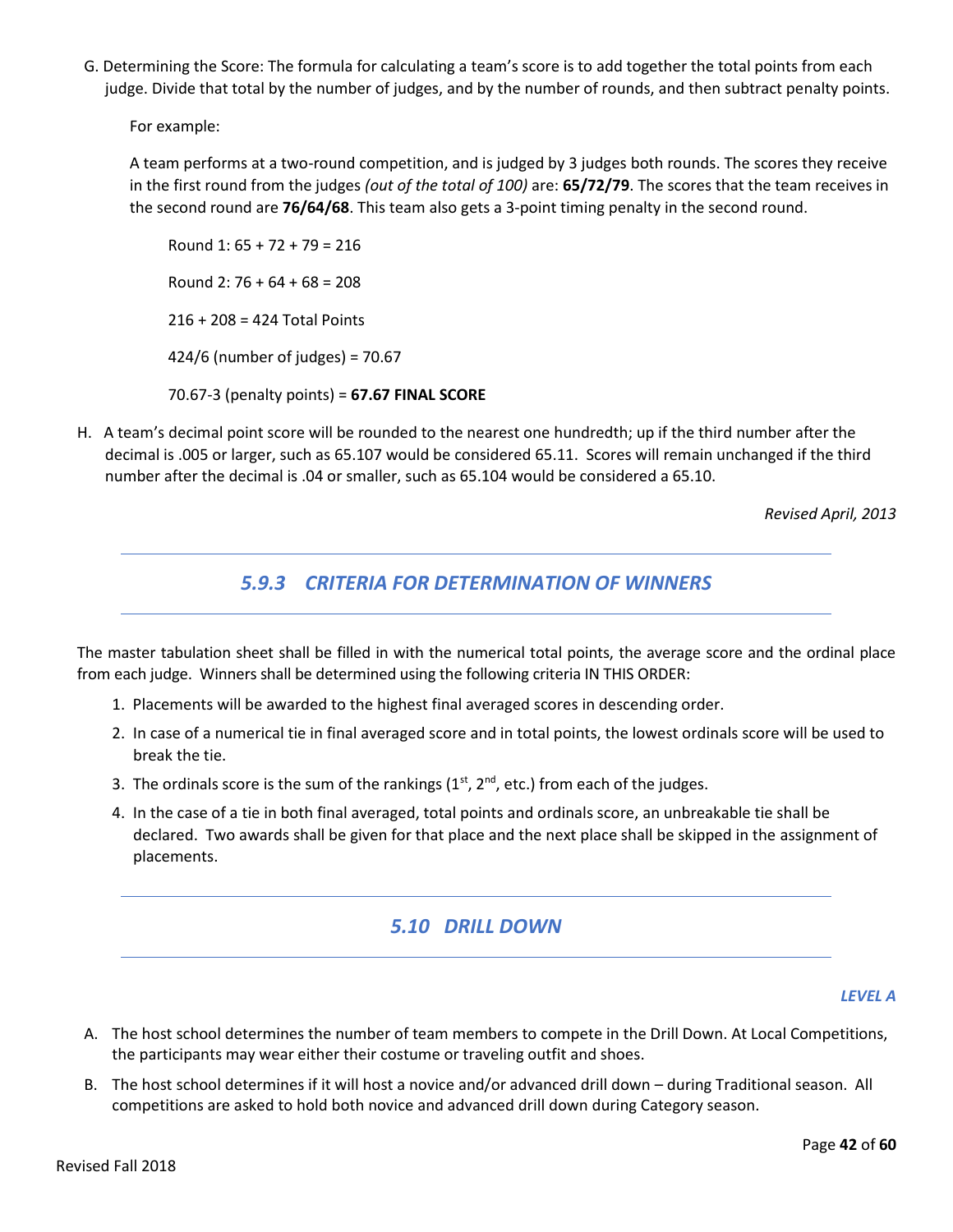G. Determining the Score: The formula for calculating a team's score is to add together the total points from each judge. Divide that total by the number of judges, and by the number of rounds, and then subtract penalty points.

For example:

A team performs at a two-round competition, and is judged by 3 judges both rounds. The scores they receive in the first round from the judges *(out of the total of 100)* are: **65/72/79**. The scores that the team receives in the second round are **76/64/68**. This team also gets a 3-point timing penalty in the second round.

Round 1: 65 + 72 + 79 = 216

Round 2: 76 + 64 + 68 = 208

216 + 208 = 424 Total Points

424/6 (number of judges) = 70.67

70.67-3 (penalty points) = **67.67 FINAL SCORE**

H. A team's decimal point score will be rounded to the nearest one hundredth; up if the third number after the decimal is .005 or larger, such as 65.107 would be considered 65.11. Scores will remain unchanged if the third number after the decimal is .04 or smaller, such as 65.104 would be considered a 65.10.

*Revised April, 2013*

## *5.9.3 CRITERIA FOR DETERMINATION OF WINNERS*

The master tabulation sheet shall be filled in with the numerical total points, the average score and the ordinal place from each judge. Winners shall be determined using the following criteria IN THIS ORDER:

1. Placements will be awarded to the highest final averaged scores in descending order.
2. In case of a numerical tie in final averaged score and in total points, the lowest ordinals score will be used to break the tie.
3. The ordinals score is the sum of the rankings (1st, 2nd, etc.) from each of the judges.
4. In the case of a tie in both final averaged, total points and ordinals score, an unbreakable tie shall be declared. Two awards shall be given for that place and the next place shall be skipped in the assignment of placements.

## *5.10 DRILL DOWN*

***LEVEL A***

A. The host school determines the number of team members to compete in the Drill Down. At Local Competitions, the participants may wear either their costume or traveling outfit and shoes.

B. The host school determines if it will host a novice and/or advanced drill down – during Traditional season. All competitions are asked to hold both novice and advanced drill down during Category season.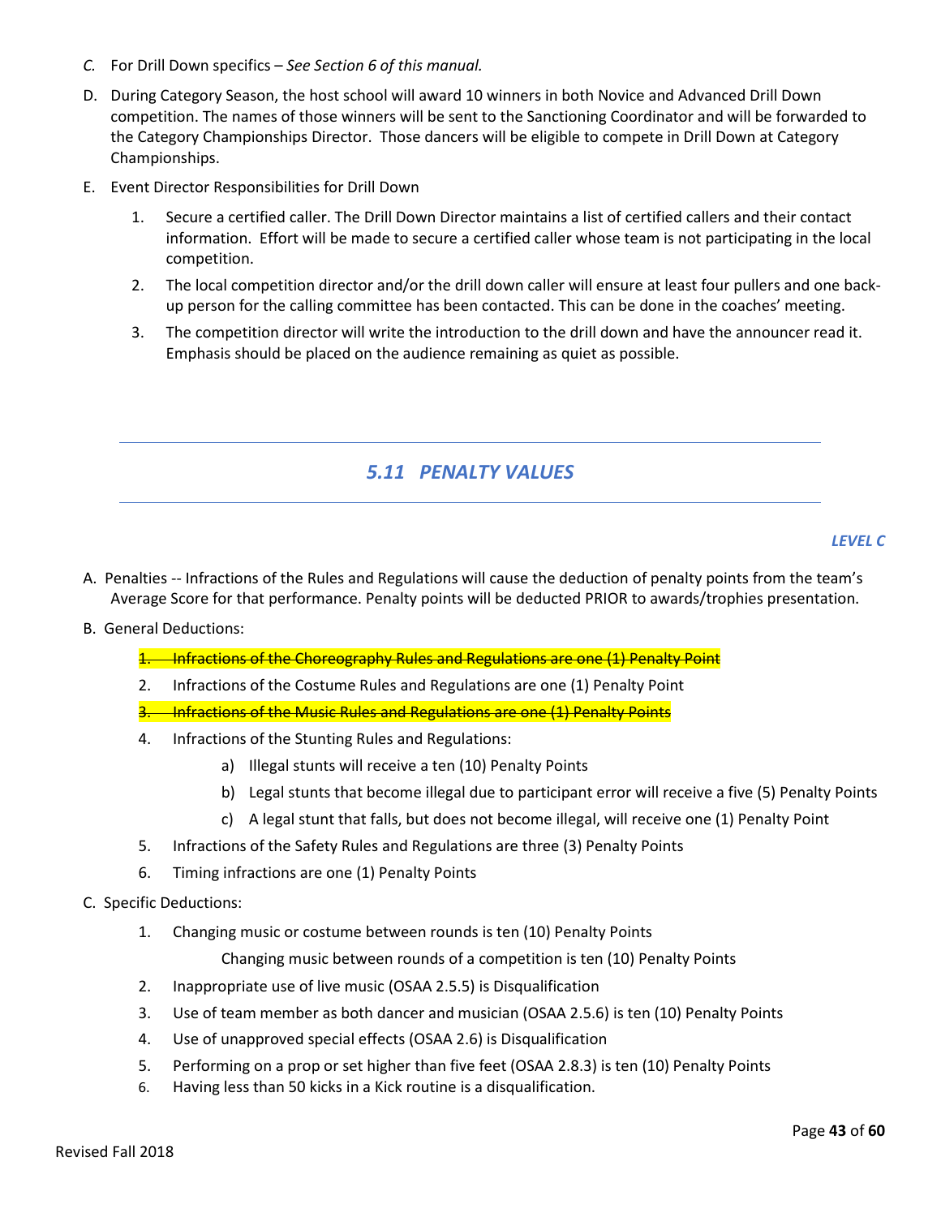*C.* For Drill Down specifics – *See Section 6 of this manual.*

D. During Category Season, the host school will award 10 winners in both Novice and Advanced Drill Down competition. The names of those winners will be sent to the Sanctioning Coordinator and will be forwarded to the Category Championships Director. Those dancers will be eligible to compete in Drill Down at Category Championships.

E. Event Director Responsibilities for Drill Down

1. Secure a certified caller. The Drill Down Director maintains a list of certified callers and their contact information. Effort will be made to secure a certified caller whose team is not participating in the local competition.
2. The local competition director and/or the drill down caller will ensure at least four pullers and one back-up person for the calling committee has been contacted. This can be done in the coaches' meeting.
3. The competition director will write the introduction to the drill down and have the announcer read it. Emphasis should be placed on the audience remaining as quiet as possible.

---

## *5.11 PENALTY VALUES*

---

***LEVEL C***

A. Penalties -- Infractions of the Rules and Regulations will cause the deduction of penalty points from the team's Average Score for that performance. Penalty points will be deducted PRIOR to awards/trophies presentation.

B. General Deductions:

1. ~~Infractions of the Choreography Rules and Regulations are one (1) Penalty Point~~
2. Infractions of the Costume Rules and Regulations are one (1) Penalty Point
3. ~~Infractions of the Music Rules and Regulations are one (1) Penalty Points~~
4. Infractions of the Stunting Rules and Regulations:
   a) Illegal stunts will receive a ten (10) Penalty Points
   b) Legal stunts that become illegal due to participant error will receive a five (5) Penalty Points
   c) A legal stunt that falls, but does not become illegal, will receive one (1) Penalty Point
5. Infractions of the Safety Rules and Regulations are three (3) Penalty Points
6. Timing infractions are one (1) Penalty Points

C. Specific Deductions:

1. Changing music or costume between rounds is ten (10) Penalty Points

   Changing music between rounds of a competition is ten (10) Penalty Points
2. Inappropriate use of live music (OSAA 2.5.5) is Disqualification
3. Use of team member as both dancer and musician (OSAA 2.5.6) is ten (10) Penalty Points
4. Use of unapproved special effects (OSAA 2.6) is Disqualification
5. Performing on a prop or set higher than five feet (OSAA 2.8.3) is ten (10) Penalty Points
6. Having less than 50 kicks in a Kick routine is a disqualification.

Revised Fall 2018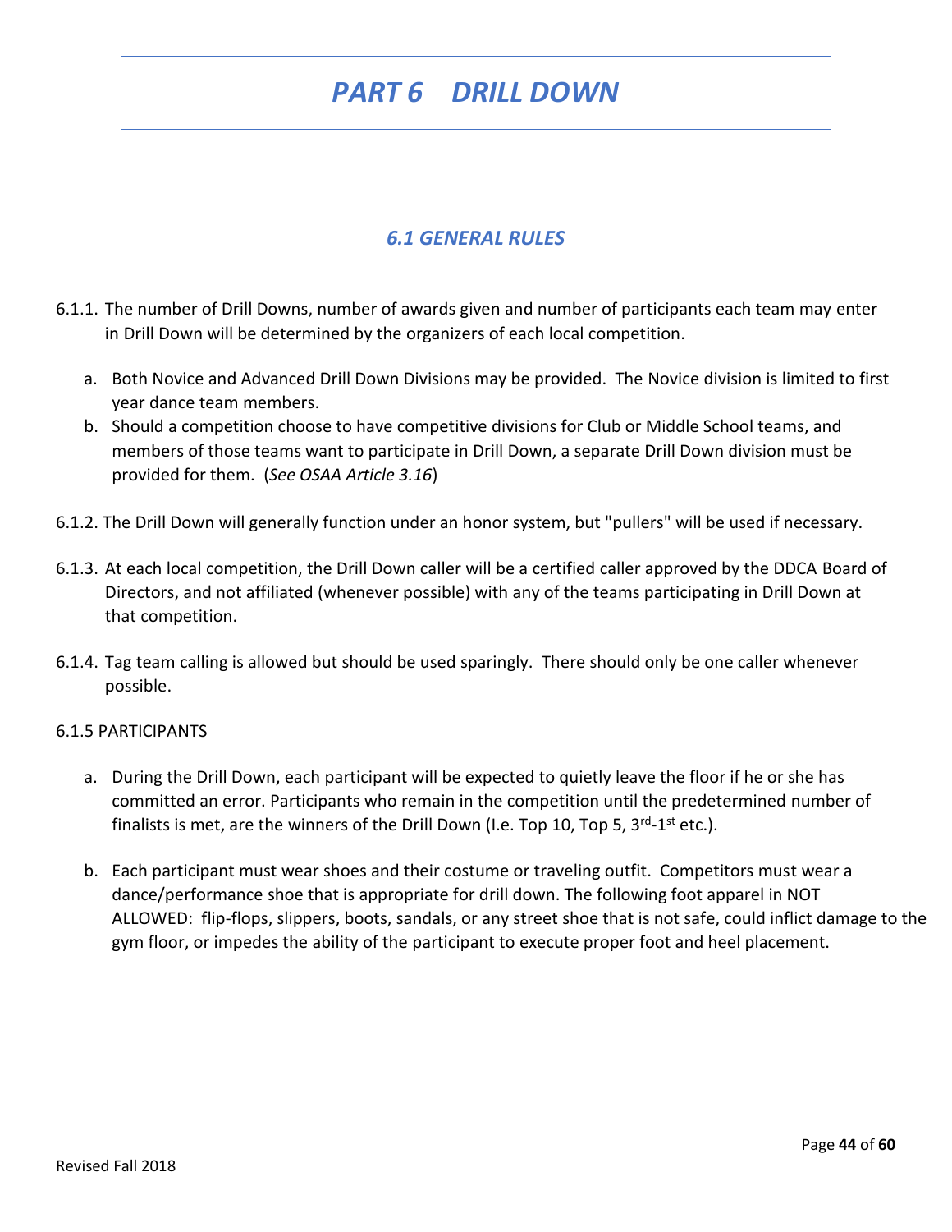# *PART 6 DRILL DOWN*

## *6.1 GENERAL RULES*

6.1.1. The number of Drill Downs, number of awards given and number of participants each team may enter in Drill Down will be determined by the organizers of each local competition.

a. Both Novice and Advanced Drill Down Divisions may be provided. The Novice division is limited to first year dance team members.

b. Should a competition choose to have competitive divisions for Club or Middle School teams, and members of those teams want to participate in Drill Down, a separate Drill Down division must be provided for them. (*See OSAA Article 3.16*)

6.1.2. The Drill Down will generally function under an honor system, but "pullers" will be used if necessary.

6.1.3. At each local competition, the Drill Down caller will be a certified caller approved by the DDCA Board of Directors, and not affiliated (whenever possible) with any of the teams participating in Drill Down at that competition.

6.1.4. Tag team calling is allowed but should be used sparingly. There should only be one caller whenever possible.

6.1.5 PARTICIPANTS

a. During the Drill Down, each participant will be expected to quietly leave the floor if he or she has committed an error. Participants who remain in the competition until the predetermined number of finalists is met, are the winners of the Drill Down (I.e. Top 10, Top 5, 3rd-1st etc.).

b. Each participant must wear shoes and their costume or traveling outfit. Competitors must wear a dance/performance shoe that is appropriate for drill down. The following foot apparel in NOT ALLOWED: flip-flops, slippers, boots, sandals, or any street shoe that is not safe, could inflict damage to the gym floor, or impedes the ability of the participant to execute proper foot and heel placement.

Revised Fall 2018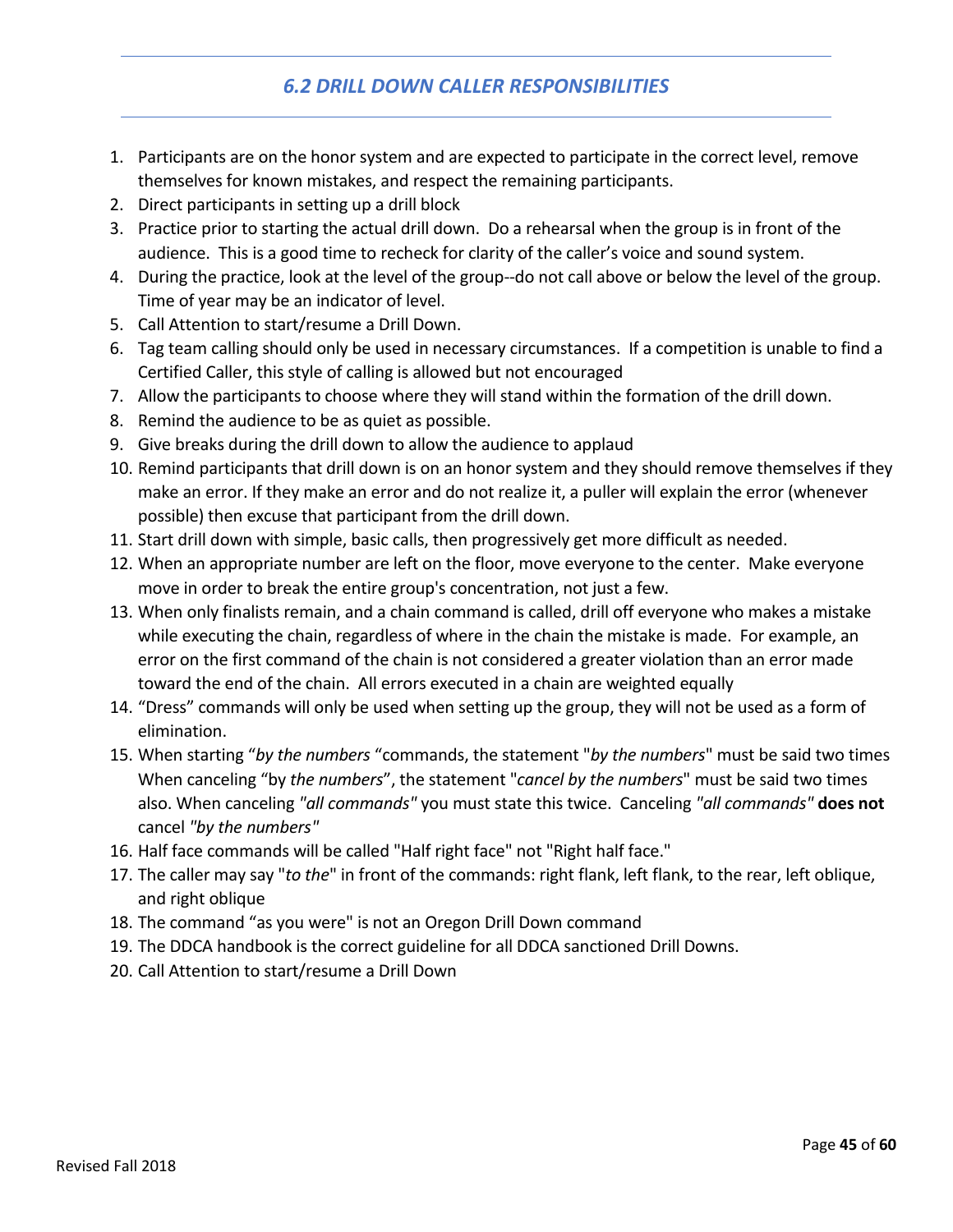## *6.2 DRILL DOWN CALLER RESPONSIBILITIES*

1. Participants are on the honor system and are expected to participate in the correct level, remove themselves for known mistakes, and respect the remaining participants.
2. Direct participants in setting up a drill block
3. Practice prior to starting the actual drill down. Do a rehearsal when the group is in front of the audience. This is a good time to recheck for clarity of the caller's voice and sound system.
4. During the practice, look at the level of the group--do not call above or below the level of the group. Time of year may be an indicator of level.
5. Call Attention to start/resume a Drill Down.
6. Tag team calling should only be used in necessary circumstances. If a competition is unable to find a Certified Caller, this style of calling is allowed but not encouraged
7. Allow the participants to choose where they will stand within the formation of the drill down.
8. Remind the audience to be as quiet as possible.
9. Give breaks during the drill down to allow the audience to applaud
10. Remind participants that drill down is on an honor system and they should remove themselves if they make an error. If they make an error and do not realize it, a puller will explain the error (whenever possible) then excuse that participant from the drill down.
11. Start drill down with simple, basic calls, then progressively get more difficult as needed.
12. When an appropriate number are left on the floor, move everyone to the center. Make everyone move in order to break the entire group's concentration, not just a few.
13. When only finalists remain, and a chain command is called, drill off everyone who makes a mistake while executing the chain, regardless of where in the chain the mistake is made. For example, an error on the first command of the chain is not considered a greater violation than an error made toward the end of the chain. All errors executed in a chain are weighted equally
14. "Dress" commands will only be used when setting up the group, they will not be used as a form of elimination.
15. When starting "*by the numbers* "commands, the statement "*by the numbers*" must be said two times When canceling "by *the numbers*", the statement "*cancel by the numbers*" must be said two times also. When canceling *"all commands"* you must state this twice. Canceling *"all commands"* **does not** cancel *"by the numbers"*
16. Half face commands will be called "Half right face" not "Right half face."
17. The caller may say "*to the*" in front of the commands: right flank, left flank, to the rear, left oblique, and right oblique
18. The command "as you were" is not an Oregon Drill Down command
19. The DDCA handbook is the correct guideline for all DDCA sanctioned Drill Downs.
20. Call Attention to start/resume a Drill Down

Revised Fall 2018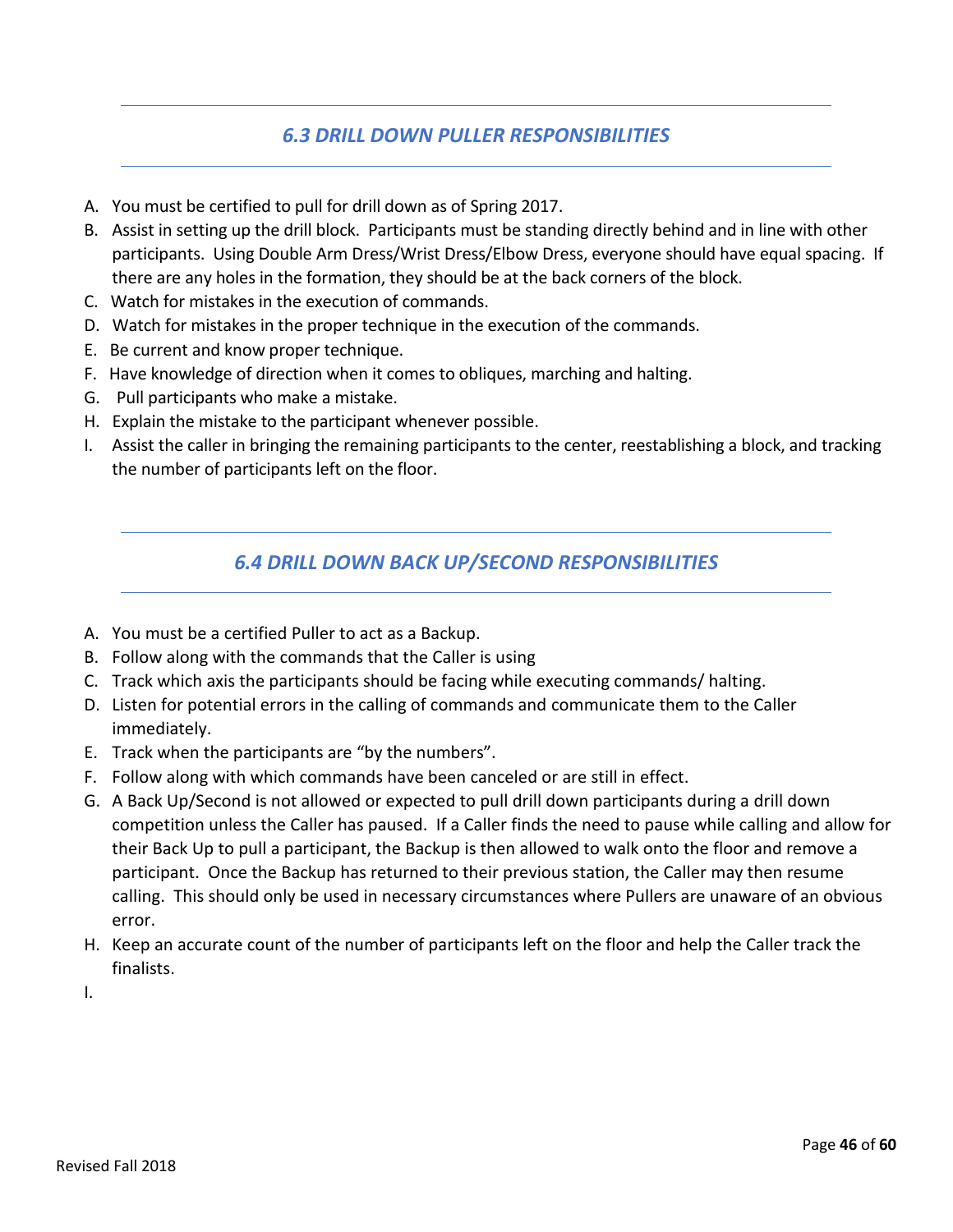## *6.3 DRILL DOWN PULLER RESPONSIBILITIES*

A. You must be certified to pull for drill down as of Spring 2017.
B. Assist in setting up the drill block. Participants must be standing directly behind and in line with other participants. Using Double Arm Dress/Wrist Dress/Elbow Dress, everyone should have equal spacing. If there are any holes in the formation, they should be at the back corners of the block.
C. Watch for mistakes in the execution of commands.
D. Watch for mistakes in the proper technique in the execution of the commands.
E. Be current and know proper technique.
F. Have knowledge of direction when it comes to obliques, marching and halting.
G. Pull participants who make a mistake.
H. Explain the mistake to the participant whenever possible.
I. Assist the caller in bringing the remaining participants to the center, reestablishing a block, and tracking the number of participants left on the floor.

## *6.4 DRILL DOWN BACK UP/SECOND RESPONSIBILITIES*

A. You must be a certified Puller to act as a Backup.
B. Follow along with the commands that the Caller is using
C. Track which axis the participants should be facing while executing commands/ halting.
D. Listen for potential errors in the calling of commands and communicate them to the Caller immediately.
E. Track when the participants are "by the numbers".
F. Follow along with which commands have been canceled or are still in effect.
G. A Back Up/Second is not allowed or expected to pull drill down participants during a drill down competition unless the Caller has paused. If a Caller finds the need to pause while calling and allow for their Back Up to pull a participant, the Backup is then allowed to walk onto the floor and remove a participant. Once the Backup has returned to their previous station, the Caller may then resume calling. This should only be used in necessary circumstances where Pullers are unaware of an obvious error.
H. Keep an accurate count of the number of participants left on the floor and help the Caller track the finalists.
I.

Revised Fall 2018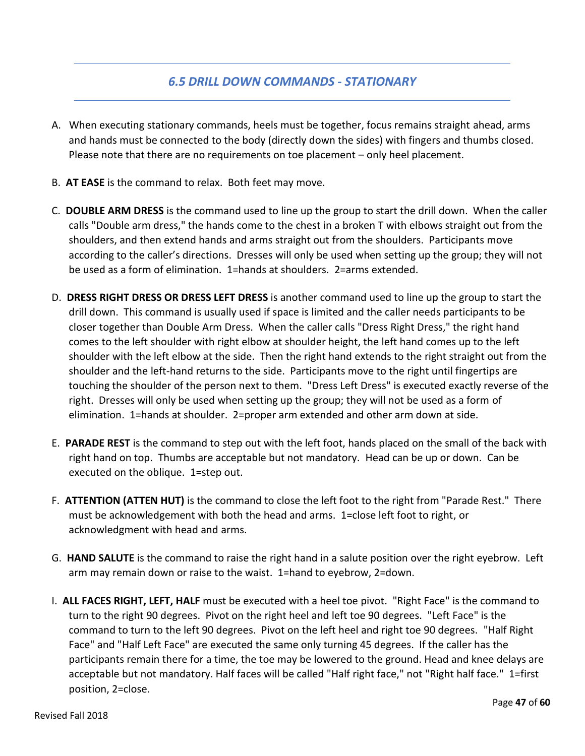## *6.5 DRILL DOWN COMMANDS - STATIONARY*

A. When executing stationary commands, heels must be together, focus remains straight ahead, arms and hands must be connected to the body (directly down the sides) with fingers and thumbs closed. Please note that there are no requirements on toe placement – only heel placement.

B. **AT EASE** is the command to relax. Both feet may move.

C. **DOUBLE ARM DRESS** is the command used to line up the group to start the drill down. When the caller calls "Double arm dress," the hands come to the chest in a broken T with elbows straight out from the shoulders, and then extend hands and arms straight out from the shoulders. Participants move according to the caller's directions. Dresses will only be used when setting up the group; they will not be used as a form of elimination. 1=hands at shoulders. 2=arms extended.

D. **DRESS RIGHT DRESS OR DRESS LEFT DRESS** is another command used to line up the group to start the drill down. This command is usually used if space is limited and the caller needs participants to be closer together than Double Arm Dress. When the caller calls "Dress Right Dress," the right hand comes to the left shoulder with right elbow at shoulder height, the left hand comes up to the left shoulder with the left elbow at the side. Then the right hand extends to the right straight out from the shoulder and the left-hand returns to the side. Participants move to the right until fingertips are touching the shoulder of the person next to them. "Dress Left Dress" is executed exactly reverse of the right. Dresses will only be used when setting up the group; they will not be used as a form of elimination. 1=hands at shoulder. 2=proper arm extended and other arm down at side.

E. **PARADE REST** is the command to step out with the left foot, hands placed on the small of the back with right hand on top. Thumbs are acceptable but not mandatory. Head can be up or down. Can be executed on the oblique. 1=step out.

F. **ATTENTION (ATTEN HUT)** is the command to close the left foot to the right from "Parade Rest." There must be acknowledgement with both the head and arms. 1=close left foot to right, or acknowledgment with head and arms.

G. **HAND SALUTE** is the command to raise the right hand in a salute position over the right eyebrow. Left arm may remain down or raise to the waist. 1=hand to eyebrow, 2=down.

I. **ALL FACES RIGHT, LEFT, HALF** must be executed with a heel toe pivot. "Right Face" is the command to turn to the right 90 degrees. Pivot on the right heel and left toe 90 degrees. "Left Face" is the command to turn to the left 90 degrees. Pivot on the left heel and right toe 90 degrees. "Half Right Face" and "Half Left Face" are executed the same only turning 45 degrees. If the caller has the participants remain there for a time, the toe may be lowered to the ground. Head and knee delays are acceptable but not mandatory. Half faces will be called "Half right face," not "Right half face." 1=first position, 2=close.

Revised Fall 2018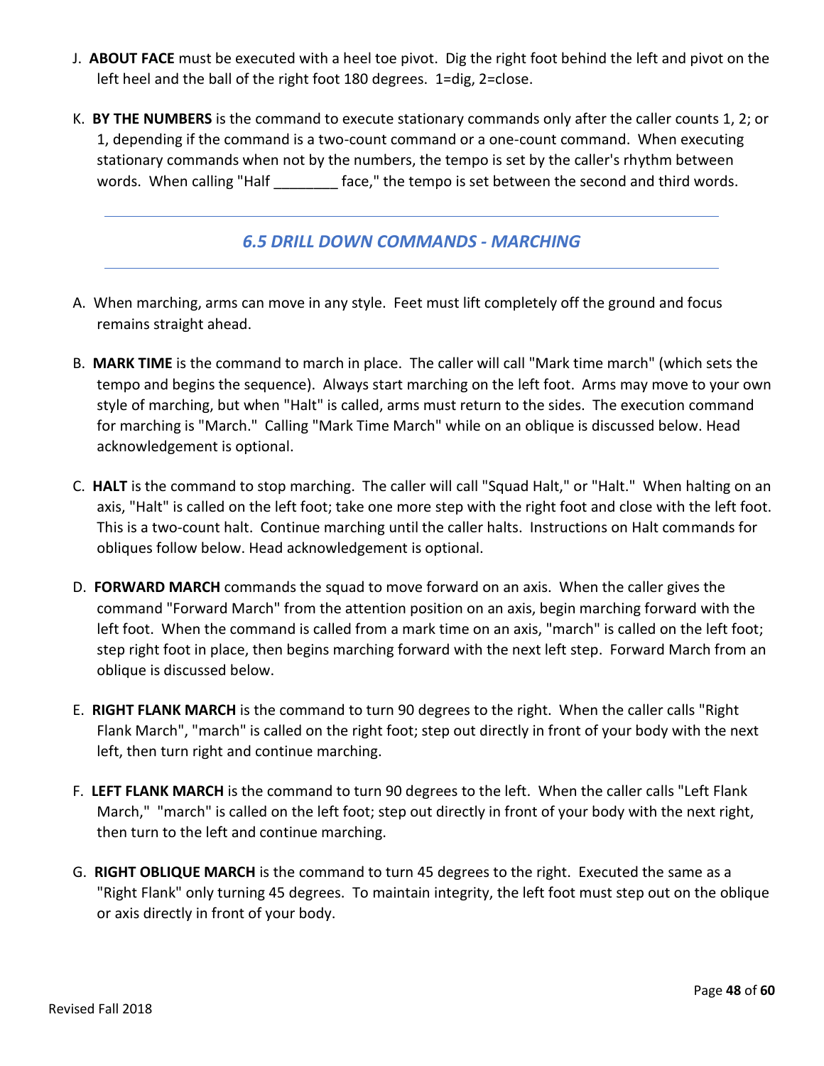J. **ABOUT FACE** must be executed with a heel toe pivot. Dig the right foot behind the left and pivot on the left heel and the ball of the right foot 180 degrees. 1=dig, 2=close.

K. **BY THE NUMBERS** is the command to execute stationary commands only after the caller counts 1, 2; or 1, depending if the command is a two-count command or a one-count command. When executing stationary commands when not by the numbers, the tempo is set by the caller's rhythm between words. When calling "Half ________ face," the tempo is set between the second and third words.

## *6.5 DRILL DOWN COMMANDS - MARCHING*

A. When marching, arms can move in any style. Feet must lift completely off the ground and focus remains straight ahead.

B. **MARK TIME** is the command to march in place. The caller will call "Mark time march" (which sets the tempo and begins the sequence). Always start marching on the left foot. Arms may move to your own style of marching, but when "Halt" is called, arms must return to the sides. The execution command for marching is "March." Calling "Mark Time March" while on an oblique is discussed below. Head acknowledgement is optional.

C. **HALT** is the command to stop marching. The caller will call "Squad Halt," or "Halt." When halting on an axis, "Halt" is called on the left foot; take one more step with the right foot and close with the left foot. This is a two-count halt. Continue marching until the caller halts. Instructions on Halt commands for obliques follow below. Head acknowledgement is optional.

D. **FORWARD MARCH** commands the squad to move forward on an axis. When the caller gives the command "Forward March" from the attention position on an axis, begin marching forward with the left foot. When the command is called from a mark time on an axis, "march" is called on the left foot; step right foot in place, then begins marching forward with the next left step. Forward March from an oblique is discussed below.

E. **RIGHT FLANK MARCH** is the command to turn 90 degrees to the right. When the caller calls "Right Flank March", "march" is called on the right foot; step out directly in front of your body with the next left, then turn right and continue marching.

F. **LEFT FLANK MARCH** is the command to turn 90 degrees to the left. When the caller calls "Left Flank March," "march" is called on the left foot; step out directly in front of your body with the next right, then turn to the left and continue marching.

G. **RIGHT OBLIQUE MARCH** is the command to turn 45 degrees to the right. Executed the same as a "Right Flank" only turning 45 degrees. To maintain integrity, the left foot must step out on the oblique or axis directly in front of your body.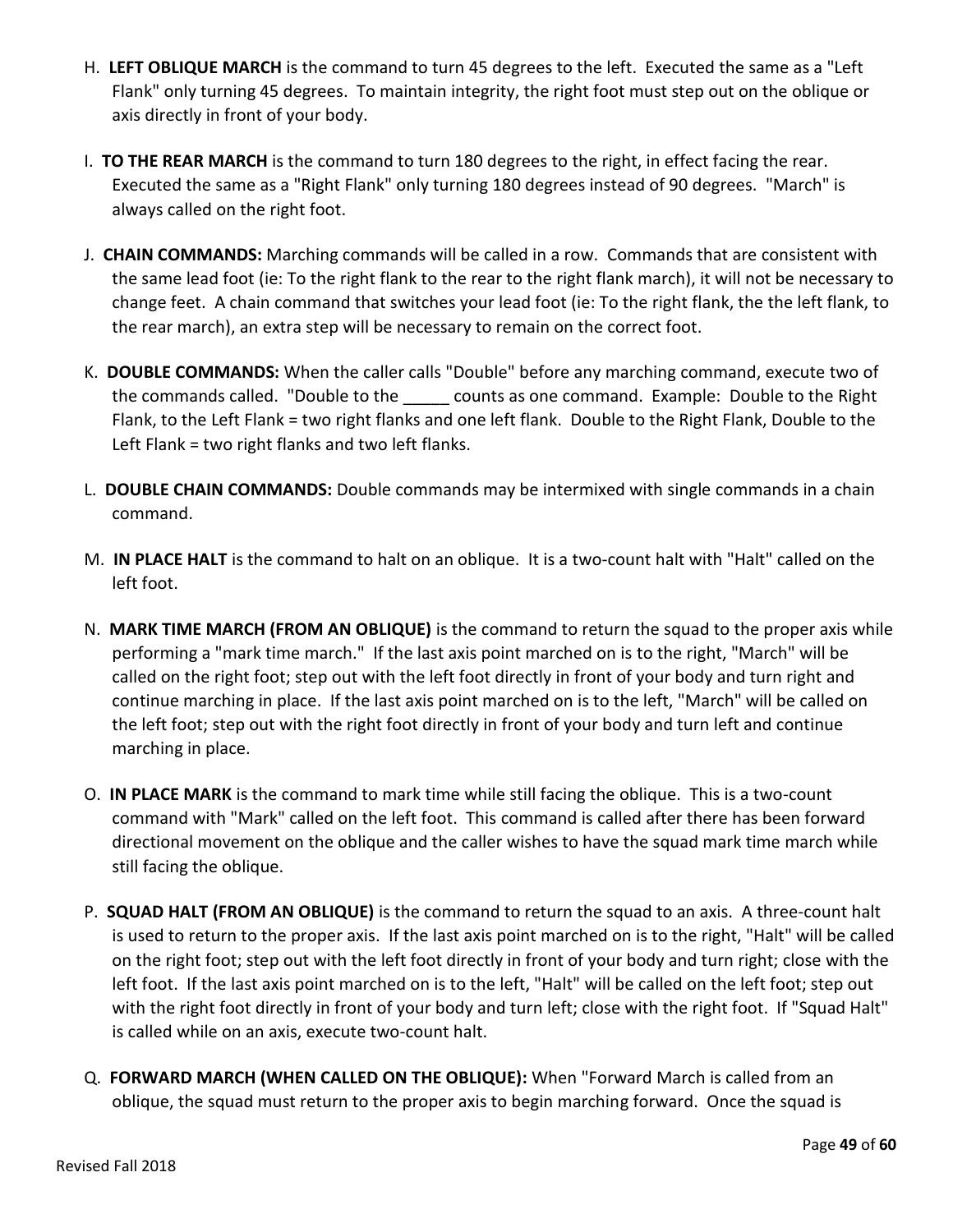H. **LEFT OBLIQUE MARCH** is the command to turn 45 degrees to the left. Executed the same as a "Left Flank" only turning 45 degrees. To maintain integrity, the right foot must step out on the oblique or axis directly in front of your body.

I. **TO THE REAR MARCH** is the command to turn 180 degrees to the right, in effect facing the rear. Executed the same as a "Right Flank" only turning 180 degrees instead of 90 degrees. "March" is always called on the right foot.

J. **CHAIN COMMANDS:** Marching commands will be called in a row. Commands that are consistent with the same lead foot (ie: To the right flank to the rear to the right flank march), it will not be necessary to change feet. A chain command that switches your lead foot (ie: To the right flank, the the left flank, to the rear march), an extra step will be necessary to remain on the correct foot.

K. **DOUBLE COMMANDS:** When the caller calls "Double" before any marching command, execute two of the commands called. "Double to the _____ counts as one command. Example: Double to the Right Flank, to the Left Flank = two right flanks and one left flank. Double to the Right Flank, Double to the Left Flank = two right flanks and two left flanks.

L. **DOUBLE CHAIN COMMANDS:** Double commands may be intermixed with single commands in a chain command.

M. **IN PLACE HALT** is the command to halt on an oblique. It is a two-count halt with "Halt" called on the left foot.

N. **MARK TIME MARCH (FROM AN OBLIQUE)** is the command to return the squad to the proper axis while performing a "mark time march." If the last axis point marched on is to the right, "March" will be called on the right foot; step out with the left foot directly in front of your body and turn right and continue marching in place. If the last axis point marched on is to the left, "March" will be called on the left foot; step out with the right foot directly in front of your body and turn left and continue marching in place.

O. **IN PLACE MARK** is the command to mark time while still facing the oblique. This is a two-count command with "Mark" called on the left foot. This command is called after there has been forward directional movement on the oblique and the caller wishes to have the squad mark time march while still facing the oblique.

P. **SQUAD HALT (FROM AN OBLIQUE)** is the command to return the squad to an axis. A three-count halt is used to return to the proper axis. If the last axis point marched on is to the right, "Halt" will be called on the right foot; step out with the left foot directly in front of your body and turn right; close with the left foot. If the last axis point marched on is to the left, "Halt" will be called on the left foot; step out with the right foot directly in front of your body and turn left; close with the right foot. If "Squad Halt" is called while on an axis, execute two-count halt.

Q. **FORWARD MARCH (WHEN CALLED ON THE OBLIQUE):** When "Forward March is called from an oblique, the squad must return to the proper axis to begin marching forward. Once the squad is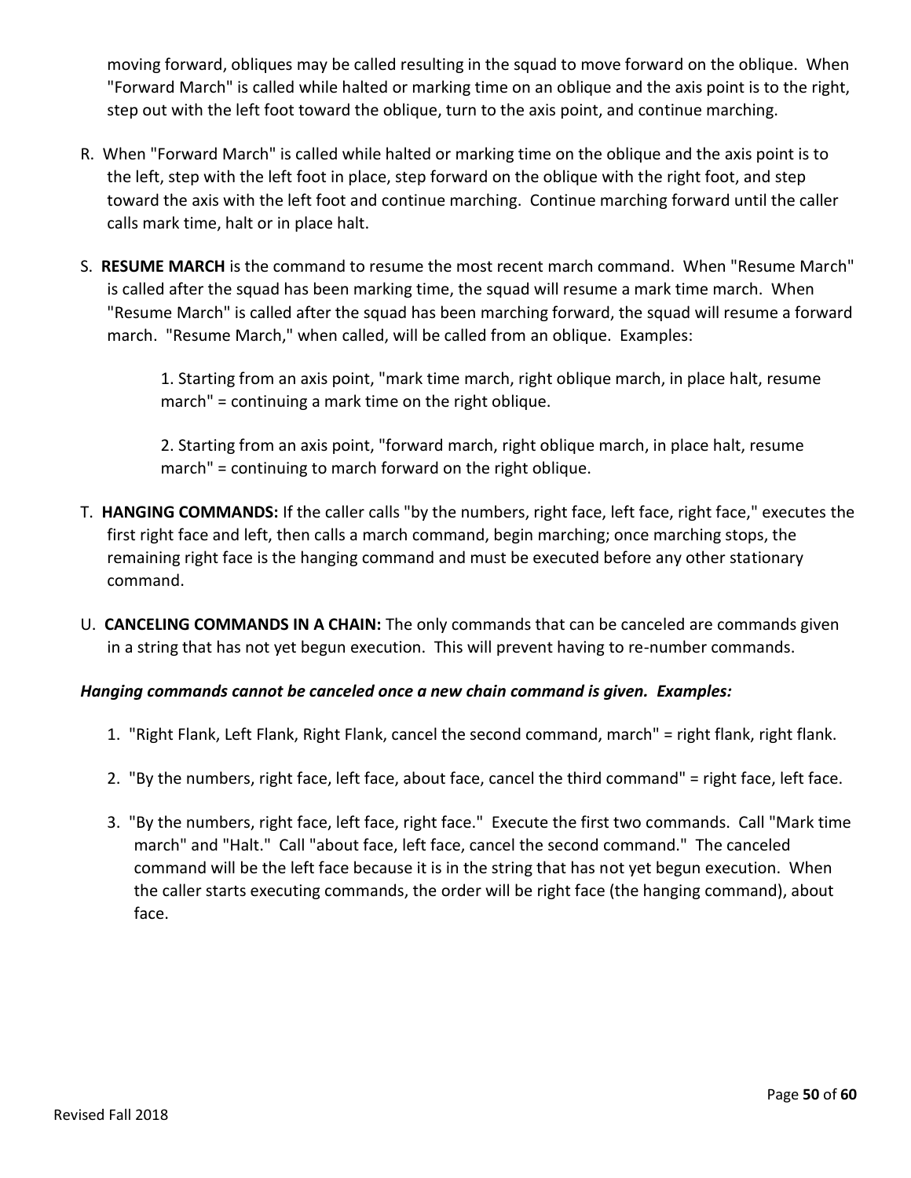moving forward, obliques may be called resulting in the squad to move forward on the oblique. When "Forward March" is called while halted or marking time on an oblique and the axis point is to the right, step out with the left foot toward the oblique, turn to the axis point, and continue marching.

R. When "Forward March" is called while halted or marking time on the oblique and the axis point is to the left, step with the left foot in place, step forward on the oblique with the right foot, and step toward the axis with the left foot and continue marching. Continue marching forward until the caller calls mark time, halt or in place halt.

S. **RESUME MARCH** is the command to resume the most recent march command. When "Resume March" is called after the squad has been marking time, the squad will resume a mark time march. When "Resume March" is called after the squad has been marching forward, the squad will resume a forward march. "Resume March," when called, will be called from an oblique. Examples:

   1. Starting from an axis point, "mark time march, right oblique march, in place halt, resume march" = continuing a mark time on the right oblique.

   2. Starting from an axis point, "forward march, right oblique march, in place halt, resume march" = continuing to march forward on the right oblique.

T. **HANGING COMMANDS:** If the caller calls "by the numbers, right face, left face, right face," executes the first right face and left, then calls a march command, begin marching; once marching stops, the remaining right face is the hanging command and must be executed before any other stationary command.

U. **CANCELING COMMANDS IN A CHAIN:** The only commands that can be canceled are commands given in a string that has not yet begun execution. This will prevent having to re-number commands.

***Hanging commands cannot be canceled once a new chain command is given. Examples:***

1. "Right Flank, Left Flank, Right Flank, cancel the second command, march" = right flank, right flank.
2. "By the numbers, right face, left face, about face, cancel the third command" = right face, left face.
3. "By the numbers, right face, left face, right face." Execute the first two commands. Call "Mark time march" and "Halt." Call "about face, left face, cancel the second command." The canceled command will be the left face because it is in the string that has not yet begun execution. When the caller starts executing commands, the order will be right face (the hanging command), about face.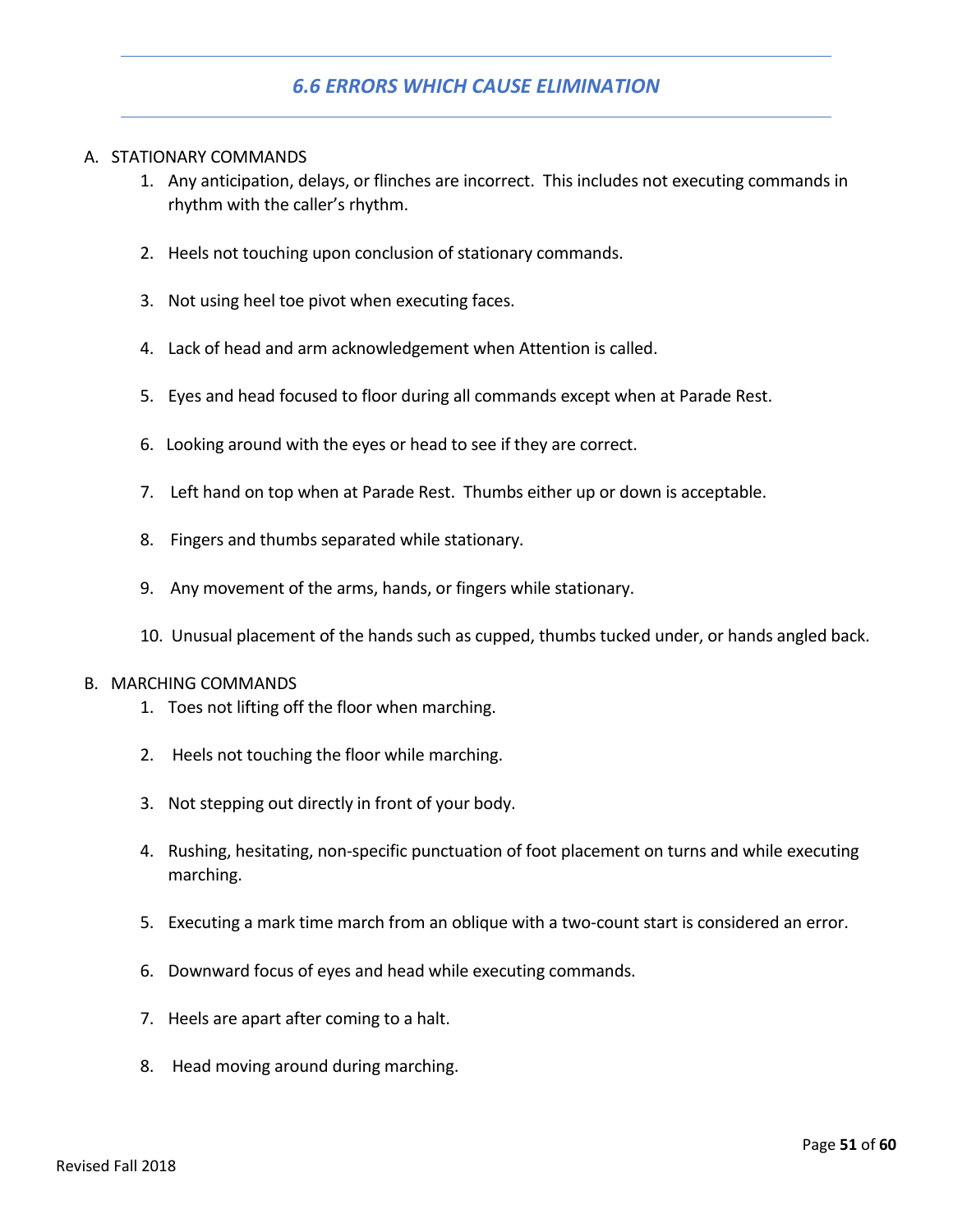## 6.6 ERRORS WHICH CAUSE ELIMINATION

A. STATIONARY COMMANDS

1. Any anticipation, delays, or flinches are incorrect. This includes not executing commands in rhythm with the caller's rhythm.
2. Heels not touching upon conclusion of stationary commands.
3. Not using heel toe pivot when executing faces.
4. Lack of head and arm acknowledgement when Attention is called.
5. Eyes and head focused to floor during all commands except when at Parade Rest.
6. Looking around with the eyes or head to see if they are correct.
7. Left hand on top when at Parade Rest. Thumbs either up or down is acceptable.
8. Fingers and thumbs separated while stationary.
9. Any movement of the arms, hands, or fingers while stationary.
10. Unusual placement of the hands such as cupped, thumbs tucked under, or hands angled back.

B. MARCHING COMMANDS

1. Toes not lifting off the floor when marching.
2. Heels not touching the floor while marching.
3. Not stepping out directly in front of your body.
4. Rushing, hesitating, non-specific punctuation of foot placement on turns and while executing marching.
5. Executing a mark time march from an oblique with a two-count start is considered an error.
6. Downward focus of eyes and head while executing commands.
7. Heels are apart after coming to a halt.
8. Head moving around during marching.

Revised Fall 2018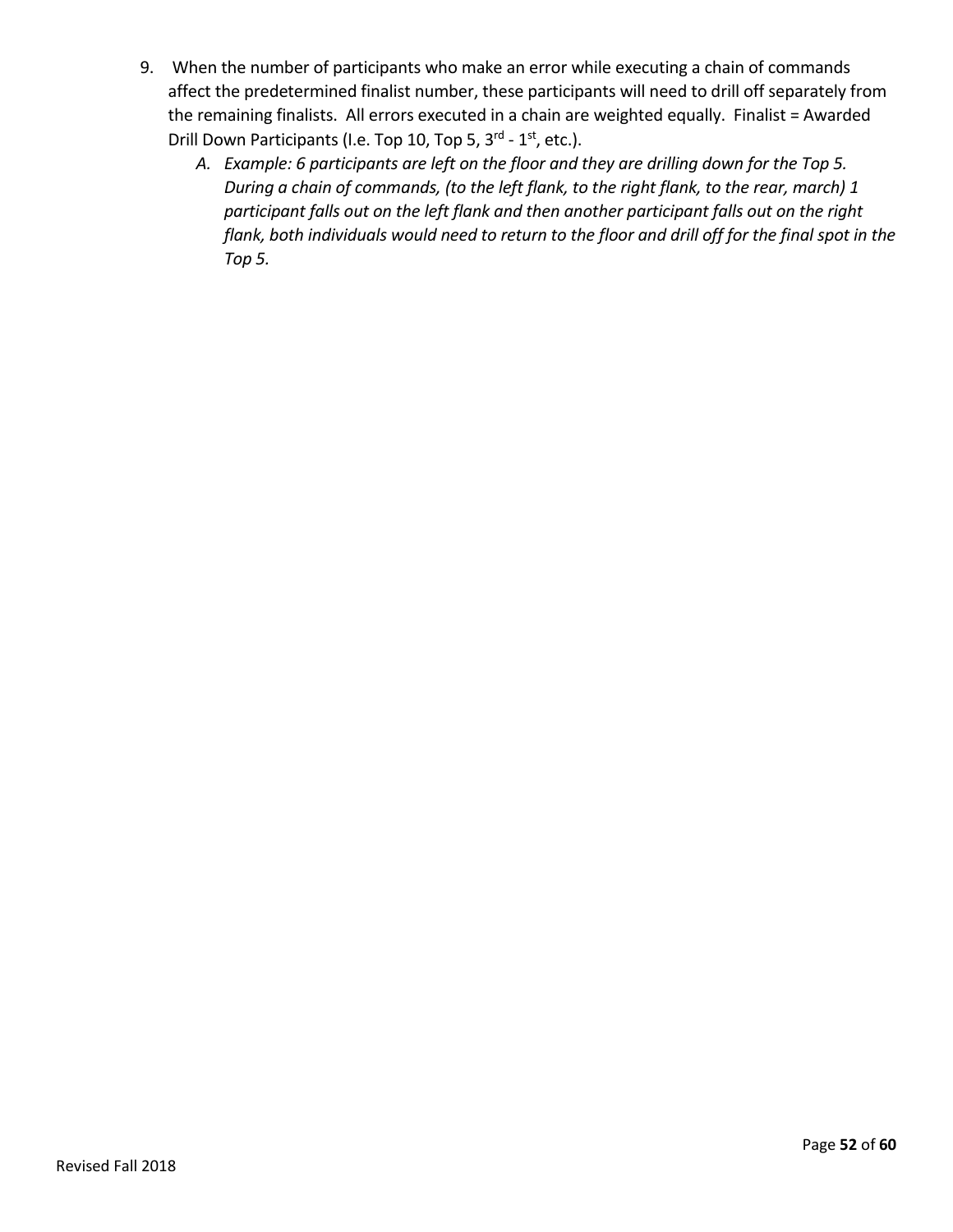9. When the number of participants who make an error while executing a chain of commands affect the predetermined finalist number, these participants will need to drill off separately from the remaining finalists. All errors executed in a chain are weighted equally. Finalist = Awarded Drill Down Participants (I.e. Top 10, Top 5, 3rd - 1st, etc.).
   A. *Example: 6 participants are left on the floor and they are drilling down for the Top 5. During a chain of commands, (to the left flank, to the right flank, to the rear, march) 1 participant falls out on the left flank and then another participant falls out on the right flank, both individuals would need to return to the floor and drill off for the final spot in the Top 5.*

Revised Fall 2018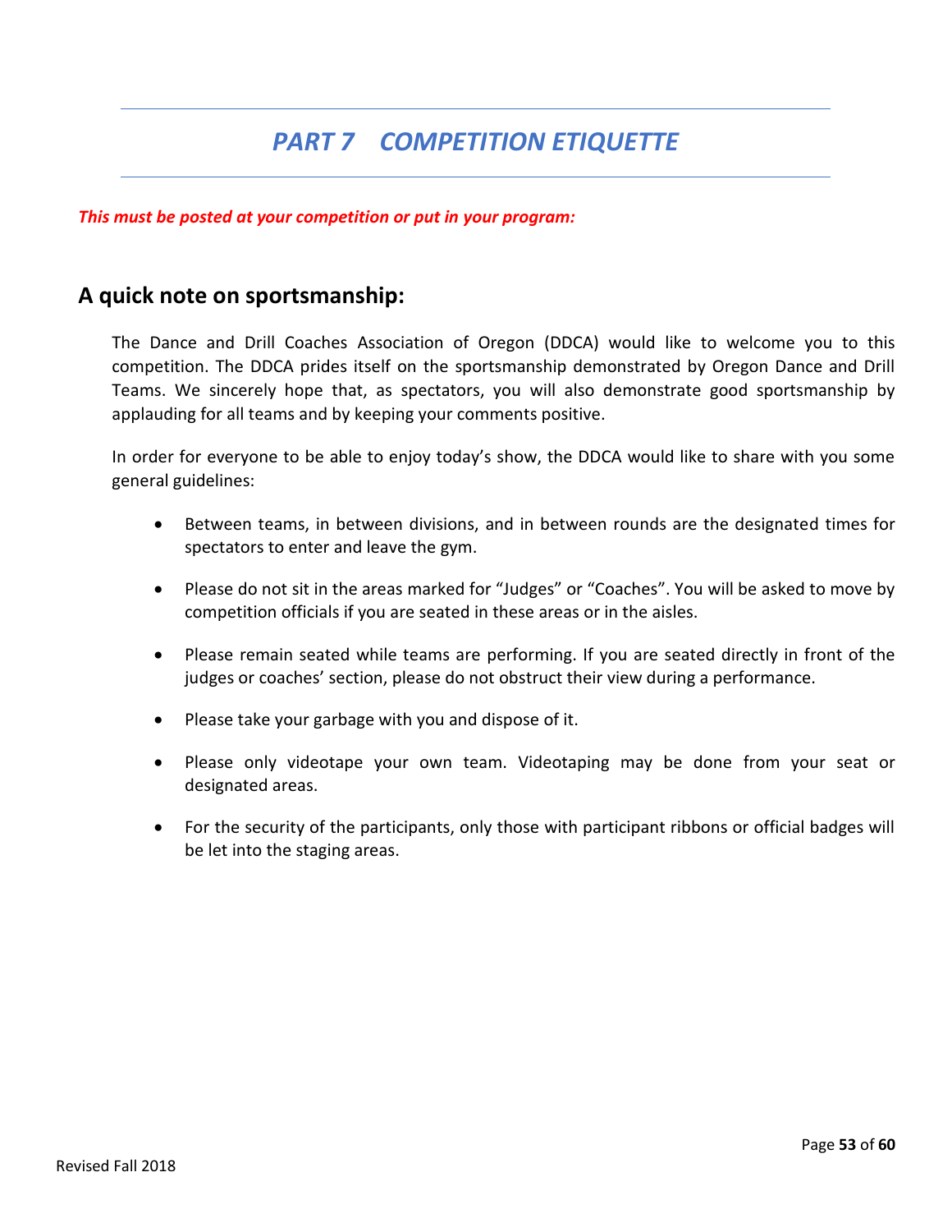# *PART 7 COMPETITION ETIQUETTE*

***This must be posted at your competition or put in your program:***

## A quick note on sportsmanship:

The Dance and Drill Coaches Association of Oregon (DDCA) would like to welcome you to this competition. The DDCA prides itself on the sportsmanship demonstrated by Oregon Dance and Drill Teams. We sincerely hope that, as spectators, you will also demonstrate good sportsmanship by applauding for all teams and by keeping your comments positive.

In order for everyone to be able to enjoy today's show, the DDCA would like to share with you some general guidelines:

- Between teams, in between divisions, and in between rounds are the designated times for spectators to enter and leave the gym.
- Please do not sit in the areas marked for "Judges" or "Coaches". You will be asked to move by competition officials if you are seated in these areas or in the aisles.
- Please remain seated while teams are performing. If you are seated directly in front of the judges or coaches' section, please do not obstruct their view during a performance.
- Please take your garbage with you and dispose of it.
- Please only videotape your own team. Videotaping may be done from your seat or designated areas.
- For the security of the participants, only those with participant ribbons or official badges will be let into the staging areas.

Revised Fall 2018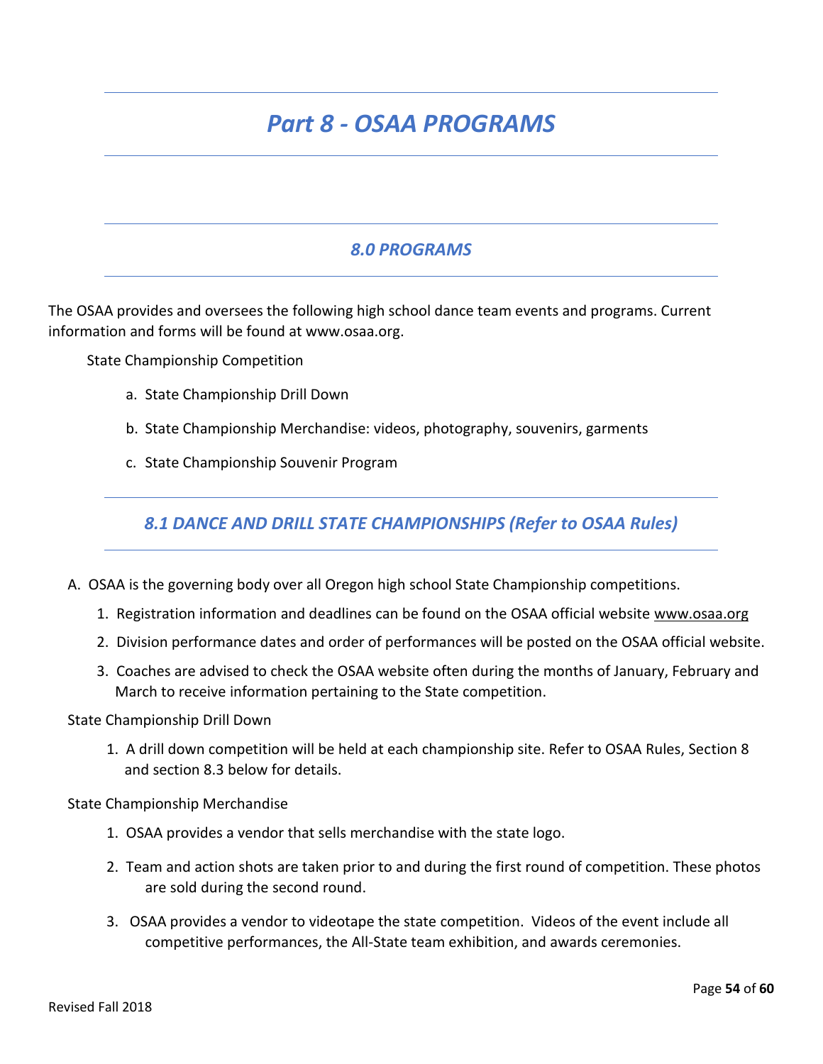# *Part 8 - OSAA PROGRAMS*

## *8.0 PROGRAMS*

The OSAA provides and oversees the following high school dance team events and programs. Current information and forms will be found at www.osaa.org.

State Championship Competition

a. State Championship Drill Down

b. State Championship Merchandise: videos, photography, souvenirs, garments

c. State Championship Souvenir Program

## *8.1 DANCE AND DRILL STATE CHAMPIONSHIPS (Refer to OSAA Rules)*

A. OSAA is the governing body over all Oregon high school State Championship competitions.

1. Registration information and deadlines can be found on the OSAA official website www.osaa.org
2. Division performance dates and order of performances will be posted on the OSAA official website.
3. Coaches are advised to check the OSAA website often during the months of January, February and March to receive information pertaining to the State competition.

State Championship Drill Down

1. A drill down competition will be held at each championship site. Refer to OSAA Rules, Section 8 and section 8.3 below for details.

State Championship Merchandise

1. OSAA provides a vendor that sells merchandise with the state logo.
2. Team and action shots are taken prior to and during the first round of competition. These photos are sold during the second round.
3. OSAA provides a vendor to videotape the state competition. Videos of the event include all competitive performances, the All-State team exhibition, and awards ceremonies.

Revised Fall 2018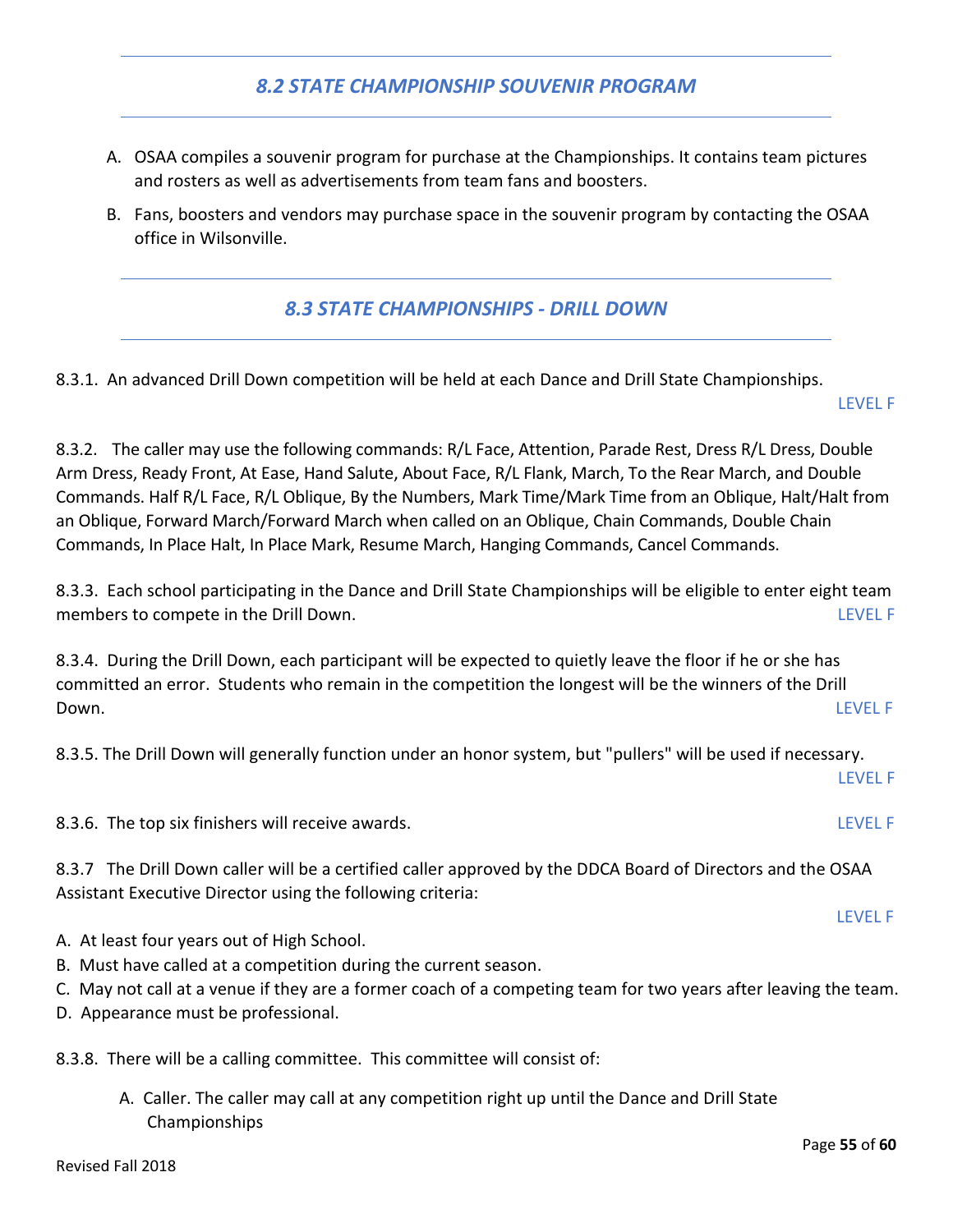## *8.2 STATE CHAMPIONSHIP SOUVENIR PROGRAM*

A. OSAA compiles a souvenir program for purchase at the Championships. It contains team pictures and rosters as well as advertisements from team fans and boosters.

B. Fans, boosters and vendors may purchase space in the souvenir program by contacting the OSAA office in Wilsonville.

## *8.3 STATE CHAMPIONSHIPS - DRILL DOWN*

8.3.1. An advanced Drill Down competition will be held at each Dance and Drill State Championships. LEVEL F

8.3.2. The caller may use the following commands: R/L Face, Attention, Parade Rest, Dress R/L Dress, Double Arm Dress, Ready Front, At Ease, Hand Salute, About Face, R/L Flank, March, To the Rear March, and Double Commands. Half R/L Face, R/L Oblique, By the Numbers, Mark Time/Mark Time from an Oblique, Halt/Halt from an Oblique, Forward March/Forward March when called on an Oblique, Chain Commands, Double Chain Commands, In Place Halt, In Place Mark, Resume March, Hanging Commands, Cancel Commands.

8.3.3. Each school participating in the Dance and Drill State Championships will be eligible to enter eight team members to compete in the Drill Down. LEVEL F

8.3.4. During the Drill Down, each participant will be expected to quietly leave the floor if he or she has committed an error. Students who remain in the competition the longest will be the winners of the Drill Down. LEVEL F

8.3.5. The Drill Down will generally function under an honor system, but "pullers" will be used if necessary. LEVEL F

8.3.6. The top six finishers will receive awards. LEVEL F

8.3.7 The Drill Down caller will be a certified caller approved by the DDCA Board of Directors and the OSAA Assistant Executive Director using the following criteria: LEVEL F

A. At least four years out of High School.
B. Must have called at a competition during the current season.
C. May not call at a venue if they are a former coach of a competing team for two years after leaving the team.
D. Appearance must be professional.

8.3.8. There will be a calling committee. This committee will consist of:

A. Caller. The caller may call at any competition right up until the Dance and Drill State Championships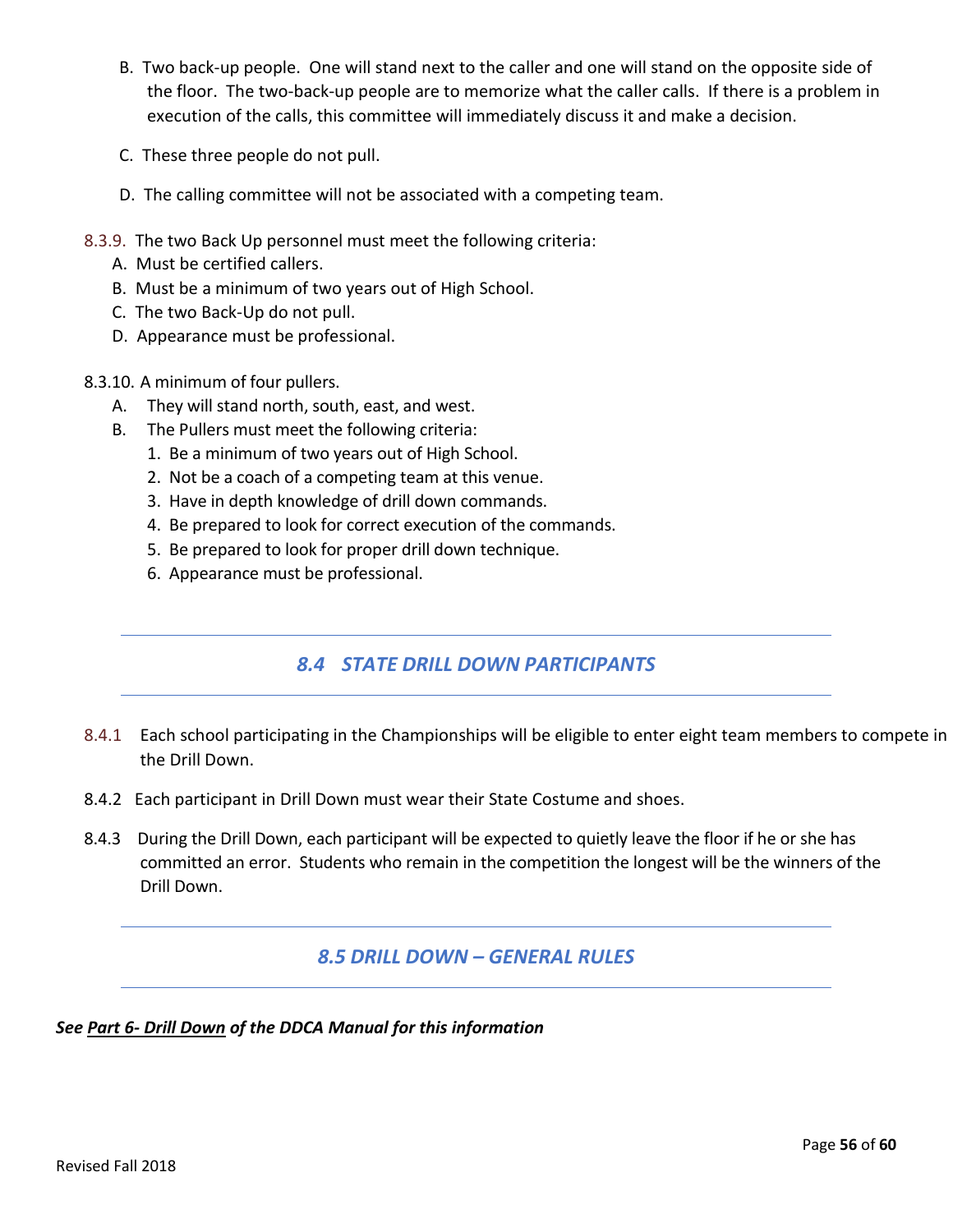B. Two back-up people. One will stand next to the caller and one will stand on the opposite side of the floor. The two-back-up people are to memorize what the caller calls. If there is a problem in execution of the calls, this committee will immediately discuss it and make a decision.

C. These three people do not pull.

D. The calling committee will not be associated with a competing team.

8.3.9. The two Back Up personnel must meet the following criteria:

A. Must be certified callers.
B. Must be a minimum of two years out of High School.
C. The two Back-Up do not pull.
D. Appearance must be professional.

8.3.10. A minimum of four pullers.

A. They will stand north, south, east, and west.
B. The Pullers must meet the following criteria:
   1. Be a minimum of two years out of High School.
   2. Not be a coach of a competing team at this venue.
   3. Have in depth knowledge of drill down commands.
   4. Be prepared to look for correct execution of the commands.
   5. Be prepared to look for proper drill down technique.
   6. Appearance must be professional.

## *8.4 STATE DRILL DOWN PARTICIPANTS*

8.4.1 Each school participating in the Championships will be eligible to enter eight team members to compete in the Drill Down.

8.4.2 Each participant in Drill Down must wear their State Costume and shoes.

8.4.3 During the Drill Down, each participant will be expected to quietly leave the floor if he or she has committed an error. Students who remain in the competition the longest will be the winners of the Drill Down.

## *8.5 DRILL DOWN – GENERAL RULES*

***See Part 6- Drill Down of the DDCA Manual for this information***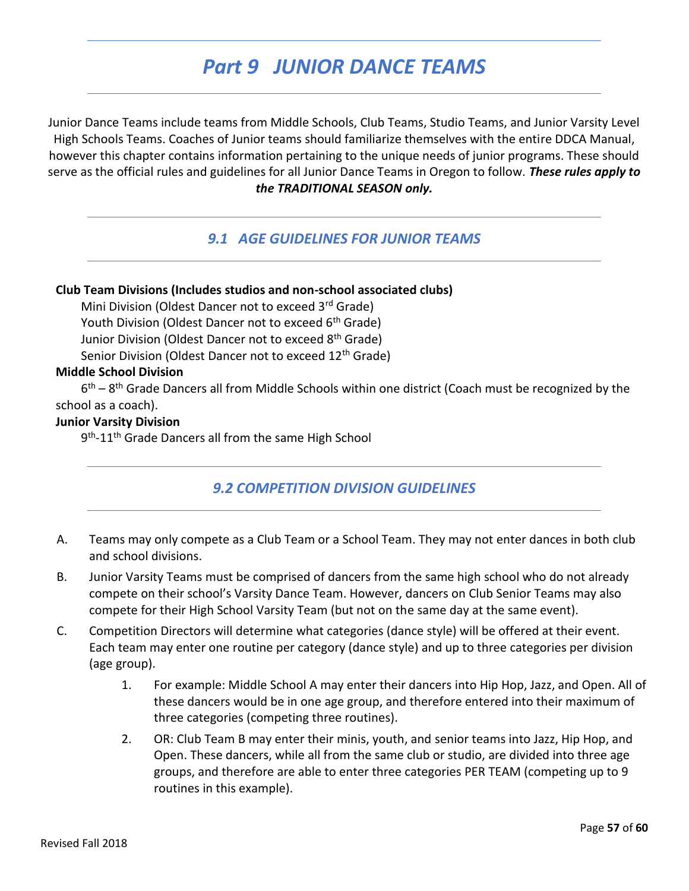# *Part 9 JUNIOR DANCE TEAMS*

Junior Dance Teams include teams from Middle Schools, Club Teams, Studio Teams, and Junior Varsity Level High Schools Teams. Coaches of Junior teams should familiarize themselves with the entire DDCA Manual, however this chapter contains information pertaining to the unique needs of junior programs. These should serve as the official rules and guidelines for all Junior Dance Teams in Oregon to follow. ***These rules apply to the TRADITIONAL SEASON only.***

## *9.1 AGE GUIDELINES FOR JUNIOR TEAMS*

**Club Team Divisions (Includes studios and non-school associated clubs)**

Mini Division (Oldest Dancer not to exceed 3rd Grade)
Youth Division (Oldest Dancer not to exceed 6th Grade)
Junior Division (Oldest Dancer not to exceed 8th Grade)
Senior Division (Oldest Dancer not to exceed 12th Grade)

**Middle School Division**

6th – 8th Grade Dancers all from Middle Schools within one district (Coach must be recognized by the school as a coach).

**Junior Varsity Division**

9th-11th Grade Dancers all from the same High School

## *9.2 COMPETITION DIVISION GUIDELINES*

A. Teams may only compete as a Club Team or a School Team. They may not enter dances in both club and school divisions.

B. Junior Varsity Teams must be comprised of dancers from the same high school who do not already compete on their school's Varsity Dance Team. However, dancers on Club Senior Teams may also compete for their High School Varsity Team (but not on the same day at the same event).

C. Competition Directors will determine what categories (dance style) will be offered at their event. Each team may enter one routine per category (dance style) and up to three categories per division (age group).

   1. For example: Middle School A may enter their dancers into Hip Hop, Jazz, and Open. All of these dancers would be in one age group, and therefore entered into their maximum of three categories (competing three routines).

   2. OR: Club Team B may enter their minis, youth, and senior teams into Jazz, Hip Hop, and Open. These dancers, while all from the same club or studio, are divided into three age groups, and therefore are able to enter three categories PER TEAM (competing up to 9 routines in this example).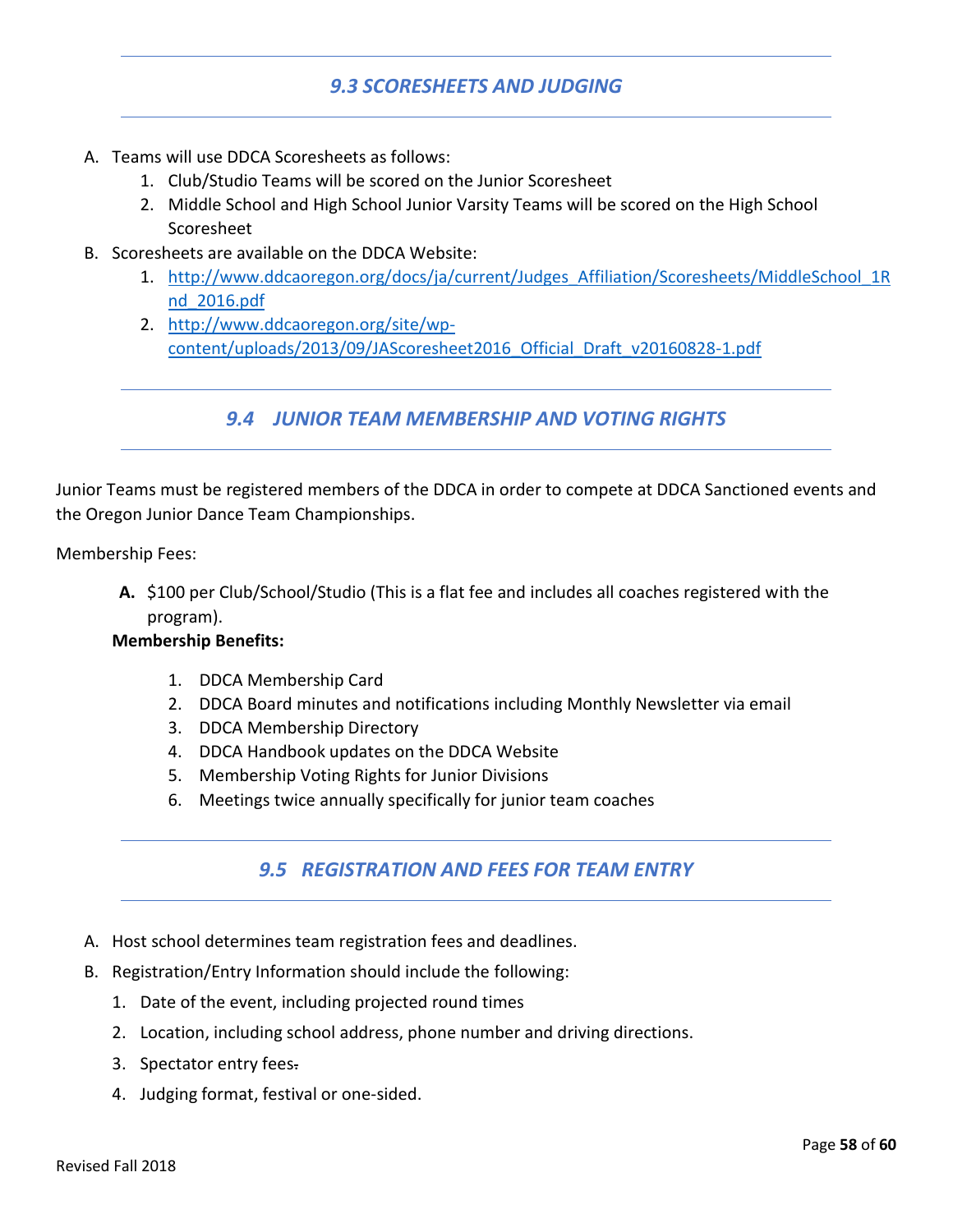## 9.3 SCORESHEETS AND JUDGING

A. Teams will use DDCA Scoresheets as follows:
   1. Club/Studio Teams will be scored on the Junior Scoresheet
   2. Middle School and High School Junior Varsity Teams will be scored on the High School Scoresheet
B. Scoresheets are available on the DDCA Website:
   1. http://www.ddcaoregon.org/docs/ja/current/Judges_Affiliation/Scoresheets/MiddleSchool_1Rnd_2016.pdf
   2. http://www.ddcaoregon.org/site/wp-content/uploads/2013/09/JAScoresheet2016_Official_Draft_v20160828-1.pdf

## 9.4 JUNIOR TEAM MEMBERSHIP AND VOTING RIGHTS

Junior Teams must be registered members of the DDCA in order to compete at DDCA Sanctioned events and the Oregon Junior Dance Team Championships.

Membership Fees:

**A.** $100 per Club/School/Studio (This is a flat fee and includes all coaches registered with the program).

**Membership Benefits:**

1. DDCA Membership Card
2. DDCA Board minutes and notifications including Monthly Newsletter via email
3. DDCA Membership Directory
4. DDCA Handbook updates on the DDCA Website
5. Membership Voting Rights for Junior Divisions
6. Meetings twice annually specifically for junior team coaches

## 9.5 REGISTRATION AND FEES FOR TEAM ENTRY

A. Host school determines team registration fees and deadlines.
B. Registration/Entry Information should include the following:
   1. Date of the event, including projected round times
   2. Location, including school address, phone number and driving directions.
   3. Spectator entry fees.
   4. Judging format, festival or one-sided.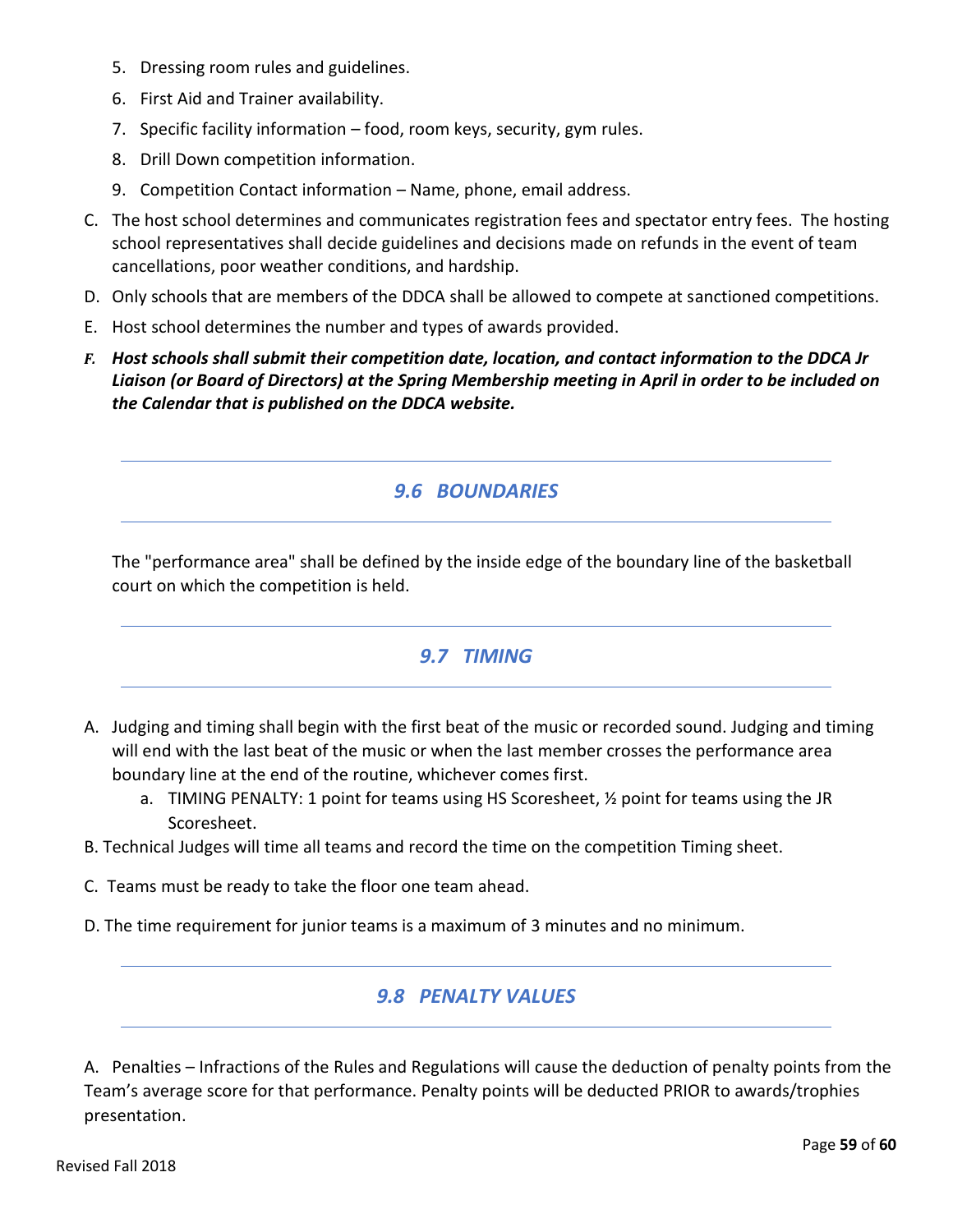5. Dressing room rules and guidelines.
6. First Aid and Trainer availability.
7. Specific facility information – food, room keys, security, gym rules.
8. Drill Down competition information.
9. Competition Contact information – Name, phone, email address.

C. The host school determines and communicates registration fees and spectator entry fees. The hosting school representatives shall decide guidelines and decisions made on refunds in the event of team cancellations, poor weather conditions, and hardship.

D. Only schools that are members of the DDCA shall be allowed to compete at sanctioned competitions.

E. Host school determines the number and types of awards provided.

***F. Host schools shall submit their competition date, location, and contact information to the DDCA Jr Liaison (or Board of Directors) at the Spring Membership meeting in April in order to be included on the Calendar that is published on the DDCA website.***

## *9.6 BOUNDARIES*

The "performance area" shall be defined by the inside edge of the boundary line of the basketball court on which the competition is held.

## *9.7 TIMING*

A. Judging and timing shall begin with the first beat of the music or recorded sound. Judging and timing will end with the last beat of the music or when the last member crosses the performance area boundary line at the end of the routine, whichever comes first.
   a. TIMING PENALTY: 1 point for teams using HS Scoresheet, ½ point for teams using the JR Scoresheet.

B. Technical Judges will time all teams and record the time on the competition Timing sheet.

C. Teams must be ready to take the floor one team ahead.

D. The time requirement for junior teams is a maximum of 3 minutes and no minimum.

## *9.8 PENALTY VALUES*

A. Penalties – Infractions of the Rules and Regulations will cause the deduction of penalty points from the Team's average score for that performance. Penalty points will be deducted PRIOR to awards/trophies presentation.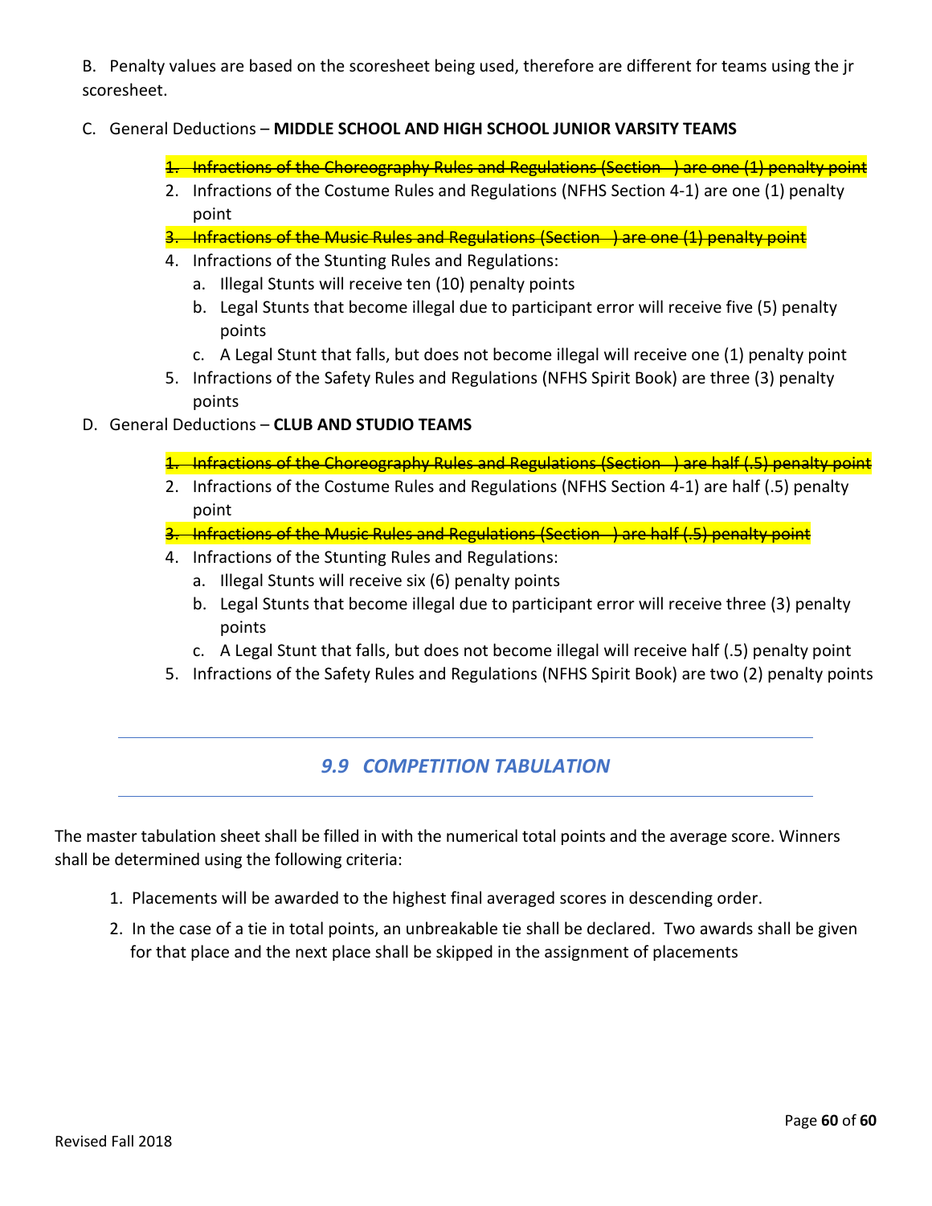B. Penalty values are based on the scoresheet being used, therefore are different for teams using the jr scoresheet.

C. General Deductions – **MIDDLE SCHOOL AND HIGH SCHOOL JUNIOR VARSITY TEAMS**

1. ~~Infractions of the Choreography Rules and Regulations (Section ) are one (1) penalty point~~
2. Infractions of the Costume Rules and Regulations (NFHS Section 4-1) are one (1) penalty point
3. ~~Infractions of the Music Rules and Regulations (Section ) are one (1) penalty point~~
4. Infractions of the Stunting Rules and Regulations:
   a. Illegal Stunts will receive ten (10) penalty points
   b. Legal Stunts that become illegal due to participant error will receive five (5) penalty points
   c. A Legal Stunt that falls, but does not become illegal will receive one (1) penalty point
5. Infractions of the Safety Rules and Regulations (NFHS Spirit Book) are three (3) penalty points

D. General Deductions – **CLUB AND STUDIO TEAMS**

1. ~~Infractions of the Choreography Rules and Regulations (Section ) are half (.5) penalty point~~
2. Infractions of the Costume Rules and Regulations (NFHS Section 4-1) are half (.5) penalty point
3. ~~Infractions of the Music Rules and Regulations (Section ) are half (.5) penalty point~~
4. Infractions of the Stunting Rules and Regulations:
   a. Illegal Stunts will receive six (6) penalty points
   b. Legal Stunts that become illegal due to participant error will receive three (3) penalty points
   c. A Legal Stunt that falls, but does not become illegal will receive half (.5) penalty point
5. Infractions of the Safety Rules and Regulations (NFHS Spirit Book) are two (2) penalty points

## *9.9 COMPETITION TABULATION*

The master tabulation sheet shall be filled in with the numerical total points and the average score. Winners shall be determined using the following criteria:

1. Placements will be awarded to the highest final averaged scores in descending order.
2. In the case of a tie in total points, an unbreakable tie shall be declared. Two awards shall be given for that place and the next place shall be skipped in the assignment of placements

Revised Fall 2018